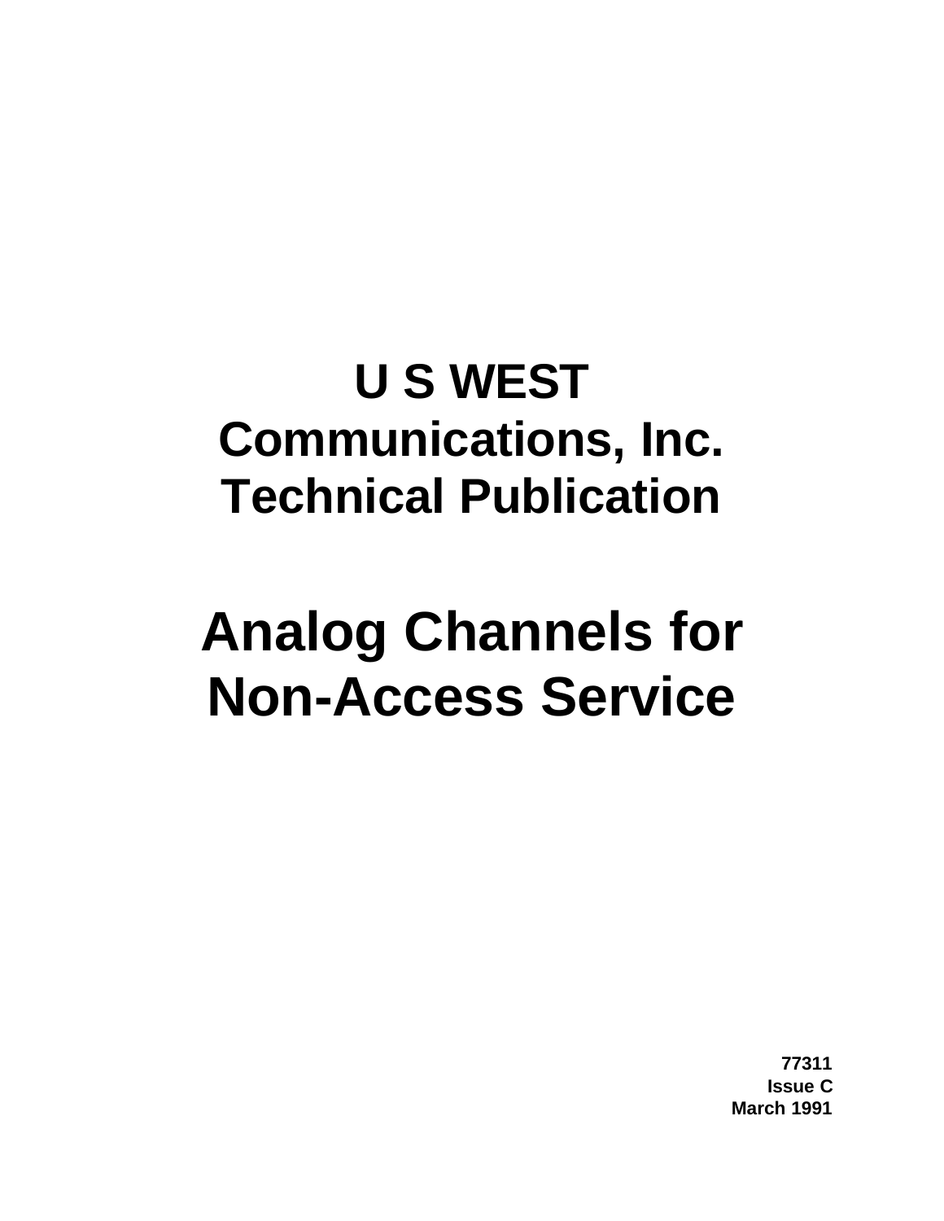# U S WEST Communications, Inc. Technical Publication

# Analog Channels for Non-Access Service

**77311**
**Issue C**
**March 1991**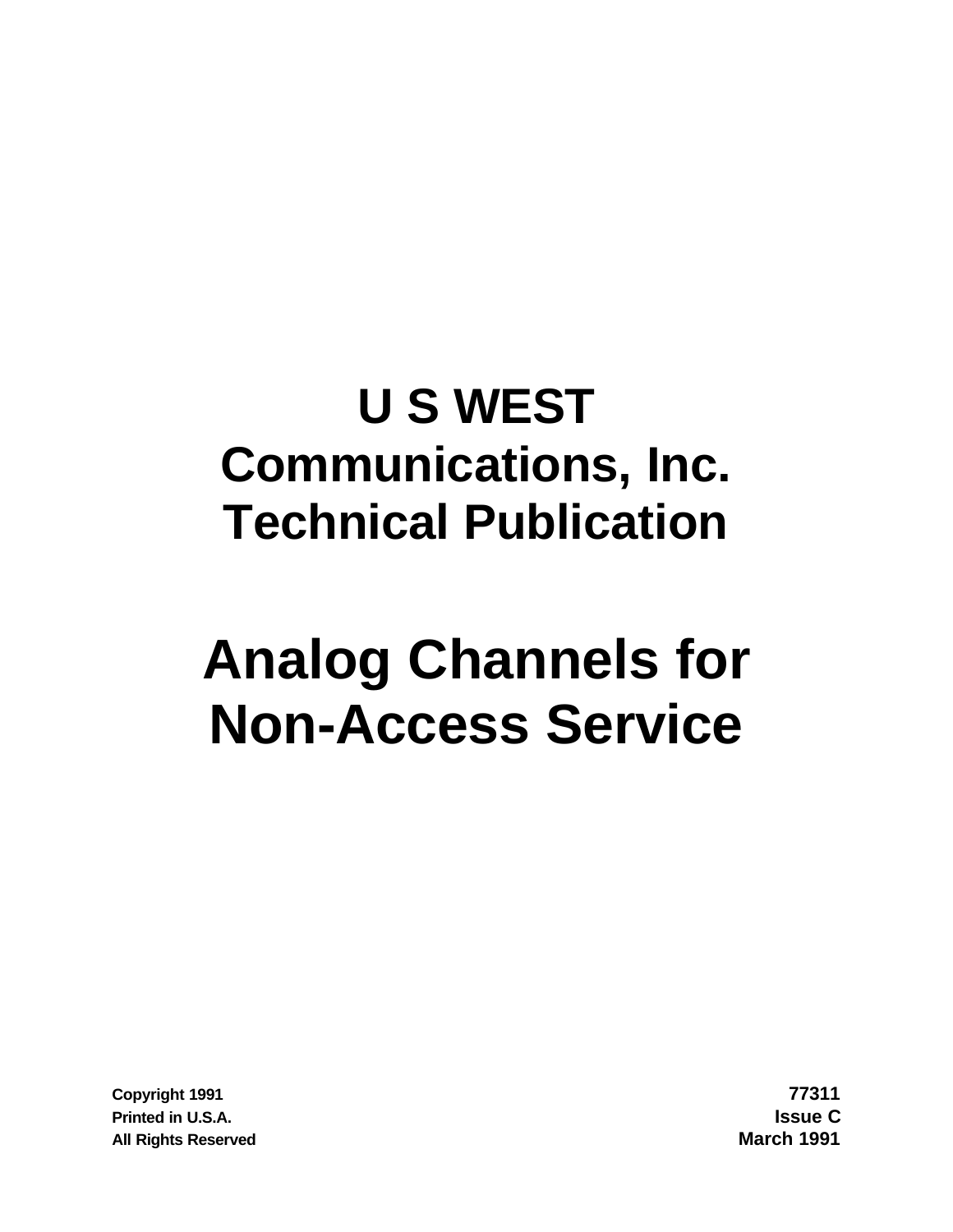# U S WEST Communications, Inc. Technical Publication

# Analog Channels for Non-Access Service

Copyright 1991
Printed in U.S.A.
All Rights Reserved

77311
Issue C
March 1991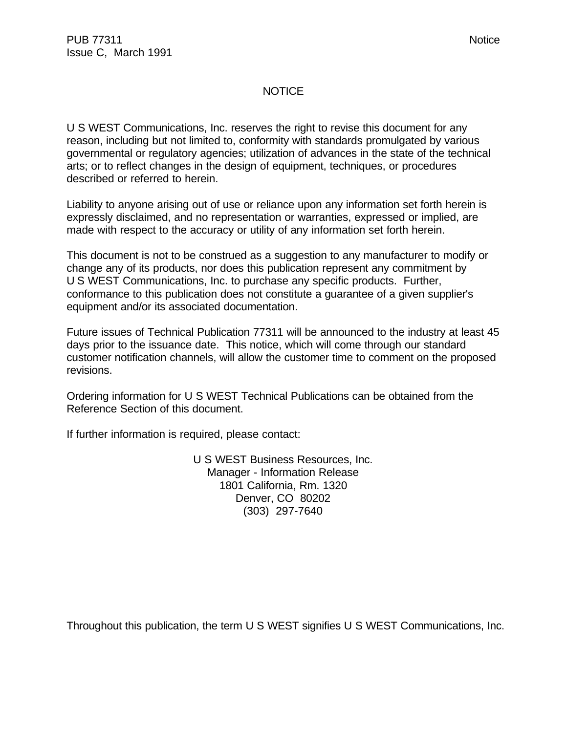# NOTICE

U S WEST Communications, Inc. reserves the right to revise this document for any reason, including but not limited to, conformity with standards promulgated by various governmental or regulatory agencies; utilization of advances in the state of the technical arts; or to reflect changes in the design of equipment, techniques, or procedures described or referred to herein.

Liability to anyone arising out of use or reliance upon any information set forth herein is expressly disclaimed, and no representation or warranties, expressed or implied, are made with respect to the accuracy or utility of any information set forth herein.

This document is not to be construed as a suggestion to any manufacturer to modify or change any of its products, nor does this publication represent any commitment by U S WEST Communications, Inc. to purchase any specific products. Further, conformance to this publication does not constitute a guarantee of a given supplier's equipment and/or its associated documentation.

Future issues of Technical Publication 77311 will be announced to the industry at least 45 days prior to the issuance date. This notice, which will come through our standard customer notification channels, will allow the customer time to comment on the proposed revisions.

Ordering information for U S WEST Technical Publications can be obtained from the Reference Section of this document.

If further information is required, please contact:

U S WEST Business Resources, Inc.
Manager - Information Release
1801 California, Rm. 1320
Denver, CO 80202
(303) 297-7640

Throughout this publication, the term U S WEST signifies U S WEST Communications, Inc.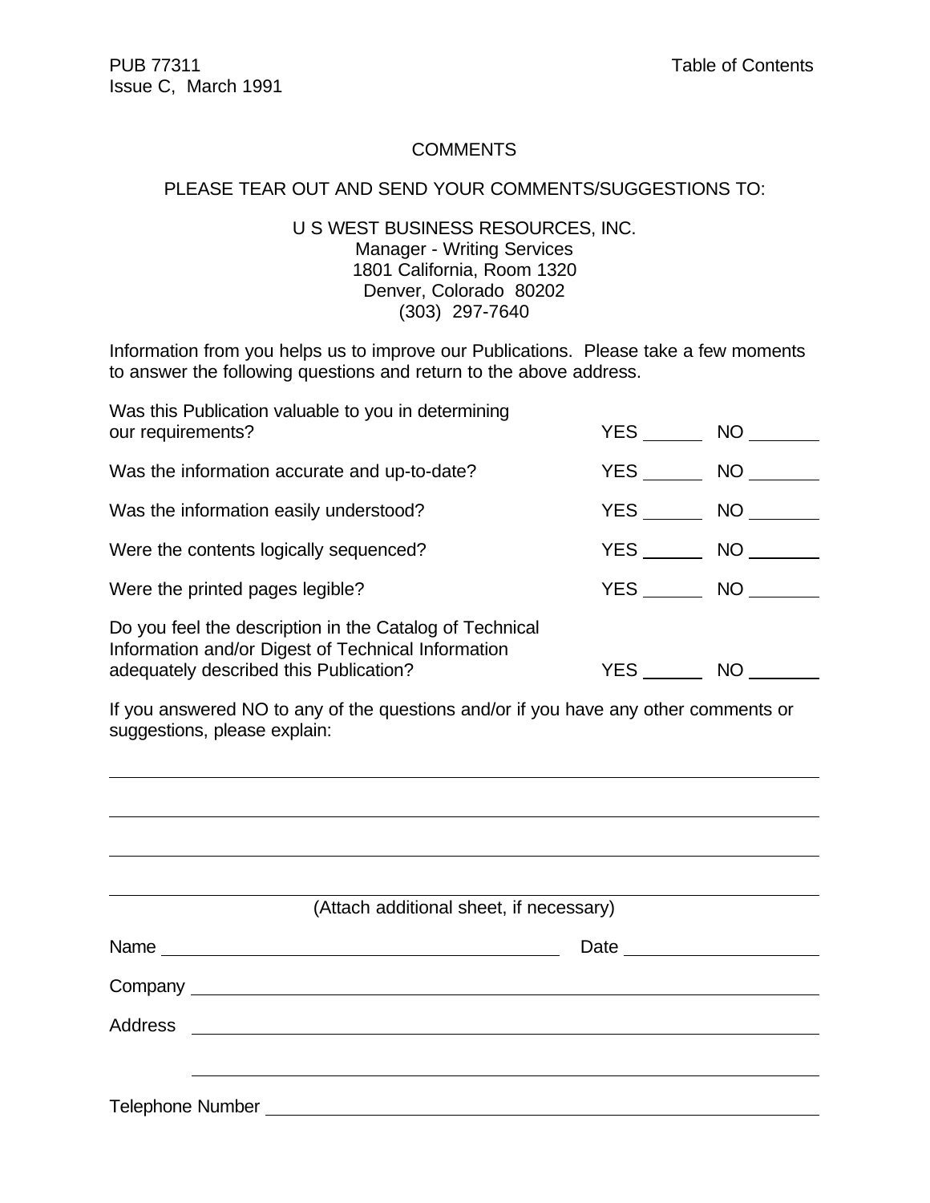# COMMENTS

PLEASE TEAR OUT AND SEND YOUR COMMENTS/SUGGESTIONS TO:

U S WEST BUSINESS RESOURCES, INC.
Manager - Writing Services
1801 California, Room 1320
Denver, Colorado 80202
(303) 297-7640

Information from you helps us to improve our Publications. Please take a few moments to answer the following questions and return to the above address.

| | | |
|---|---|---|
| Was this Publication valuable to you in determining our requirements? | YES ______ | NO _______ |
| Was the information accurate and up-to-date? | YES ______ | NO _______ |
| Was the information easily understood? | YES ______ | NO _______ |
| Were the contents logically sequenced? | YES ______ | NO _______ |
| Were the printed pages legible? | YES ______ | NO _______ |
| Do you feel the description in the Catalog of Technical Information and/or Digest of Technical Information adequately described this Publication? | YES ______ | NO _______ |

If you answered NO to any of the questions and/or if you have any other comments or suggestions, please explain:

________________________________________________________________________

________________________________________________________________________

________________________________________________________________________

________________________________________________________________________

(Attach additional sheet, if necessary)

Name ____________________________________ Date ____________________

Company ________________________________________________________________

Address ________________________________________________________________

________________________________________________________________________

Telephone Number ________________________________________________________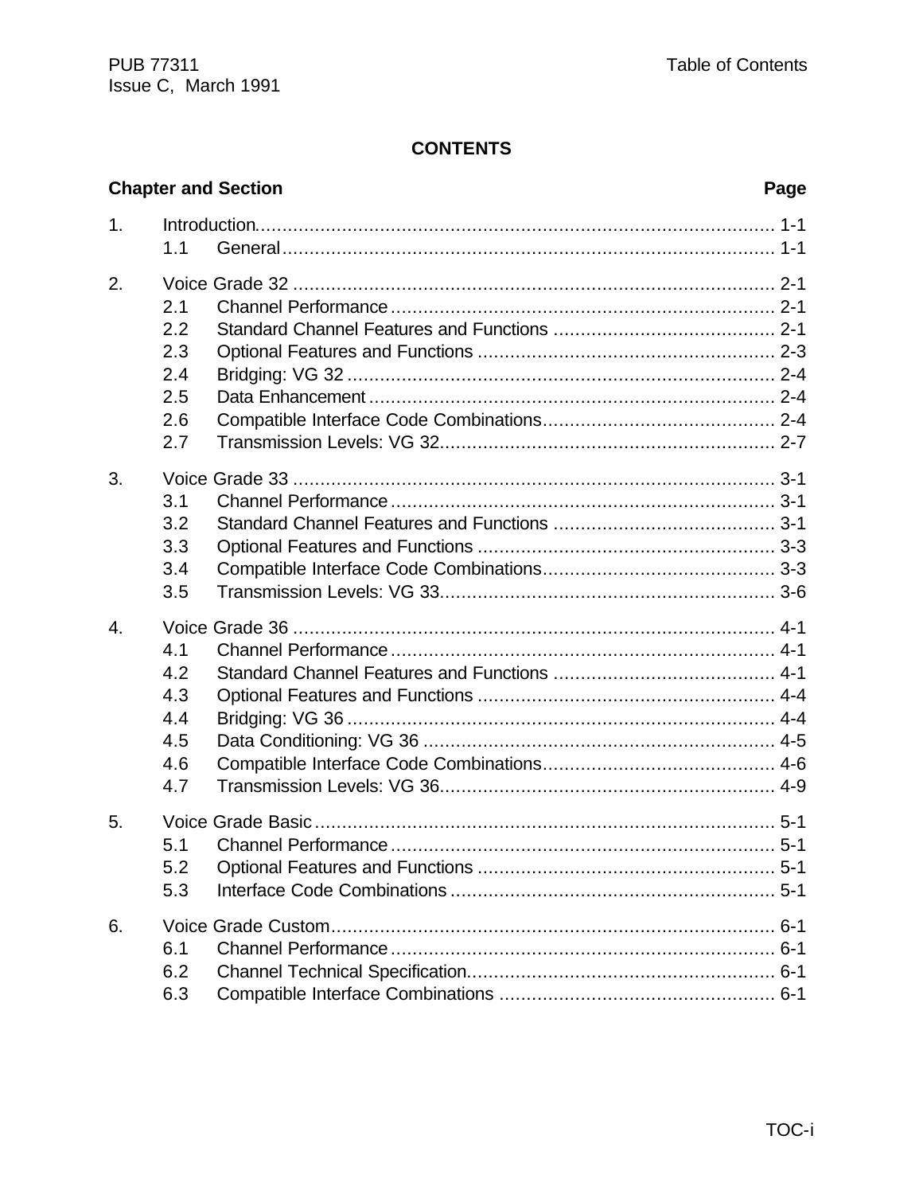**CONTENTS**

| Chapter and Section | | Page |
|---|---|---|
| 1. | Introduction | 1-1 |
| | 1.1 General | 1-1 |
| 2. | Voice Grade 32 | 2-1 |
| | 2.1 Channel Performance | 2-1 |
| | 2.2 Standard Channel Features and Functions | 2-1 |
| | 2.3 Optional Features and Functions | 2-3 |
| | 2.4 Bridging: VG 32 | 2-4 |
| | 2.5 Data Enhancement | 2-4 |
| | 2.6 Compatible Interface Code Combinations | 2-4 |
| | 2.7 Transmission Levels: VG 32 | 2-7 |
| 3. | Voice Grade 33 | 3-1 |
| | 3.1 Channel Performance | 3-1 |
| | 3.2 Standard Channel Features and Functions | 3-1 |
| | 3.3 Optional Features and Functions | 3-3 |
| | 3.4 Compatible Interface Code Combinations | 3-3 |
| | 3.5 Transmission Levels: VG 33 | 3-6 |
| 4. | Voice Grade 36 | 4-1 |
| | 4.1 Channel Performance | 4-1 |
| | 4.2 Standard Channel Features and Functions | 4-1 |
| | 4.3 Optional Features and Functions | 4-4 |
| | 4.4 Bridging: VG 36 | 4-4 |
| | 4.5 Data Conditioning: VG 36 | 4-5 |
| | 4.6 Compatible Interface Code Combinations | 4-6 |
| | 4.7 Transmission Levels: VG 36 | 4-9 |
| 5. | Voice Grade Basic | 5-1 |
| | 5.1 Channel Performance | 5-1 |
| | 5.2 Optional Features and Functions | 5-1 |
| | 5.3 Interface Code Combinations | 5-1 |
| 6. | Voice Grade Custom | 6-1 |
| | 6.1 Channel Performance | 6-1 |
| | 6.2 Channel Technical Specification | 6-1 |
| | 6.3 Compatible Interface Combinations | 6-1 |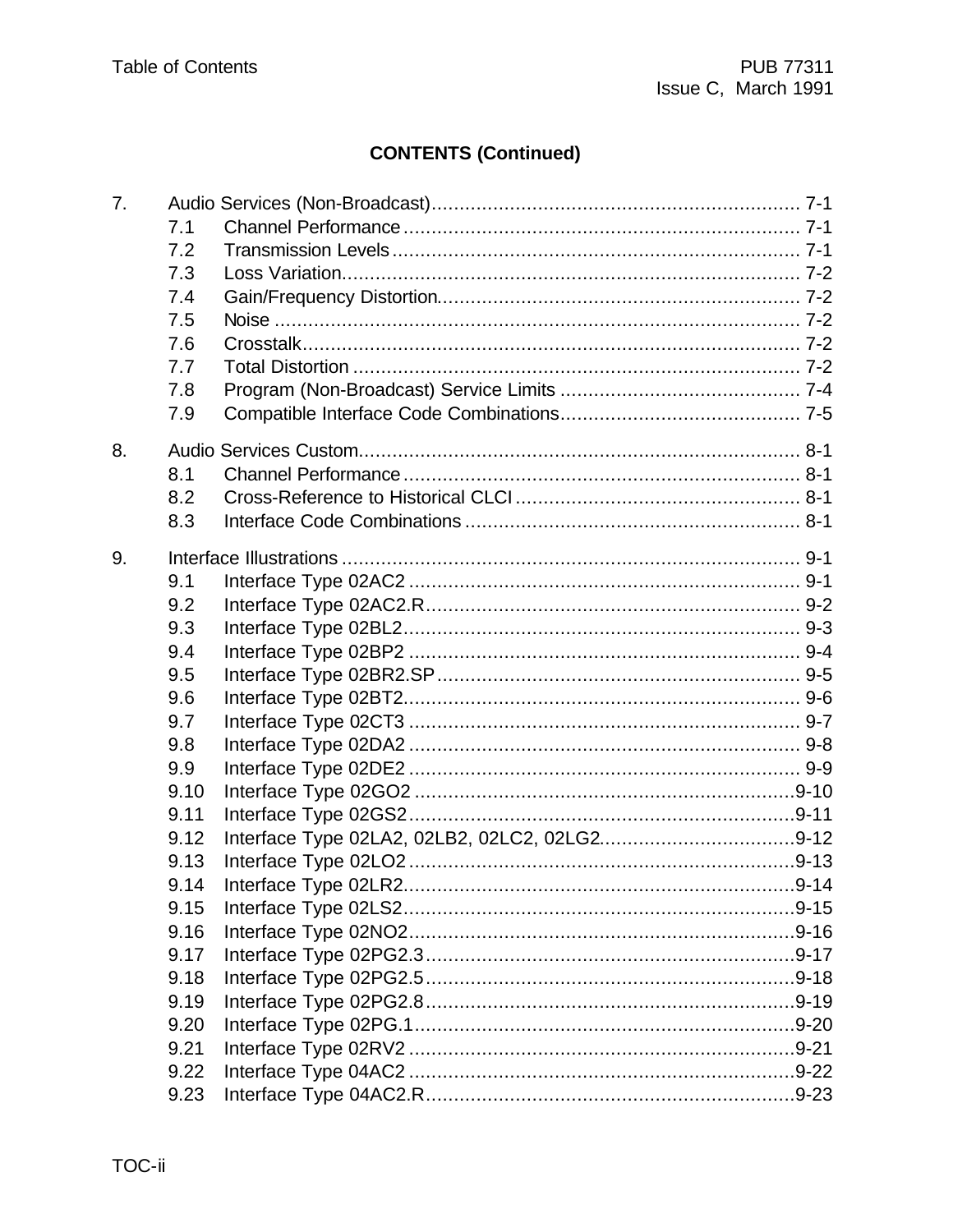**CONTENTS (Continued)**

7. Audio Services (Non-Broadcast) ........ 7-1
   - 7.1 Channel Performance ........ 7-1
   - 7.2 Transmission Levels ........ 7-1
   - 7.3 Loss Variation ........ 7-2
   - 7.4 Gain/Frequency Distortion ........ 7-2
   - 7.5 Noise ........ 7-2
   - 7.6 Crosstalk ........ 7-2
   - 7.7 Total Distortion ........ 7-2
   - 7.8 Program (Non-Broadcast) Service Limits ........ 7-4
   - 7.9 Compatible Interface Code Combinations ........ 7-5

8. Audio Services Custom ........ 8-1
   - 8.1 Channel Performance ........ 8-1
   - 8.2 Cross-Reference to Historical CLCI ........ 8-1
   - 8.3 Interface Code Combinations ........ 8-1

9. Interface Illustrations ........ 9-1
   - 9.1 Interface Type 02AC2 ........ 9-1
   - 9.2 Interface Type 02AC2.R ........ 9-2
   - 9.3 Interface Type 02BL2 ........ 9-3
   - 9.4 Interface Type 02BP2 ........ 9-4
   - 9.5 Interface Type 02BR2.SP ........ 9-5
   - 9.6 Interface Type 02BT2 ........ 9-6
   - 9.7 Interface Type 02CT3 ........ 9-7
   - 9.8 Interface Type 02DA2 ........ 9-8
   - 9.9 Interface Type 02DE2 ........ 9-9
   - 9.10 Interface Type 02GO2 ........ 9-10
   - 9.11 Interface Type 02GS2 ........ 9-11
   - 9.12 Interface Type 02LA2, 02LB2, 02LC2, 02LG2 ........ 9-12
   - 9.13 Interface Type 02LO2 ........ 9-13
   - 9.14 Interface Type 02LR2 ........ 9-14
   - 9.15 Interface Type 02LS2 ........ 9-15
   - 9.16 Interface Type 02NO2 ........ 9-16
   - 9.17 Interface Type 02PG2.3 ........ 9-17
   - 9.18 Interface Type 02PG2.5 ........ 9-18
   - 9.19 Interface Type 02PG2.8 ........ 9-19
   - 9.20 Interface Type 02PG.1 ........ 9-20
   - 9.21 Interface Type 02RV2 ........ 9-21
   - 9.22 Interface Type 04AC2 ........ 9-22
   - 9.23 Interface Type 04AC2.R ........ 9-23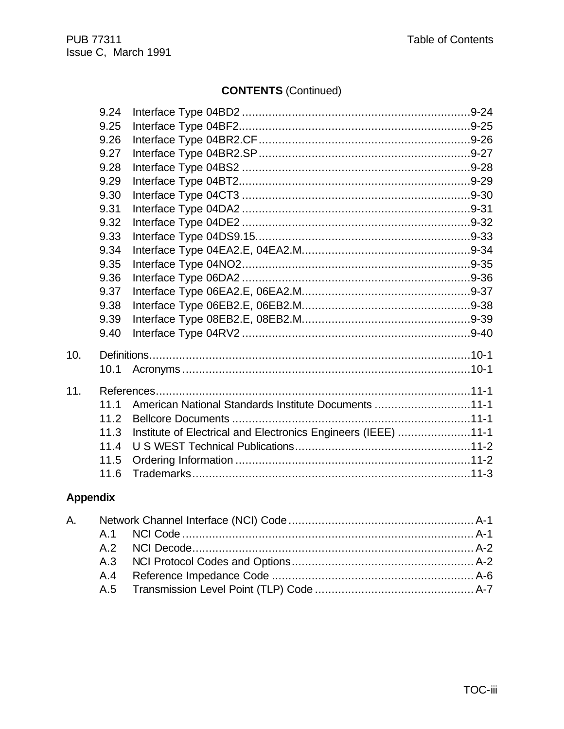**CONTENTS** (Continued)

- 9.24 Interface Type 04BD2 ....................................................................9-24
- 9.25 Interface Type 04BF2.....................................................................9-25
- 9.26 Interface Type 04BR2.CF...............................................................9-26
- 9.27 Interface Type 04BR2.SP...............................................................9-27
- 9.28 Interface Type 04BS2 ....................................................................9-28
- 9.29 Interface Type 04BT2.....................................................................9-29
- 9.30 Interface Type 04CT3 ....................................................................9-30
- 9.31 Interface Type 04DA2 ....................................................................9-31
- 9.32 Interface Type 04DE2 ....................................................................9-32
- 9.33 Interface Type 04DS9.15................................................................9-33
- 9.34 Interface Type 04EA2.E, 04EA2.M..................................................9-34
- 9.35 Interface Type 04NO2....................................................................9-35
- 9.36 Interface Type 06DA2 ....................................................................9-36
- 9.37 Interface Type 06EA2.E, 06EA2.M..................................................9-37
- 9.38 Interface Type 06EB2.E, 06EB2.M..................................................9-38
- 9.39 Interface Type 08EB2.E, 08EB2.M..................................................9-39
- 9.40 Interface Type 04RV2 ....................................................................9-40

10. Definitions................................................................................................10-1
    - 10.1 Acronyms ......................................................................................10-1

11. References..............................................................................................11-1
    - 11.1 American National Standards Institute Documents ............................11-1
    - 11.2 Bellcore Documents .......................................................................11-1
    - 11.3 Institute of Electrical and Electronics Engineers (IEEE) ......................11-1
    - 11.4 U S WEST Technical Publications....................................................11-2
    - 11.5 Ordering Information ......................................................................11-2
    - 11.6 Trademarks...................................................................................11-3

**Appendix**

A. Network Channel Interface (NCI) Code....................................................... A-1
   - A.1 NCI Code ...................................................................................... A-1
   - A.2 NCI Decode.................................................................................... A-2
   - A.3 NCI Protocol Codes and Options...................................................... A-2
   - A.4 Reference Impedance Code ............................................................ A-6
   - A.5 Transmission Level Point (TLP) Code ............................................... A-7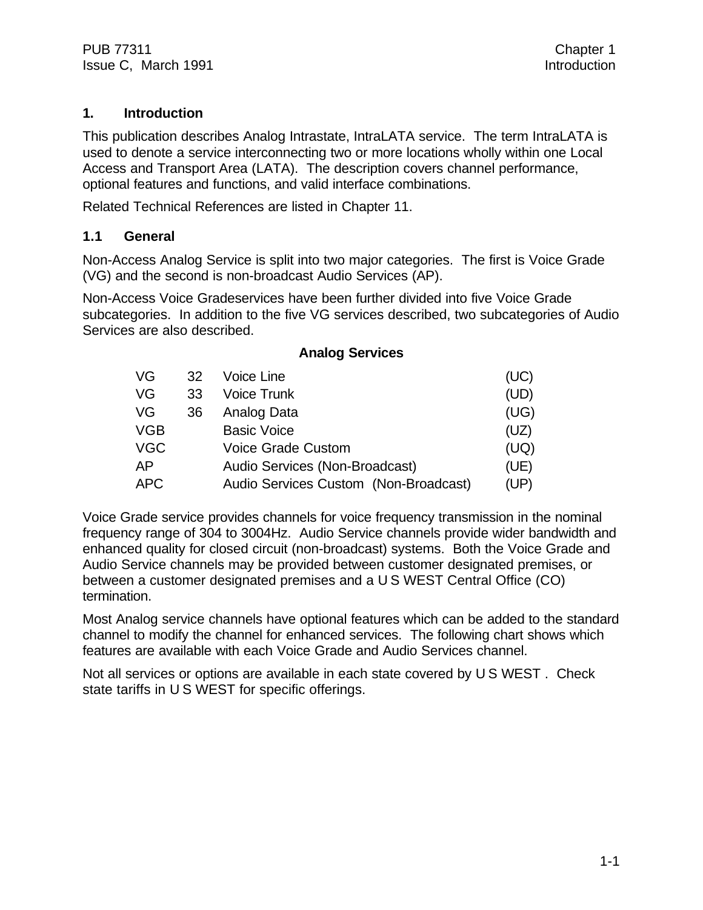# 1. Introduction

This publication describes Analog Intrastate, IntraLATA service. The term IntraLATA is used to denote a service interconnecting two or more locations wholly within one Local Access and Transport Area (LATA). The description covers channel performance, optional features and functions, and valid interface combinations.

Related Technical References are listed in Chapter 11.

## 1.1 General

Non-Access Analog Service is split into two major categories. The first is Voice Grade (VG) and the second is non-broadcast Audio Services (AP).

Non-Access Voice Gradeservices have been further divided into five Voice Grade subcategories. In addition to the five VG services described, two subcategories of Audio Services are also described.

**Analog Services**

| | | | |
|---|---|---|---|
| VG | 32 | Voice Line | (UC) |
| VG | 33 | Voice Trunk | (UD) |
| VG | 36 | Analog Data | (UG) |
| VGB | | Basic Voice | (UZ) |
| VGC | | Voice Grade Custom | (UQ) |
| AP | | Audio Services (Non-Broadcast) | (UE) |
| APC | | Audio Services Custom (Non-Broadcast) | (UP) |

Voice Grade service provides channels for voice frequency transmission in the nominal frequency range of 304 to 3004Hz. Audio Service channels provide wider bandwidth and enhanced quality for closed circuit (non-broadcast) systems. Both the Voice Grade and Audio Service channels may be provided between customer designated premises, or between a customer designated premises and a U S WEST Central Office (CO) termination.

Most Analog service channels have optional features which can be added to the standard channel to modify the channel for enhanced services. The following chart shows which features are available with each Voice Grade and Audio Services channel.

Not all services or options are available in each state covered by U S WEST . Check state tariffs in U S WEST for specific offerings.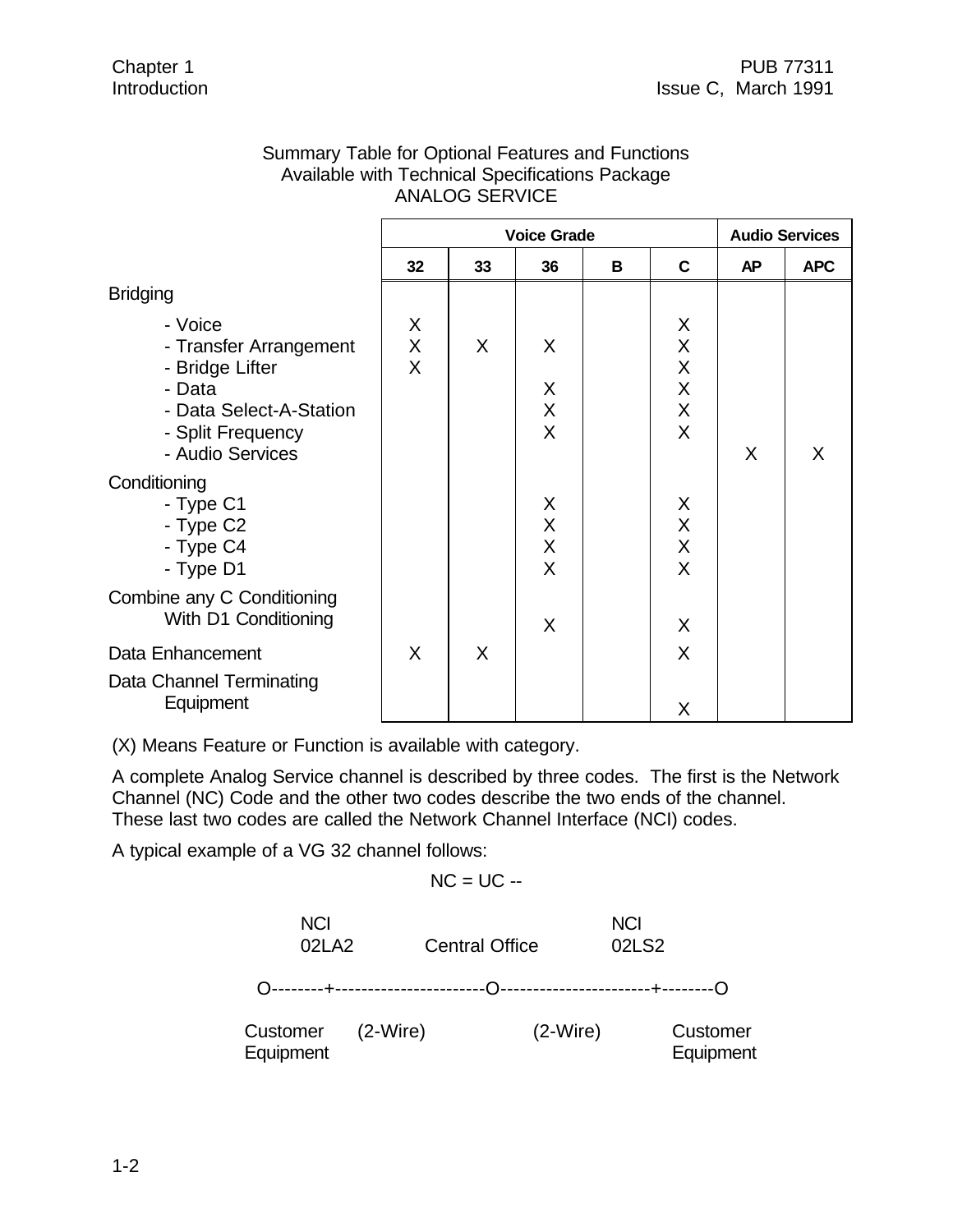Summary Table for Optional Features and Functions
Available with Technical Specifications Package
ANALOG SERVICE

| | Voice Grade | | | | | Audio Services | |
|---|---|---|---|---|---|---|---|
| | 32 | 33 | 36 | B | C | AP | APC |
| Bridging | | | | | | | |
| - Voice | X | | | | X | | |
| - Transfer Arrangement | X | X | X | | X | | |
| - Bridge Lifter | X | | | | X | | |
| - Data | | | X | | X | | |
| - Data Select-A-Station | | | X | | X | | |
| - Split Frequency | | | X | | X | | |
| - Audio Services | | | | | | X | X |
| Conditioning | | | | | | | |
| - Type C1 | | | X | | X | | |
| - Type C2 | | | X | | X | | |
| - Type C4 | | | X | | X | | |
| - Type D1 | | | X | | X | | |
| Combine any C Conditioning With D1 Conditioning | | | X | | X | | |
| Data Enhancement | X | X | | | X | | |
| Data Channel Terminating Equipment | | | | | X | | |

(X) Means Feature or Function is available with category.

A complete Analog Service channel is described by three codes. The first is the Network Channel (NC) Code and the other two codes describe the two ends of the channel. These last two codes are called the Network Channel Interface (NCI) codes.

A typical example of a VG 32 channel follows:

```
                              NC = UC --

            NCI                                  NCI
            02LA2        Central Office          02LS2

   O--------+-----------------------O-----------------------+--------O

  Customer      (2-Wire)              (2-Wire)            Customer
  Equipment                                               Equipment
```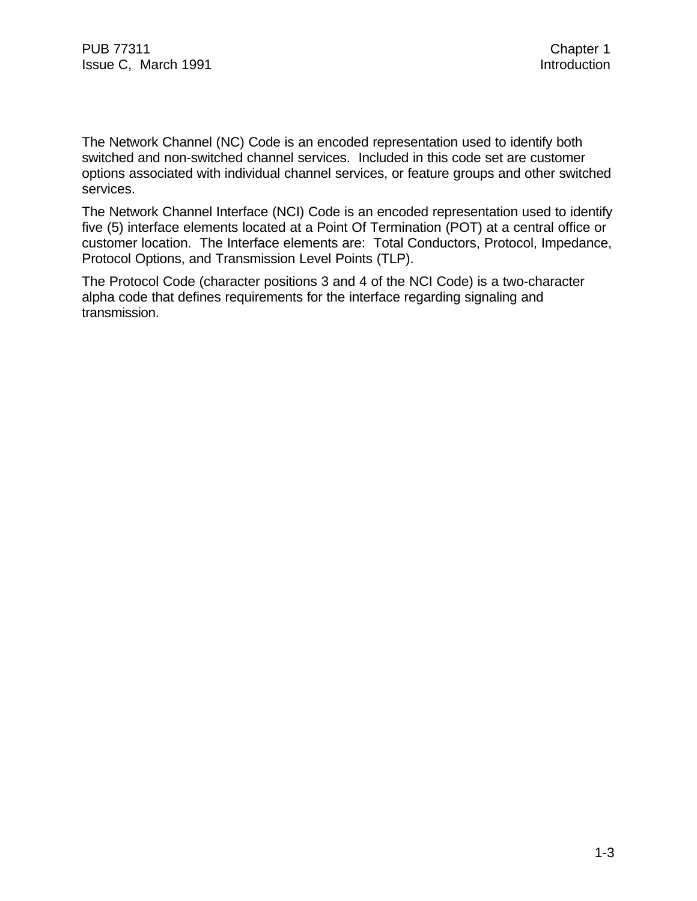The Network Channel (NC) Code is an encoded representation used to identify both switched and non-switched channel services. Included in this code set are customer options associated with individual channel services, or feature groups and other switched services.

The Network Channel Interface (NCI) Code is an encoded representation used to identify five (5) interface elements located at a Point Of Termination (POT) at a central office or customer location. The Interface elements are: Total Conductors, Protocol, Impedance, Protocol Options, and Transmission Level Points (TLP).

The Protocol Code (character positions 3 and 4 of the NCI Code) is a two-character alpha code that defines requirements for the interface regarding signaling and transmission.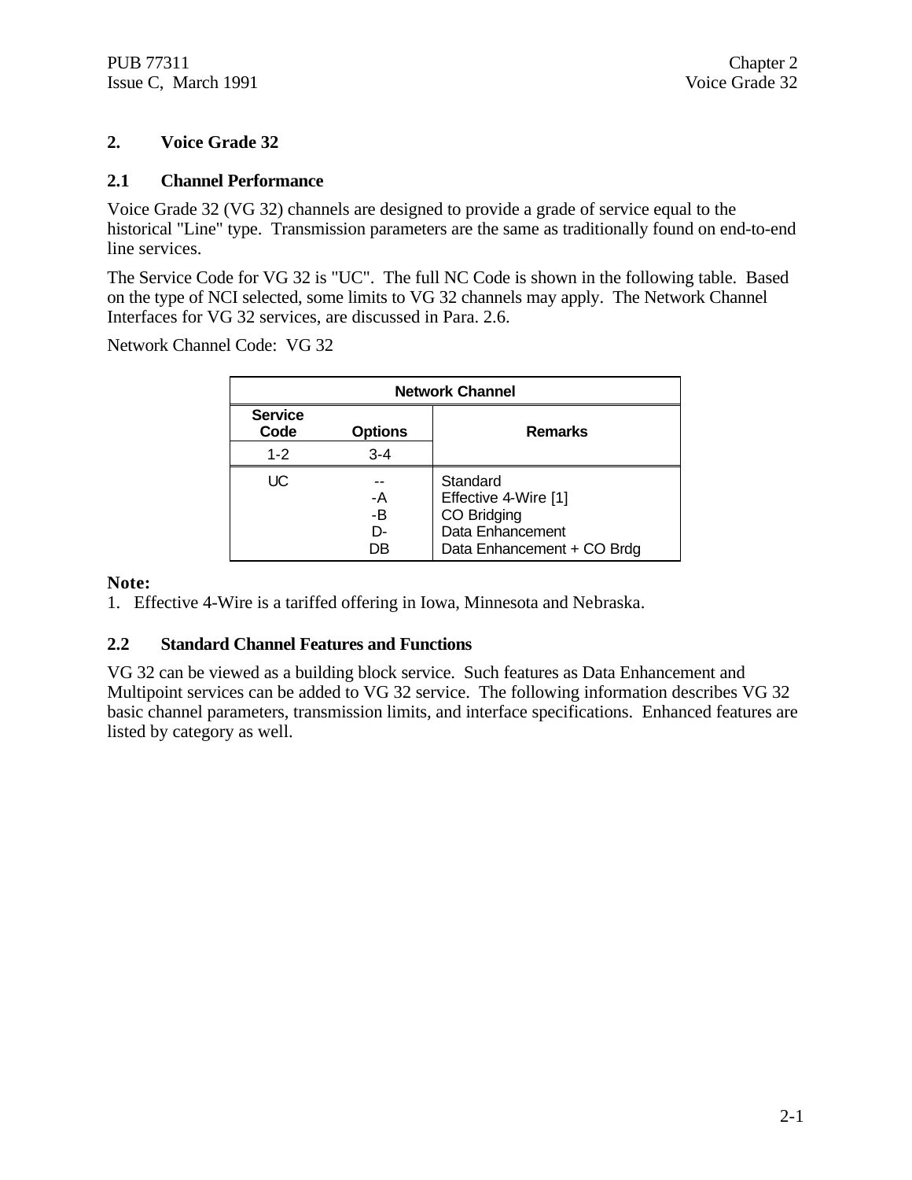## 2. Voice Grade 32

### 2.1 Channel Performance

Voice Grade 32 (VG 32) channels are designed to provide a grade of service equal to the historical "Line" type. Transmission parameters are the same as traditionally found on end-to-end line services.

The Service Code for VG 32 is "UC". The full NC Code is shown in the following table. Based on the type of NCI selected, some limits to VG 32 channels may apply. The Network Channel Interfaces for VG 32 services, are discussed in Para. 2.6.

Network Channel Code: VG 32

| **Network Channel** | | |
|---|---|---|
| **Service Code** | **Options** | **Remarks** |
| 1-2 | 3-4 | |
| UC | -- | Standard |
| | -A | Effective 4-Wire [1] |
| | -B | CO Bridging |
| | D- | Data Enhancement |
| | DB | Data Enhancement + CO Brdg |

**Note:**

1. Effective 4-Wire is a tariffed offering in Iowa, Minnesota and Nebraska.

### 2.2 Standard Channel Features and Functions

VG 32 can be viewed as a building block service. Such features as Data Enhancement and Multipoint services can be added to VG 32 service. The following information describes VG 32 basic channel parameters, transmission limits, and interface specifications. Enhanced features are listed by category as well.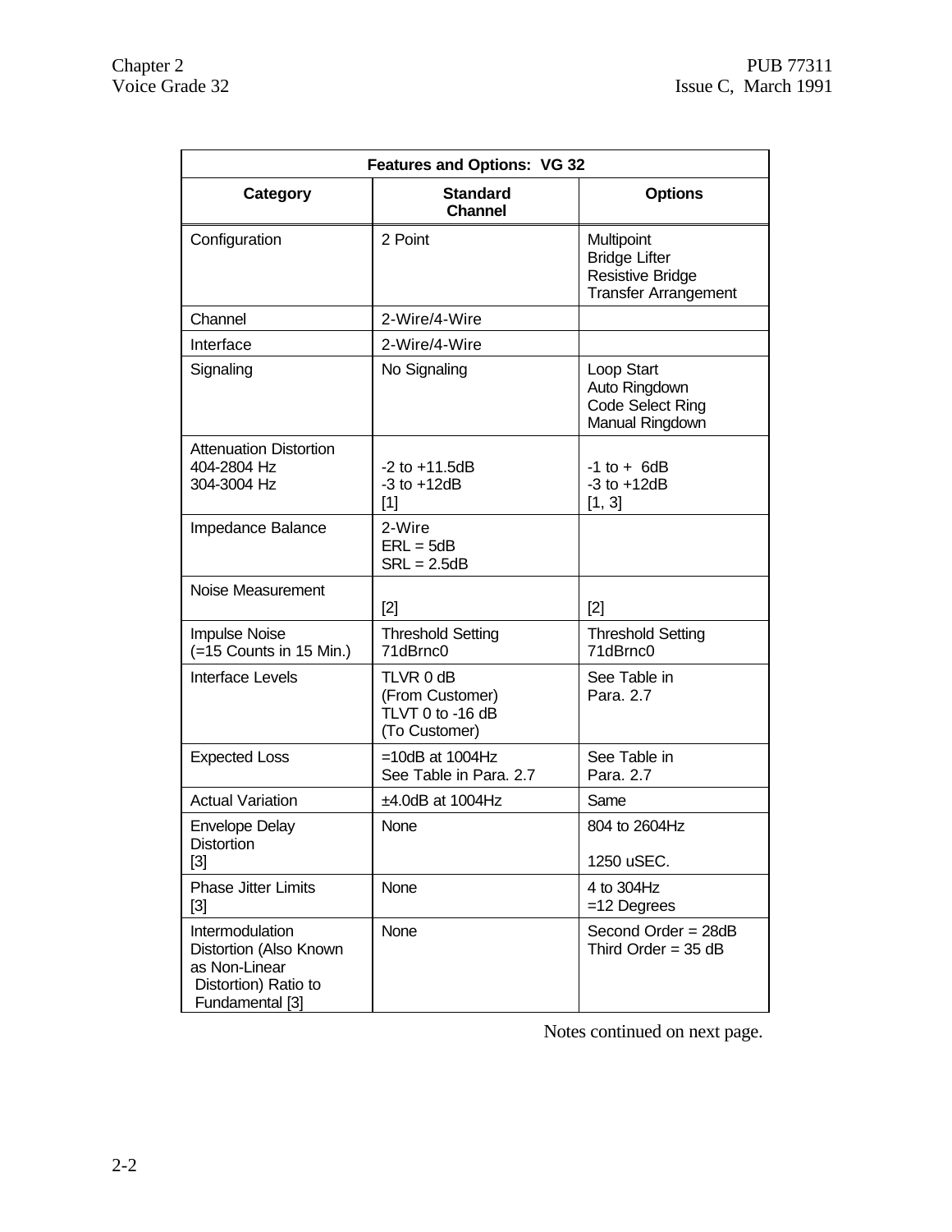| Features and Options: VG 32 | | |
|---|---|---|
| **Category** | **Standard Channel** | **Options** |
| Configuration | 2 Point | Multipoint<br>Bridge Lifter<br>Resistive Bridge<br>Transfer Arrangement |
| Channel | 2-Wire/4-Wire | |
| Interface | 2-Wire/4-Wire | |
| Signaling | No Signaling | Loop Start<br>Auto Ringdown<br>Code Select Ring<br>Manual Ringdown |
| Attenuation Distortion<br>404-2804 Hz<br>304-3004 Hz | <br>-2 to +11.5dB<br>-3 to +12dB<br>[1] | <br>-1 to + 6dB<br>-3 to +12dB<br>[1, 3] |
| Impedance Balance | 2-Wire<br>ERL = 5dB<br>SRL = 2.5dB | |
| Noise Measurement | [2] | [2] |
| Impulse Noise<br>(=15 Counts in 15 Min.) | Threshold Setting<br>71dBrnc0 | Threshold Setting<br>71dBrnc0 |
| Interface Levels | TLVR 0 dB<br>(From Customer)<br>TLVT 0 to -16 dB<br>(To Customer) | See Table in<br>Para. 2.7 |
| Expected Loss | =10dB at 1004Hz<br>See Table in Para. 2.7 | See Table in<br>Para. 2.7 |
| Actual Variation | ±4.0dB at 1004Hz | Same |
| Envelope Delay Distortion<br>[3] | None | 804 to 2604Hz<br><br>1250 uSEC. |
| Phase Jitter Limits<br>[3] | None | 4 to 304Hz<br>=12 Degrees |
| Intermodulation Distortion (Also Known as Non-Linear Distortion) Ratio to Fundamental [3] | None | Second Order = 28dB<br>Third Order = 35 dB |

Notes continued on next page.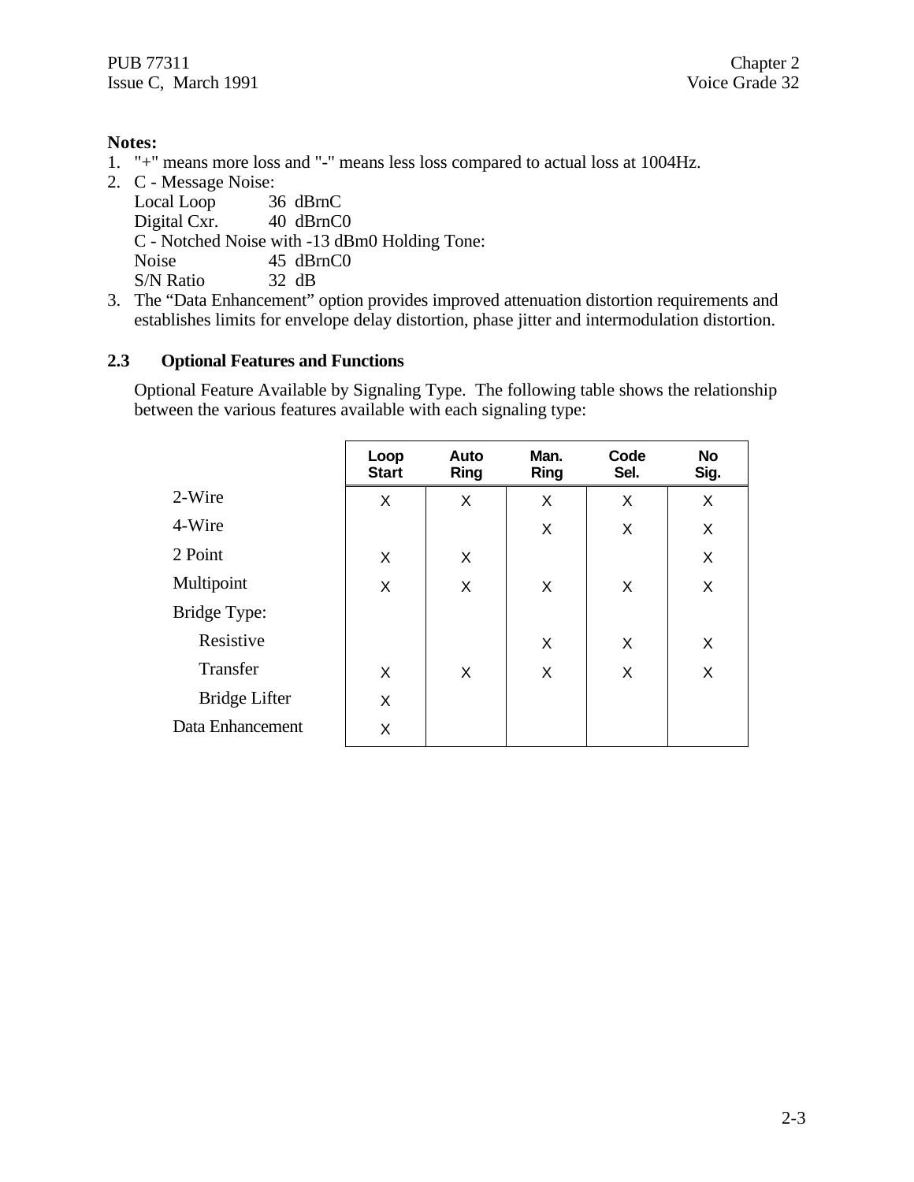**Notes:**

1. "+" means more loss and "-" means less loss compared to actual loss at 1004Hz.
2. C - Message Noise:
   Local Loop 36 dBrnC
   Digital Cxr. 40 dBrnC0
   C - Notched Noise with -13 dBm0 Holding Tone:
   Noise 45 dBrnC0
   S/N Ratio 32 dB
3. The "Data Enhancement" option provides improved attenuation distortion requirements and establishes limits for envelope delay distortion, phase jitter and intermodulation distortion.

## 2.3 Optional Features and Functions

Optional Feature Available by Signaling Type. The following table shows the relationship between the various features available with each signaling type:

| | Loop Start | Auto Ring | Man. Ring | Code Sel. | No Sig. |
|---|---|---|---|---|---|
| 2-Wire | X | X | X | X | X |
| 4-Wire | | | X | X | X |
| 2 Point | X | X | | | X |
| Multipoint | X | X | X | X | X |
| Bridge Type: | | | | | |
| Resistive | | | X | X | X |
| Transfer | X | X | X | X | X |
| Bridge Lifter | X | | | | |
| Data Enhancement | X | | | | |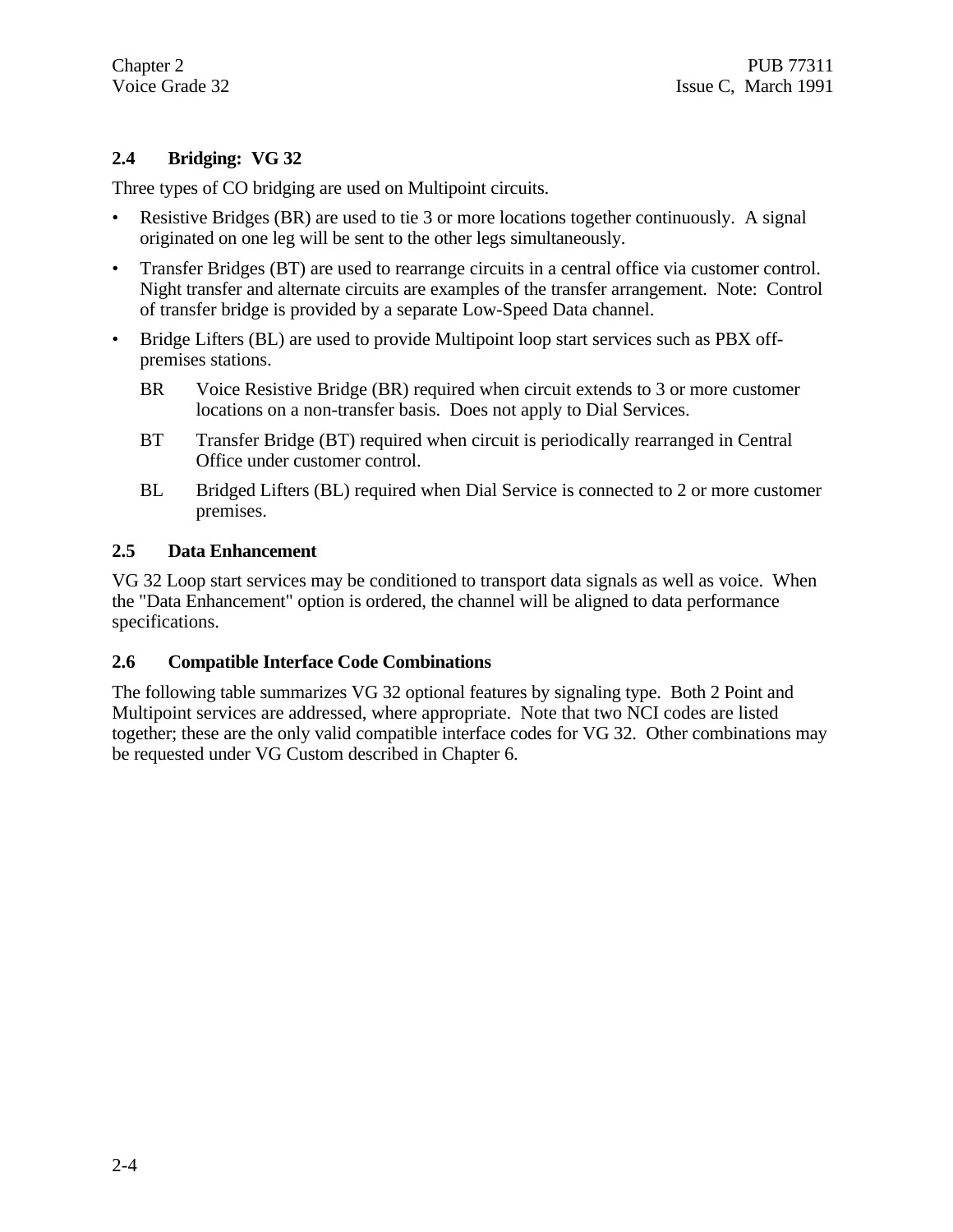## 2.4 Bridging: VG 32

Three types of CO bridging are used on Multipoint circuits.

- Resistive Bridges (BR) are used to tie 3 or more locations together continuously. A signal originated on one leg will be sent to the other legs simultaneously.
- Transfer Bridges (BT) are used to rearrange circuits in a central office via customer control. Night transfer and alternate circuits are examples of the transfer arrangement. Note: Control of transfer bridge is provided by a separate Low-Speed Data channel.
- Bridge Lifters (BL) are used to provide Multipoint loop start services such as PBX off-premises stations.

  BR Voice Resistive Bridge (BR) required when circuit extends to 3 or more customer locations on a non-transfer basis. Does not apply to Dial Services.

  BT Transfer Bridge (BT) required when circuit is periodically rearranged in Central Office under customer control.

  BL Bridged Lifters (BL) required when Dial Service is connected to 2 or more customer premises.

## 2.5 Data Enhancement

VG 32 Loop start services may be conditioned to transport data signals as well as voice. When the "Data Enhancement" option is ordered, the channel will be aligned to data performance specifications.

## 2.6 Compatible Interface Code Combinations

The following table summarizes VG 32 optional features by signaling type. Both 2 Point and Multipoint services are addressed, where appropriate. Note that two NCI codes are listed together; these are the only valid compatible interface codes for VG 32. Other combinations may be requested under VG Custom described in Chapter 6.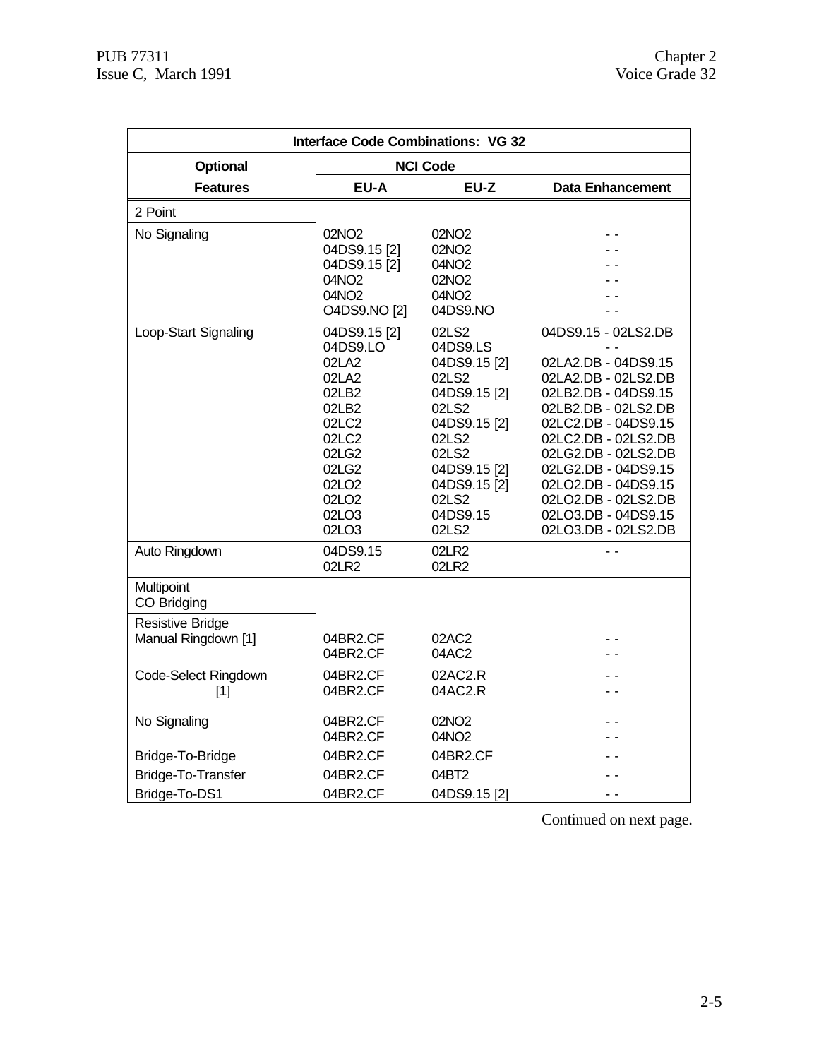| Interface Code Combinations: VG 32 | | | |
|---|---|---|---|
| **Optional** | **NCI Code** | | |
| **Features** | **EU-A** | **EU-Z** | **Data Enhancement** |
| 2 Point | | | |
| No Signaling | 02NO2 | 02NO2 | - - |
| | 04DS9.15 [2] | 02NO2 | - - |
| | 04DS9.15 [2] | 04NO2 | - - |
| | 04NO2 | 02NO2 | - - |
| | 04NO2 | 04NO2 | - - |
| | O4DS9.NO [2] | 04DS9.NO | - - |
| Loop-Start Signaling | 04DS9.15 [2] | 02LS2 | 04DS9.15 - 02LS2.DB |
| | 04DS9.LO | 04DS9.LS | - - |
| | 02LA2 | 04DS9.15 [2] | 02LA2.DB - 04DS9.15 |
| | 02LA2 | 02LS2 | 02LA2.DB - 02LS2.DB |
| | 02LB2 | 04DS9.15 [2] | 02LB2.DB - 04DS9.15 |
| | 02LB2 | 02LS2 | 02LB2.DB - 02LS2.DB |
| | 02LC2 | 04DS9.15 [2] | 02LC2.DB - 04DS9.15 |
| | 02LC2 | 02LS2 | 02LC2.DB - 02LS2.DB |
| | 02LG2 | 02LS2 | 02LG2.DB - 02LS2.DB |
| | 02LG2 | 04DS9.15 [2] | 02LG2.DB - 04DS9.15 |
| | 02LO2 | 04DS9.15 [2] | 02LO2.DB - 04DS9.15 |
| | 02LO2 | 02LS2 | 02LO2.DB - 02LS2.DB |
| | 02LO3 | 04DS9.15 | 02LO3.DB - 04DS9.15 |
| | 02LO3 | 02LS2 | 02LO3.DB - 02LS2.DB |
| Auto Ringdown | 04DS9.15 | 02LR2 | - - |
| | 02LR2 | 02LR2 | |
| Multipoint CO Bridging | | | |
| Resistive Bridge Manual Ringdown [1] | 04BR2.CF | 02AC2 | - - |
| | 04BR2.CF | 04AC2 | - - |
| Code-Select Ringdown [1] | 04BR2.CF | 02AC2.R | - - |
| | 04BR2.CF | 04AC2.R | - - |
| No Signaling | 04BR2.CF | 02NO2 | - - |
| | 04BR2.CF | 04NO2 | - - |
| Bridge-To-Bridge | 04BR2.CF | 04BR2.CF | - - |
| Bridge-To-Transfer | 04BR2.CF | 04BT2 | - - |
| Bridge-To-DS1 | 04BR2.CF | 04DS9.15 [2] | - - |

Continued on next page.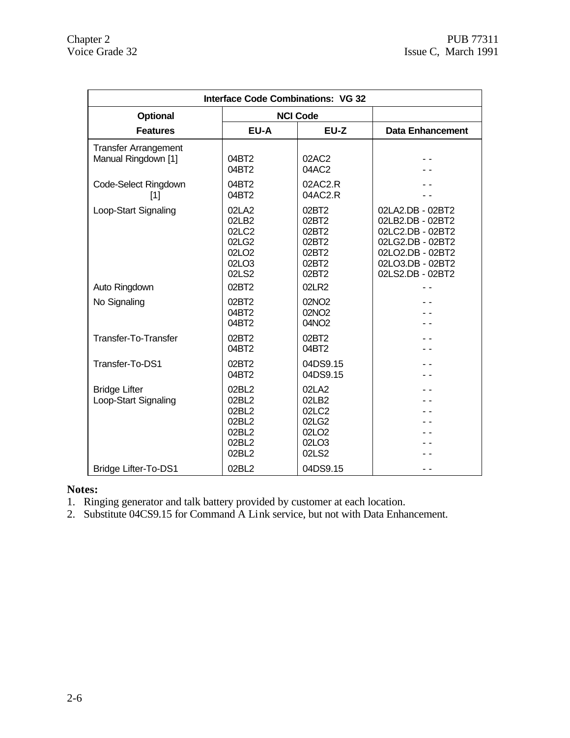| Interface Code Combinations: VG 32 | | | |
|---|---|---|---|
| **Optional** | **NCI Code** | | |
| **Features** | **EU-A** | **EU-Z** | **Data Enhancement** |
| Transfer Arrangement Manual Ringdown [1] | 04BT2 | 02AC2 | - - |
| | 04BT2 | 04AC2 | - - |
| Code-Select Ringdown [1] | 04BT2 | 02AC2.R | - - |
| | 04BT2 | 04AC2.R | - - |
| Loop-Start Signaling | 02LA2 | 02BT2 | 02LA2.DB - 02BT2 |
| | 02LB2 | 02BT2 | 02LB2.DB - 02BT2 |
| | 02LC2 | 02BT2 | 02LC2.DB - 02BT2 |
| | 02LG2 | 02BT2 | 02LG2.DB - 02BT2 |
| | 02LO2 | 02BT2 | 02LO2.DB - 02BT2 |
| | 02LO3 | 02BT2 | 02LO3.DB - 02BT2 |
| | 02LS2 | 02BT2 | 02LS2.DB - 02BT2 |
| Auto Ringdown | 02BT2 | 02LR2 | - - |
| No Signaling | 02BT2 | 02NO2 | - - |
| | 04BT2 | 02NO2 | - - |
| | 04BT2 | 04NO2 | - - |
| Transfer-To-Transfer | 02BT2 | 02BT2 | - - |
| | 04BT2 | 04BT2 | - - |
| Transfer-To-DS1 | 02BT2 | 04DS9.15 | - - |
| | 04BT2 | 04DS9.15 | - - |
| Bridge Lifter Loop-Start Signaling | 02BL2 | 02LA2 | - - |
| | 02BL2 | 02LB2 | - - |
| | 02BL2 | 02LC2 | - - |
| | 02BL2 | 02LG2 | - - |
| | 02BL2 | 02LO2 | - - |
| | 02BL2 | 02LO3 | - - |
| | 02BL2 | 02LS2 | - - |
| Bridge Lifter-To-DS1 | 02BL2 | 04DS9.15 | - - |

**Notes:**

1. Ringing generator and talk battery provided by customer at each location.
2. Substitute 04CS9.15 for Command A Link service, but not with Data Enhancement.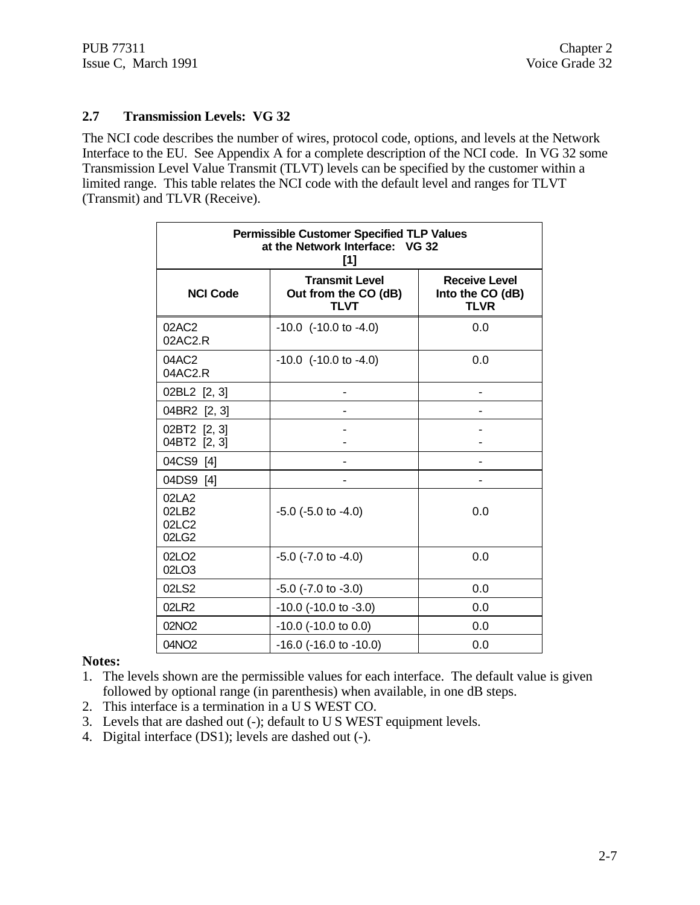## 2.7 Transmission Levels: VG 32

The NCI code describes the number of wires, protocol code, options, and levels at the Network Interface to the EU. See Appendix A for a complete description of the NCI code. In VG 32 some Transmission Level Value Transmit (TLVT) levels can be specified by the customer within a limited range. This table relates the NCI code with the default level and ranges for TLVT (Transmit) and TLVR (Receive).

**Permissible Customer Specified TLP Values at the Network Interface: VG 32 [1]**

| NCI Code | Transmit Level Out from the CO (dB) TLVT | Receive Level Into the CO (dB) TLVR |
|---|---|---|
| 02AC2<br>02AC2.R | -10.0 (-10.0 to -4.0) | 0.0 |
| 04AC2<br>04AC2.R | -10.0 (-10.0 to -4.0) | 0.0 |
| 02BL2 [2, 3] | - | - |
| 04BR2 [2, 3] | - | - |
| 02BT2 [2, 3]<br>04BT2 [2, 3] | -<br>- | -<br>- |
| 04CS9 [4] | - | - |
| 04DS9 [4] | - | - |
| 02LA2<br>02LB2<br>02LC2<br>02LG2 | -5.0 (-5.0 to -4.0) | 0.0 |
| 02LO2<br>02LO3 | -5.0 (-7.0 to -4.0) | 0.0 |
| 02LS2 | -5.0 (-7.0 to -3.0) | 0.0 |
| 02LR2 | -10.0 (-10.0 to -3.0) | 0.0 |
| 02NO2 | -10.0 (-10.0 to 0.0) | 0.0 |
| 04NO2 | -16.0 (-16.0 to -10.0) | 0.0 |

**Notes:**

1. The levels shown are the permissible values for each interface. The default value is given followed by optional range (in parenthesis) when available, in one dB steps.
2. This interface is a termination in a U S WEST CO.
3. Levels that are dashed out (-); default to U S WEST equipment levels.
4. Digital interface (DS1); levels are dashed out (-).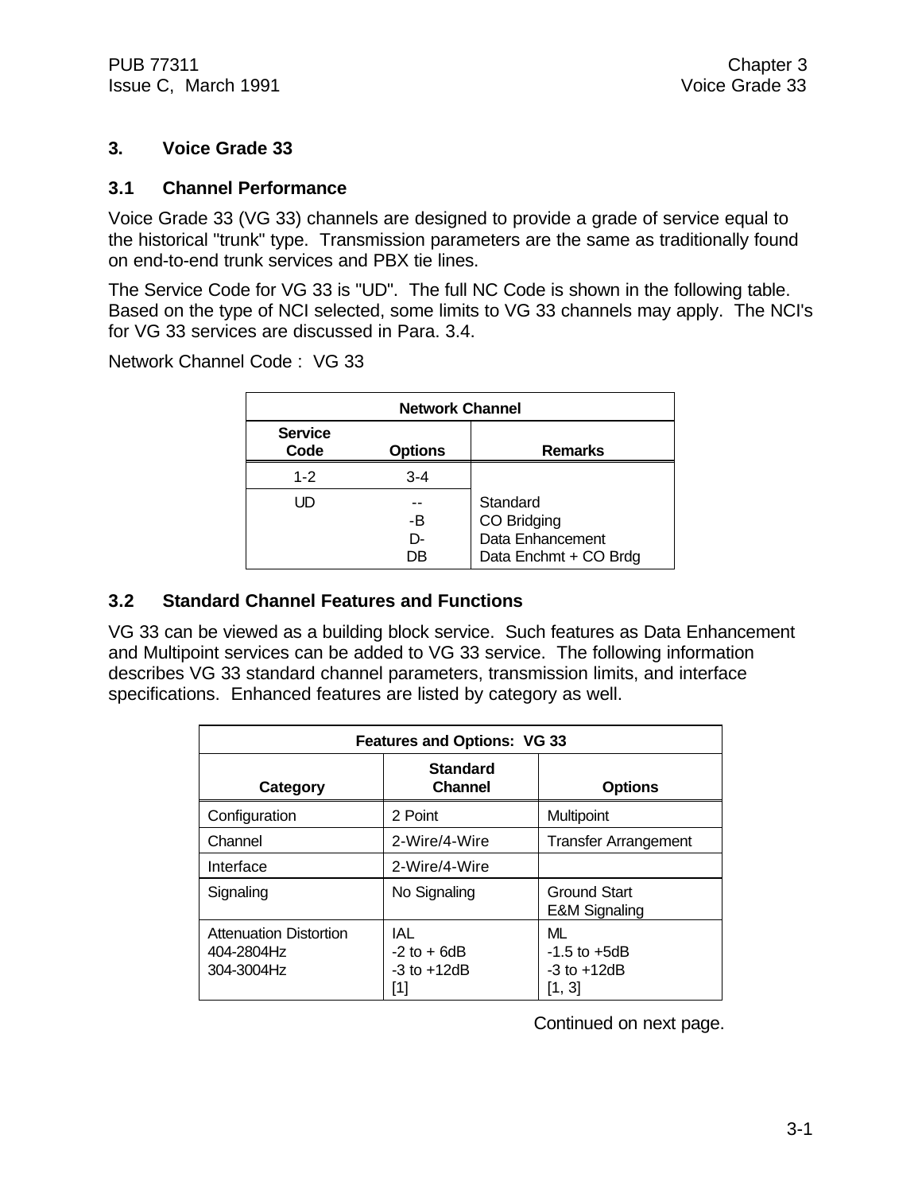# 3. Voice Grade 33

## 3.1 Channel Performance

Voice Grade 33 (VG 33) channels are designed to provide a grade of service equal to the historical "trunk" type. Transmission parameters are the same as traditionally found on end-to-end trunk services and PBX tie lines.

The Service Code for VG 33 is "UD". The full NC Code is shown in the following table. Based on the type of NCI selected, some limits to VG 33 channels may apply. The NCI's for VG 33 services are discussed in Para. 3.4.

Network Channel Code : VG 33

| Network Channel | | |
|---|---|---|
| **Service Code** | **Options** | **Remarks** |
| 1-2 | 3-4 | |
| UD | -- | Standard |
| | -B | CO Bridging |
| | D- | Data Enhancement |
| | DB | Data Enchmt + CO Brdg |

## 3.2 Standard Channel Features and Functions

VG 33 can be viewed as a building block service. Such features as Data Enhancement and Multipoint services can be added to VG 33 service. The following information describes VG 33 standard channel parameters, transmission limits, and interface specifications. Enhanced features are listed by category as well.

| Features and Options: VG 33 | | |
|---|---|---|
| **Category** | **Standard Channel** | **Options** |
| Configuration | 2 Point | Multipoint |
| Channel | 2-Wire/4-Wire | Transfer Arrangement |
| Interface | 2-Wire/4-Wire | |
| Signaling | No Signaling | Ground Start<br>E&M Signaling |
| Attenuation Distortion<br>404-2804Hz<br>304-3004Hz | IAL<br>-2 to + 6dB<br>-3 to +12dB<br>[1] | ML<br>-1.5 to +5dB<br>-3 to +12dB<br>[1, 3] |

Continued on next page.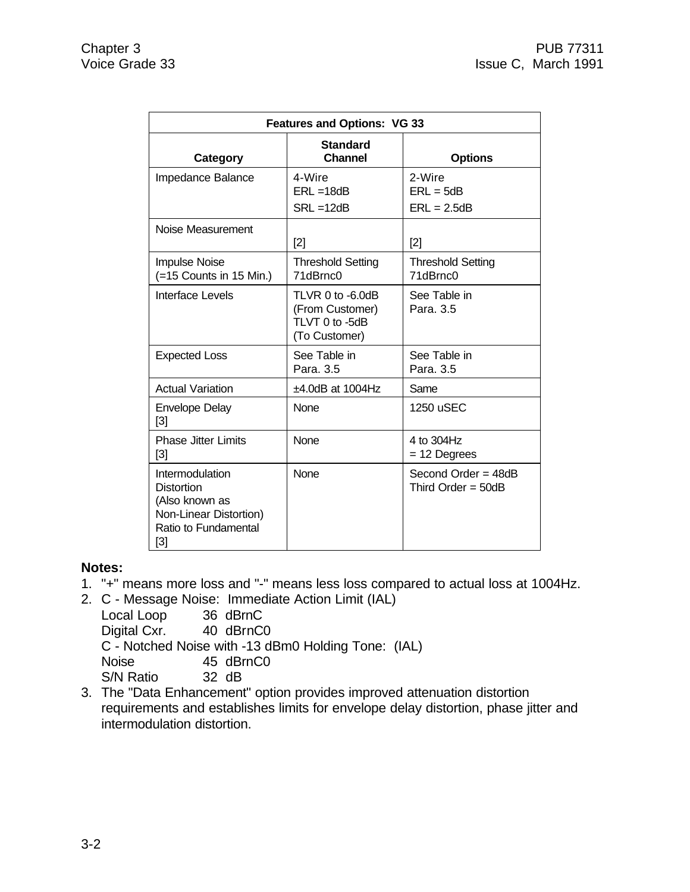| Features and Options: VG 33 | | |
|---|---|---|
| **Category** | **Standard Channel** | **Options** |
| Impedance Balance | 4-Wire<br>ERL =18dB<br>SRL =12dB | 2-Wire<br>ERL = 5dB<br>ERL = 2.5dB |
| Noise Measurement | [2] | [2] |
| Impulse Noise<br>(=15 Counts in 15 Min.) | Threshold Setting<br>71dBrnc0 | Threshold Setting<br>71dBrnc0 |
| Interface Levels | TLVR 0 to -6.0dB<br>(From Customer)<br>TLVT 0 to -5dB<br>(To Customer) | See Table in<br>Para. 3.5 |
| Expected Loss | See Table in<br>Para. 3.5 | See Table in<br>Para. 3.5 |
| Actual Variation | ±4.0dB at 1004Hz | Same |
| Envelope Delay<br>[3] | None | 1250 uSEC |
| Phase Jitter Limits<br>[3] | None | 4 to 304Hz<br>= 12 Degrees |
| Intermodulation Distortion<br>(Also known as Non-Linear Distortion)<br>Ratio to Fundamental<br>[3] | None | Second Order = 48dB<br>Third Order = 50dB |

**Notes:**

1. "+" means more loss and "-" means less loss compared to actual loss at 1004Hz.
2. C - Message Noise: Immediate Action Limit (IAL)
   Local Loop 36 dBrnC
   Digital Cxr. 40 dBrnC0
   C - Notched Noise with -13 dBm0 Holding Tone: (IAL)
   Noise 45 dBrnC0
   S/N Ratio 32 dB
3. The "Data Enhancement" option provides improved attenuation distortion requirements and establishes limits for envelope delay distortion, phase jitter and intermodulation distortion.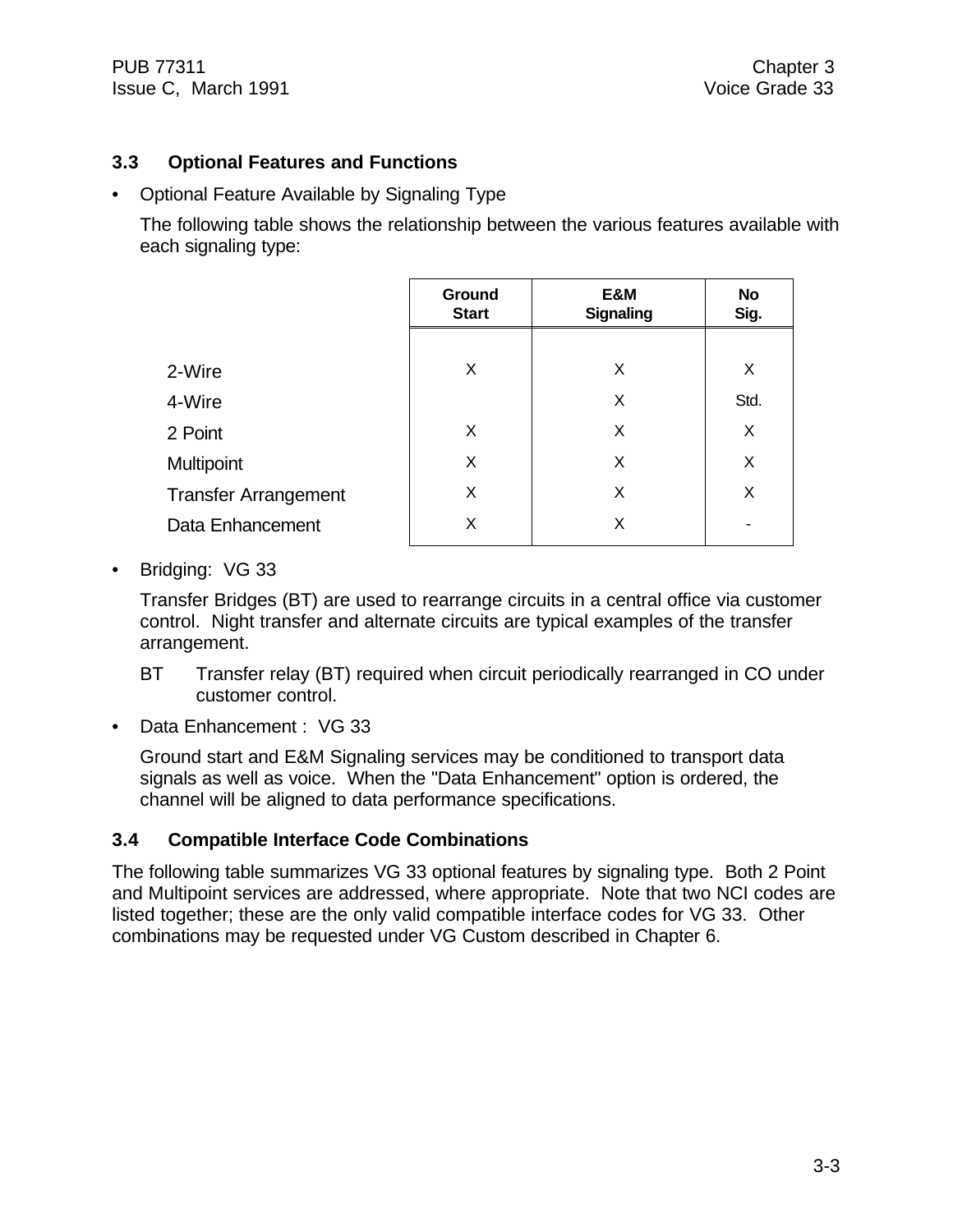### 3.3 Optional Features and Functions

- Optional Feature Available by Signaling Type

  The following table shows the relationship between the various features available with each signaling type:

| | Ground Start | E&M Signaling | No Sig. |
|---|---|---|---|
| 2-Wire | X | X | X |
| 4-Wire | | X | Std. |
| 2 Point | X | X | X |
| Multipoint | X | X | X |
| Transfer Arrangement | X | X | X |
| Data Enhancement | X | X | - |

- Bridging: VG 33

  Transfer Bridges (BT) are used to rearrange circuits in a central office via customer control. Night transfer and alternate circuits are typical examples of the transfer arrangement.

  BT Transfer relay (BT) required when circuit periodically rearranged in CO under customer control.

- Data Enhancement : VG 33

  Ground start and E&M Signaling services may be conditioned to transport data signals as well as voice. When the "Data Enhancement" option is ordered, the channel will be aligned to data performance specifications.

### 3.4 Compatible Interface Code Combinations

The following table summarizes VG 33 optional features by signaling type. Both 2 Point and Multipoint services are addressed, where appropriate. Note that two NCI codes are listed together; these are the only valid compatible interface codes for VG 33. Other combinations may be requested under VG Custom described in Chapter 6.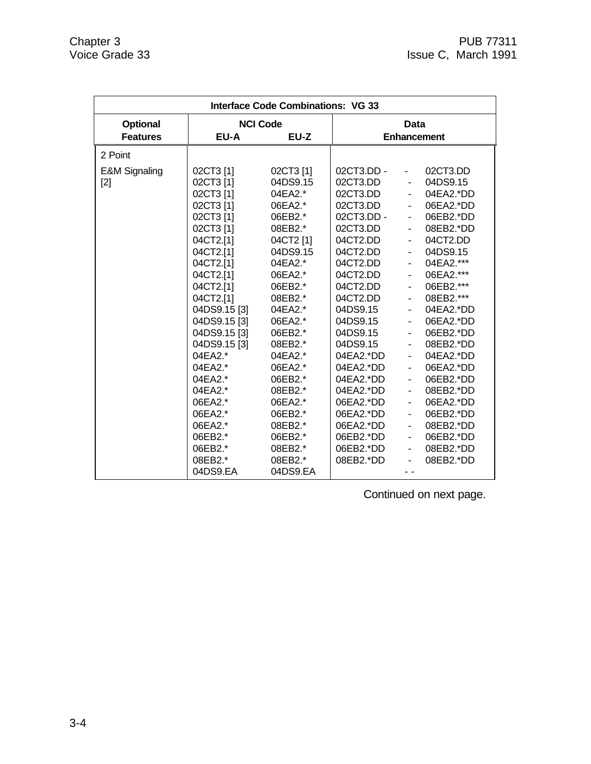| Interface Code Combinations: VG 33 | | | |
|---|---|---|---|
| **Optional Features** | **NCI Code** | | **Data Enhancement** |
| | **EU-A** | **EU-Z** | |
| 2 Point | | | |
| E&M Signaling [2] | 02CT3 [1] | 02CT3 [1] | 02CT3.DD - - 02CT3.DD |
| | 02CT3 [1] | 04DS9.15 | 02CT3.DD - 04DS9.15 |
| | 02CT3 [1] | 04EA2.* | 02CT3.DD - 04EA2.*DD |
| | 02CT3 [1] | 06EA2.* | 02CT3.DD - 06EA2.*DD |
| | 02CT3 [1] | 06EB2.* | 02CT3.DD - - 06EB2.*DD |
| | 02CT3 [1] | 08EB2.* | 02CT3.DD - 08EB2.*DD |
| | 04CT2.[1] | 04CT2 [1] | 04CT2.DD - 04CT2.DD |
| | 04CT2.[1] | 04DS9.15 | 04CT2.DD - 04DS9.15 |
| | 04CT2.[1] | 04EA2.* | 04CT2.DD - 04EA2.*** |
| | 04CT2.[1] | 06EA2.* | 04CT2.DD - 06EA2.*** |
| | 04CT2.[1] | 06EB2.* | 04CT2.DD - 06EB2.*** |
| | 04CT2.[1] | 08EB2.* | 04CT2.DD - 08EB2.*** |
| | 04DS9.15 [3] | 04EA2.* | 04DS9.15 - 04EA2.*DD |
| | 04DS9.15 [3] | 06EA2.* | 04DS9.15 - 06EA2.*DD |
| | 04DS9.15 [3] | 06EB2.* | 04DS9.15 - 06EB2.*DD |
| | 04DS9.15 [3] | 08EB2.* | 04DS9.15 - 08EB2.*DD |
| | 04EA2.* | 04EA2.* | 04EA2.*DD - 04EA2.*DD |
| | 04EA2.* | 06EA2.* | 04EA2.*DD - 06EA2.*DD |
| | 04EA2.* | 06EB2.* | 04EA2.*DD - 06EB2.*DD |
| | 04EA2.* | 08EB2.* | 04EA2.*DD - 08EB2.*DD |
| | 06EA2.* | 06EA2.* | 06EA2.*DD - 06EA2.*DD |
| | 06EA2.* | 06EB2.* | 06EA2.*DD - 06EB2.*DD |
| | 06EA2.* | 08EB2.* | 06EA2.*DD - 08EB2.*DD |
| | 06EB2.* | 06EB2.* | 06EB2.*DD - 06EB2.*DD |
| | 06EB2.* | 08EB2.* | 06EB2.*DD - 08EB2.*DD |
| | 08EB2.* | 08EB2.* | 08EB2.*DD - 08EB2.*DD |
| | 04DS9.EA | 04DS9.EA | - - |

Continued on next page.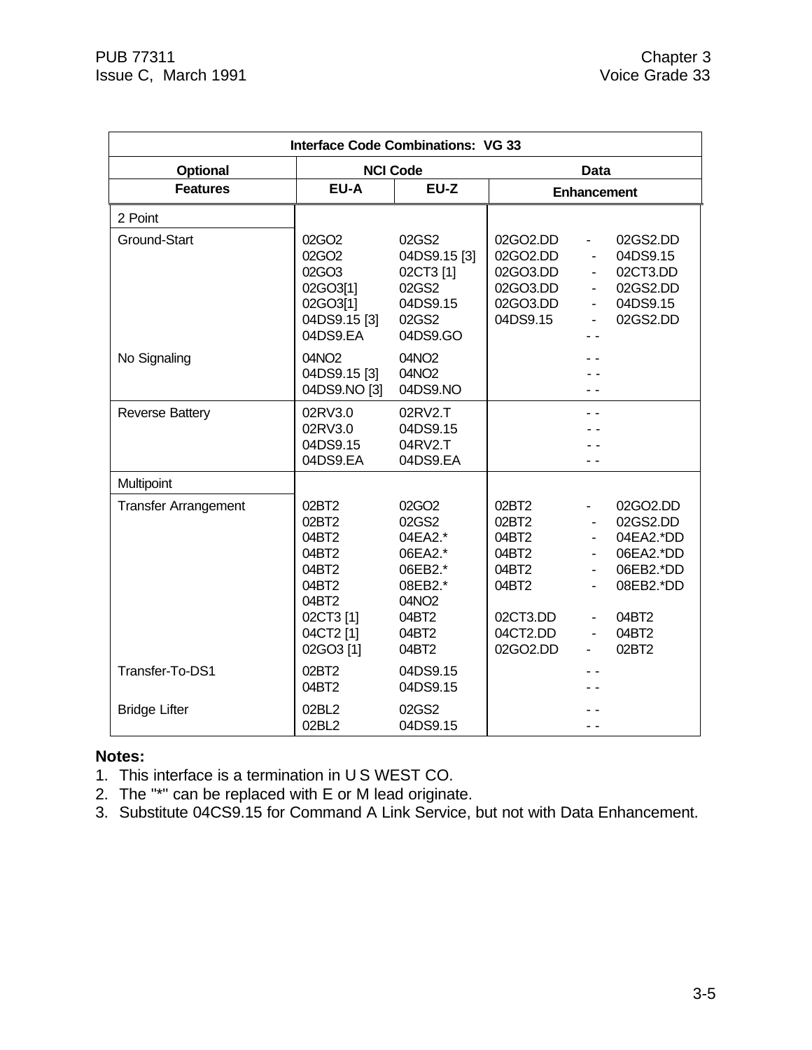| Interface Code Combinations: VG 33 | | | |
|---|---|---|---|
| **Optional Features** | **NCI Code** | | **Data Enhancement** |
| | **EU-A** | **EU-Z** | |
| 2 Point | | | |
| Ground-Start | 02GO2 | 02GS2 | 02GO2.DD - 02GS2.DD |
| | 02GO2 | 04DS9.15 [3] | 02GO2.DD - 04DS9.15 |
| | 02GO3 | 02CT3 [1] | 02GO3.DD - 02CT3.DD |
| | 02GO3[1] | 02GS2 | 02GO3.DD - 02GS2.DD |
| | 02GO3[1] | 04DS9.15 | 02GO3.DD - 04DS9.15 |
| | 04DS9.15 [3] | 02GS2 | 04DS9.15 - 02GS2.DD |
| | 04DS9.EA | 04DS9.GO | - - |
| No Signaling | 04NO2 | 04NO2 | - - |
| | 04DS9.15 [3] | 04NO2 | - - |
| | 04DS9.NO [3] | 04DS9.NO | - - |
| Reverse Battery | 02RV3.0 | 02RV2.T | - - |
| | 02RV3.0 | 04DS9.15 | - - |
| | 04DS9.15 | 04RV2.T | - - |
| | 04DS9.EA | 04DS9.EA | - - |
| Multipoint | | | |
| Transfer Arrangement | 02BT2 | 02GO2 | 02BT2 - 02GO2.DD |
| | 02BT2 | 02GS2 | 02BT2 - 02GS2.DD |
| | 04BT2 | 04EA2.* | 04BT2 - 04EA2.*DD |
| | 04BT2 | 06EA2.* | 04BT2 - 06EA2.*DD |
| | 04BT2 | 06EB2.* | 04BT2 - 06EB2.*DD |
| | 04BT2 | 08EB2.* | 04BT2 - 08EB2.*DD |
| | 04BT2 | 04NO2 | |
| | 02CT3 [1] | 04BT2 | 02CT3.DD - 04BT2 |
| | 04CT2 [1] | 04BT2 | 04CT2.DD - 04BT2 |
| | 02GO3 [1] | 04BT2 | 02GO2.DD - 02BT2 |
| Transfer-To-DS1 | 02BT2 | 04DS9.15 | - - |
| | 04BT2 | 04DS9.15 | - - |
| Bridge Lifter | 02BL2 | 02GS2 | - - |
| | 02BL2 | 04DS9.15 | - - |

**Notes:**

1. This interface is a termination in U S WEST CO.
2. The "*" can be replaced with E or M lead originate.
3. Substitute 04CS9.15 for Command A Link Service, but not with Data Enhancement.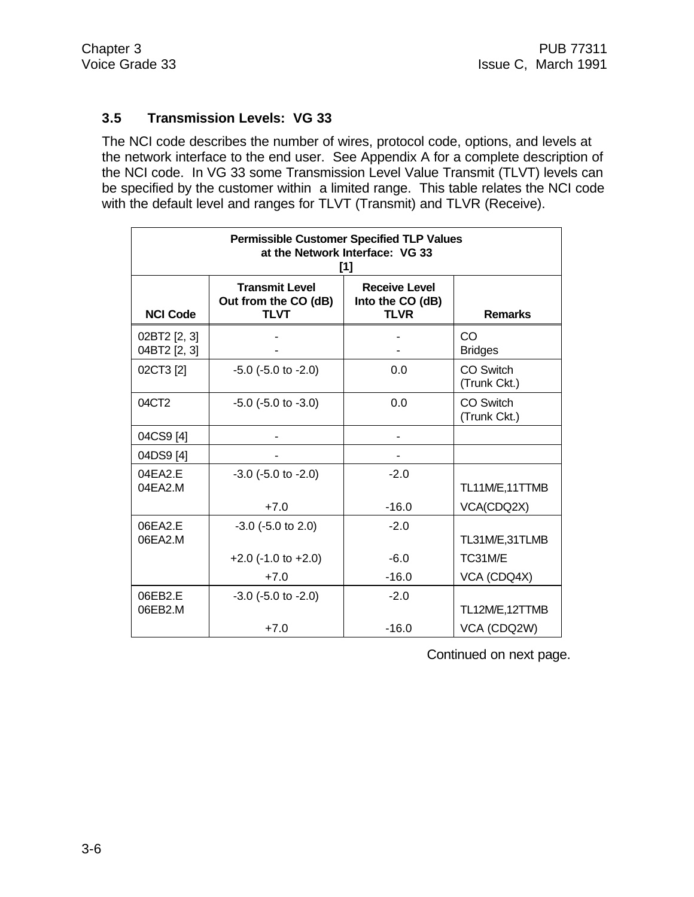## 3.5 Transmission Levels: VG 33

The NCI code describes the number of wires, protocol code, options, and levels at the network interface to the end user. See Appendix A for a complete description of the NCI code. In VG 33 some Transmission Level Value Transmit (TLVT) levels can be specified by the customer within a limited range. This table relates the NCI code with the default level and ranges for TLVT (Transmit) and TLVR (Receive).

**Permissible Customer Specified TLP Values at the Network Interface: VG 33 [1]**

| NCI Code | Transmit Level Out from the CO (dB) TLVT | Receive Level Into the CO (dB) TLVR | Remarks |
|---|---|---|---|
| 02BT2 [2, 3]<br>04BT2 [2, 3] | -<br>- | -<br>- | CO<br>Bridges |
| 02CT3 [2] | -5.0 (-5.0 to -2.0) | 0.0 | CO Switch (Trunk Ckt.) |
| 04CT2 | -5.0 (-5.0 to -3.0) | 0.0 | CO Switch (Trunk Ckt.) |
| 04CS9 [4] | - | - | |
| 04DS9 [4] | - | - | |
| 04EA2.E<br>04EA2.M | -3.0 (-5.0 to -2.0) | -2.0 | TL11M/E,11TTMB |
| | +7.0 | -16.0 | VCA(CDQ2X) |
| 06EA2.E<br>06EA2.M | -3.0 (-5.0 to 2.0) | -2.0 | TL31M/E,31TLMB |
| | +2.0 (-1.0 to +2.0) | -6.0 | TC31M/E |
| | +7.0 | -16.0 | VCA (CDQ4X) |
| 06EB2.E<br>06EB2.M | -3.0 (-5.0 to -2.0) | -2.0 | TL12M/E,12TTMB |
| | +7.0 | -16.0 | VCA (CDQ2W) |

Continued on next page.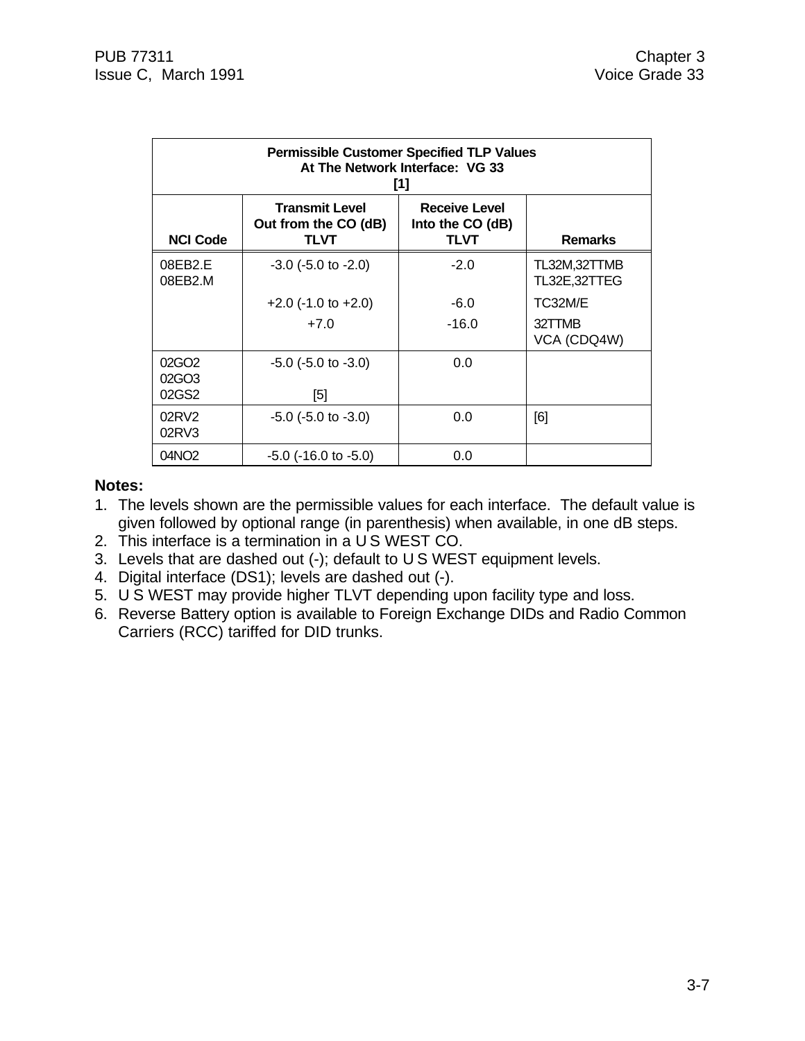| Permissible Customer Specified TLP Values At The Network Interface: VG 33 [1] | | | |
|---|---|---|---|
| **NCI Code** | **Transmit Level Out from the CO (dB) TLVT** | **Receive Level Into the CO (dB) TLVT** | **Remarks** |
| 08EB2.E<br>08EB2.M | -3.0 (-5.0 to -2.0) | -2.0 | TL32M,32TTMB<br>TL32E,32TTEG |
| | +2.0 (-1.0 to +2.0) | -6.0 | TC32M/E |
| | +7.0 | -16.0 | 32TTMB<br>VCA (CDQ4W) |
| 02GO2<br>02GO3<br>02GS2 | -5.0 (-5.0 to -3.0)<br><br>[5] | 0.0 | |
| 02RV2<br>02RV3 | -5.0 (-5.0 to -3.0) | 0.0 | [6] |
| 04NO2 | -5.0 (-16.0 to -5.0) | 0.0 | |

**Notes:**

1. The levels shown are the permissible values for each interface. The default value is given followed by optional range (in parenthesis) when available, in one dB steps.
2. This interface is a termination in a U S WEST CO.
3. Levels that are dashed out (-); default to U S WEST equipment levels.
4. Digital interface (DS1); levels are dashed out (-).
5. U S WEST may provide higher TLVT depending upon facility type and loss.
6. Reverse Battery option is available to Foreign Exchange DIDs and Radio Common Carriers (RCC) tariffed for DID trunks.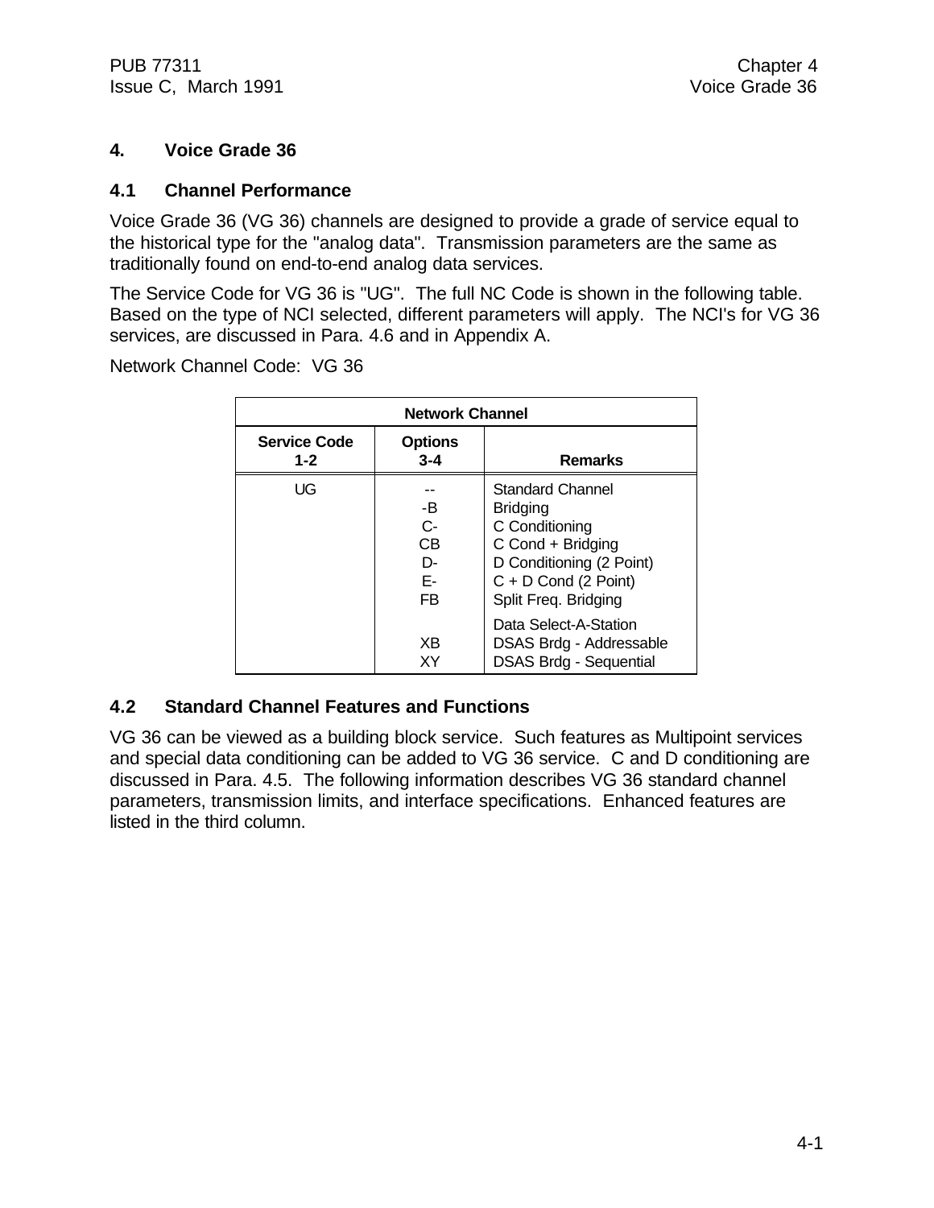# 4. Voice Grade 36

## 4.1 Channel Performance

Voice Grade 36 (VG 36) channels are designed to provide a grade of service equal to the historical type for the "analog data". Transmission parameters are the same as traditionally found on end-to-end analog data services.

The Service Code for VG 36 is "UG". The full NC Code is shown in the following table. Based on the type of NCI selected, different parameters will apply. The NCI's for VG 36 services, are discussed in Para. 4.6 and in Appendix A.

Network Channel Code: VG 36

| Network Channel | | |
|---|---|---|
| **Service Code 1-2** | **Options 3-4** | **Remarks** |
| UG | -- | Standard Channel |
| | -B | Bridging |
| | C- | C Conditioning |
| | CB | C Cond + Bridging |
| | D- | D Conditioning (2 Point) |
| | E- | C + D Cond (2 Point) |
| | FB | Split Freq. Bridging |
| | | Data Select-A-Station |
| | XB | DSAS Brdg - Addressable |
| | XY | DSAS Brdg - Sequential |

## 4.2 Standard Channel Features and Functions

VG 36 can be viewed as a building block service. Such features as Multipoint services and special data conditioning can be added to VG 36 service. C and D conditioning are discussed in Para. 4.5. The following information describes VG 36 standard channel parameters, transmission limits, and interface specifications. Enhanced features are listed in the third column.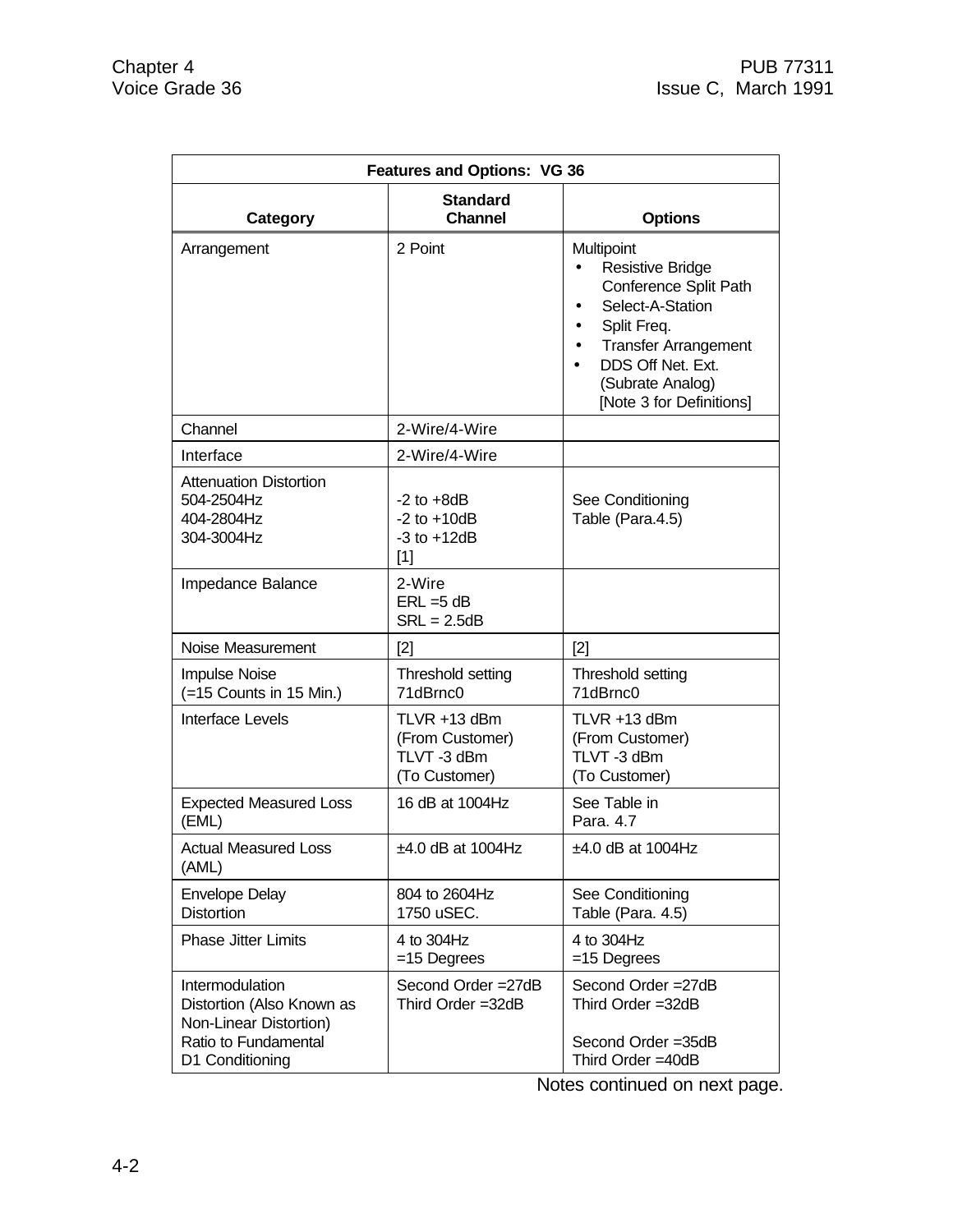| Features and Options: VG 36 | | |
|---|---|---|
| **Category** | **Standard Channel** | **Options** |
| Arrangement | 2 Point | Multipoint<br>• Resistive Bridge Conference Split Path<br>• Select-A-Station<br>• Split Freq.<br>• Transfer Arrangement<br>• DDS Off Net. Ext. (Subrate Analog) [Note 3 for Definitions] |
| Channel | 2-Wire/4-Wire | |
| Interface | 2-Wire/4-Wire | |
| Attenuation Distortion<br>504-2504Hz<br>404-2804Hz<br>304-3004Hz | <br>-2 to +8dB<br>-2 to +10dB<br>-3 to +12dB<br>[1] | <br>See Conditioning Table (Para.4.5) |
| Impedance Balance | 2-Wire<br>ERL =5 dB<br>SRL = 2.5dB | |
| Noise Measurement | [2] | [2] |
| Impulse Noise (=15 Counts in 15 Min.) | Threshold setting 71dBrnc0 | Threshold setting 71dBrnc0 |
| Interface Levels | TLVR +13 dBm (From Customer)<br>TLVT -3 dBm (To Customer) | TLVR +13 dBm (From Customer)<br>TLVT -3 dBm (To Customer) |
| Expected Measured Loss (EML) | 16 dB at 1004Hz | See Table in Para. 4.7 |
| Actual Measured Loss (AML) | ±4.0 dB at 1004Hz | ±4.0 dB at 1004Hz |
| Envelope Delay Distortion | 804 to 2604Hz<br>1750 uSEC. | See Conditioning Table (Para. 4.5) |
| Phase Jitter Limits | 4 to 304Hz<br>=15 Degrees | 4 to 304Hz<br>=15 Degrees |
| Intermodulation Distortion (Also Known as Non-Linear Distortion) Ratio to Fundamental<br>D1 Conditioning | Second Order =27dB<br>Third Order =32dB | Second Order =27dB<br>Third Order =32dB<br><br>Second Order =35dB<br>Third Order =40dB |

Notes continued on next page.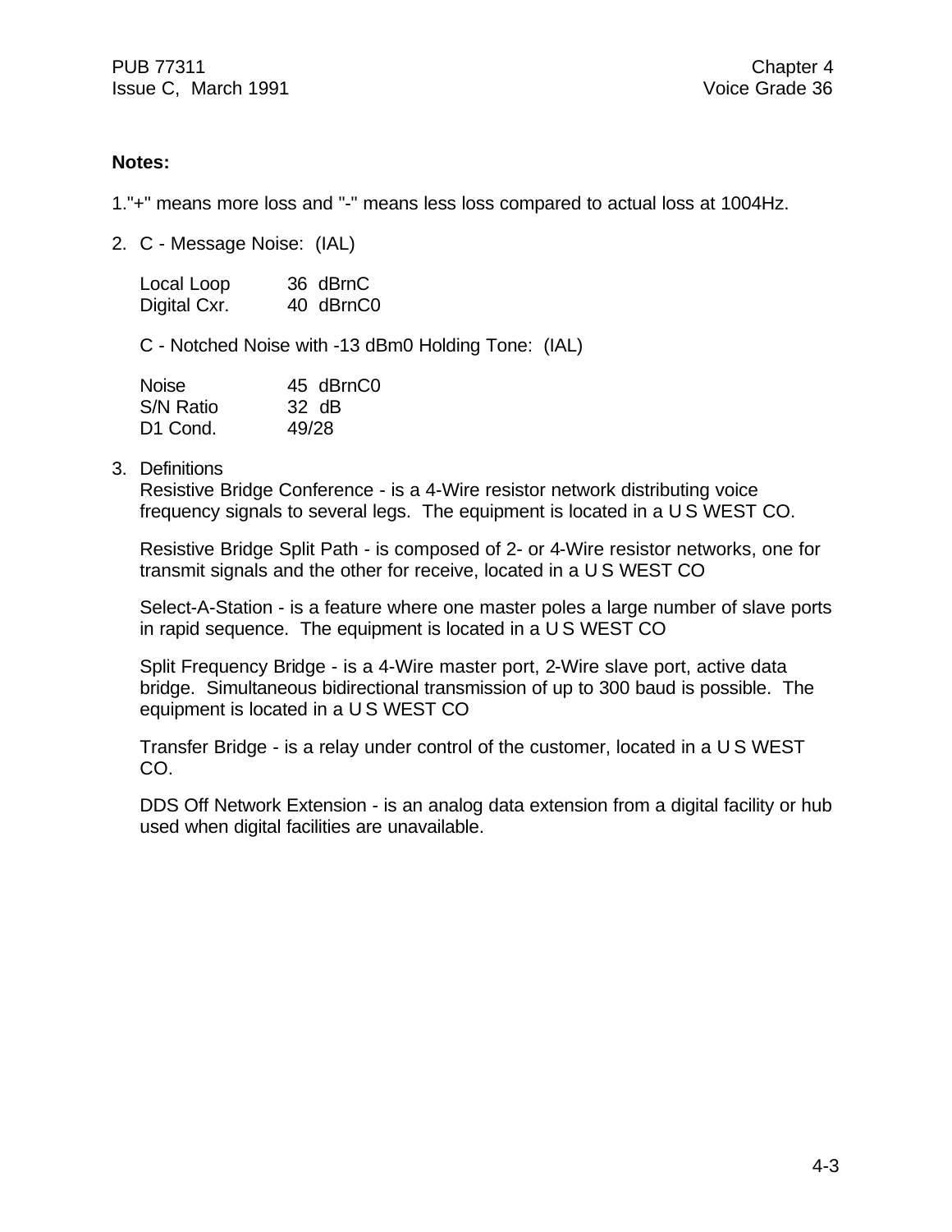**Notes:**

1."+" means more loss and "-" means less loss compared to actual loss at 1004Hz.

2. C - Message Noise: (IAL)

| | |
|---|---|
| Local Loop | 36 dBrnC |
| Digital Cxr. | 40 dBrnC0 |

C - Notched Noise with -13 dBm0 Holding Tone: (IAL)

| | |
|---|---|
| Noise | 45 dBrnC0 |
| S/N Ratio | 32 dB |
| D1 Cond. | 49/28 |

3. Definitions

Resistive Bridge Conference - is a 4-Wire resistor network distributing voice frequency signals to several legs. The equipment is located in a U S WEST CO.

Resistive Bridge Split Path - is composed of 2- or 4-Wire resistor networks, one for transmit signals and the other for receive, located in a U S WEST CO

Select-A-Station - is a feature where one master poles a large number of slave ports in rapid sequence. The equipment is located in a U S WEST CO

Split Frequency Bridge - is a 4-Wire master port, 2-Wire slave port, active data bridge. Simultaneous bidirectional transmission of up to 300 baud is possible. The equipment is located in a U S WEST CO

Transfer Bridge - is a relay under control of the customer, located in a U S WEST CO.

DDS Off Network Extension - is an analog data extension from a digital facility or hub used when digital facilities are unavailable.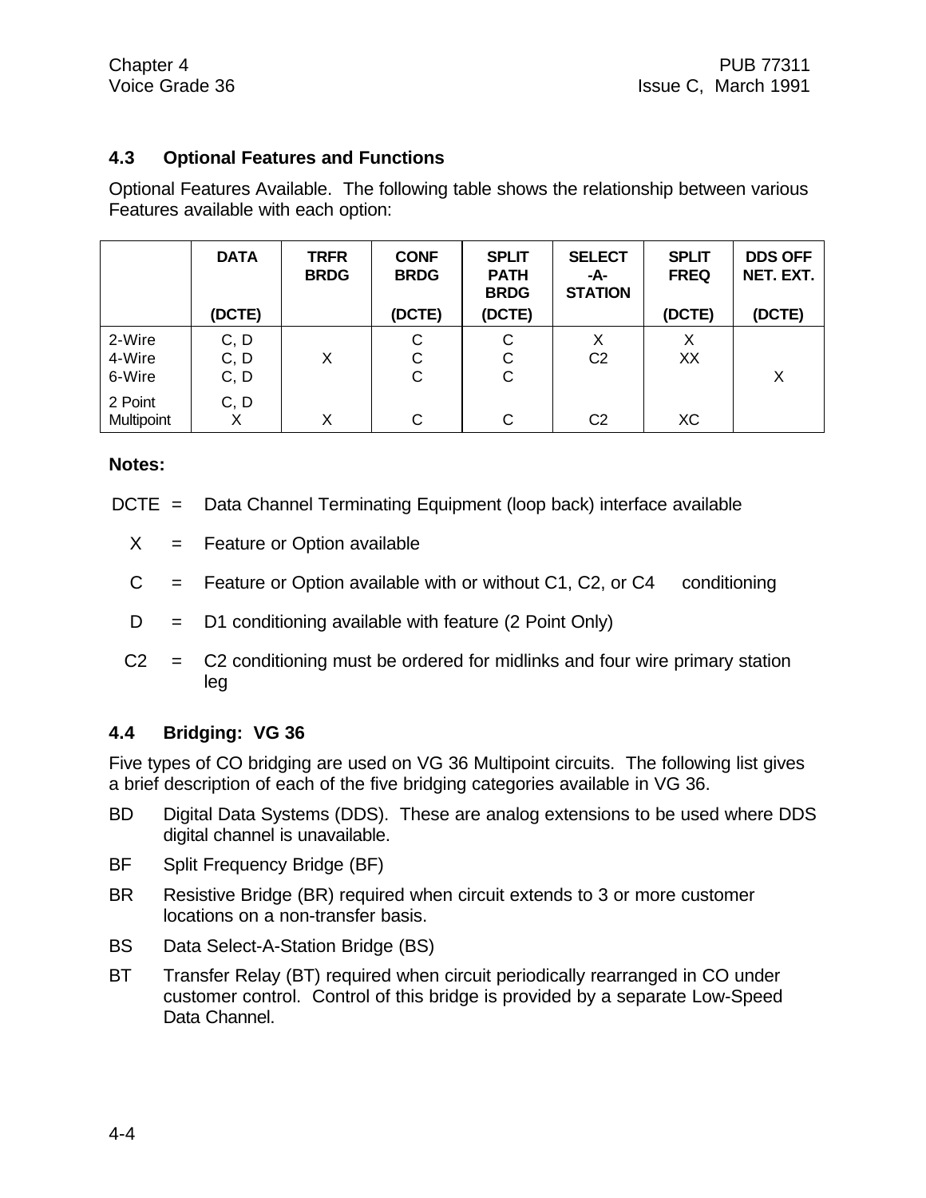## 4.3 Optional Features and Functions

Optional Features Available. The following table shows the relationship between various Features available with each option:

| | DATA (DCTE) | TRFR BRDG | CONF BRDG (DCTE) | SPLIT PATH BRDG (DCTE) | SELECT -A-STATION | SPLIT FREQ (DCTE) | DDS OFF NET. EXT. (DCTE) |
|---|---|---|---|---|---|---|---|
| 2-Wire | C, D | | C | C | X | X | |
| 4-Wire | C, D | X | C | C | C2 | XX | |
| 6-Wire | C, D | | C | C | | | X |
| 2 Point | C, D | | | | | | |
| Multipoint | X | X | C | C | C2 | XC | |

**Notes:**

DCTE = Data Channel Terminating Equipment (loop back) interface available

X = Feature or Option available

C = Feature or Option available with or without C1, C2, or C4 conditioning

D = D1 conditioning available with feature (2 Point Only)

C2 = C2 conditioning must be ordered for midlinks and four wire primary station leg

## 4.4 Bridging: VG 36

Five types of CO bridging are used on VG 36 Multipoint circuits. The following list gives a brief description of each of the five bridging categories available in VG 36.

BD Digital Data Systems (DDS). These are analog extensions to be used where DDS digital channel is unavailable.

BF Split Frequency Bridge (BF)

BR Resistive Bridge (BR) required when circuit extends to 3 or more customer locations on a non-transfer basis.

BS Data Select-A-Station Bridge (BS)

BT Transfer Relay (BT) required when circuit periodically rearranged in CO under customer control. Control of this bridge is provided by a separate Low-Speed Data Channel.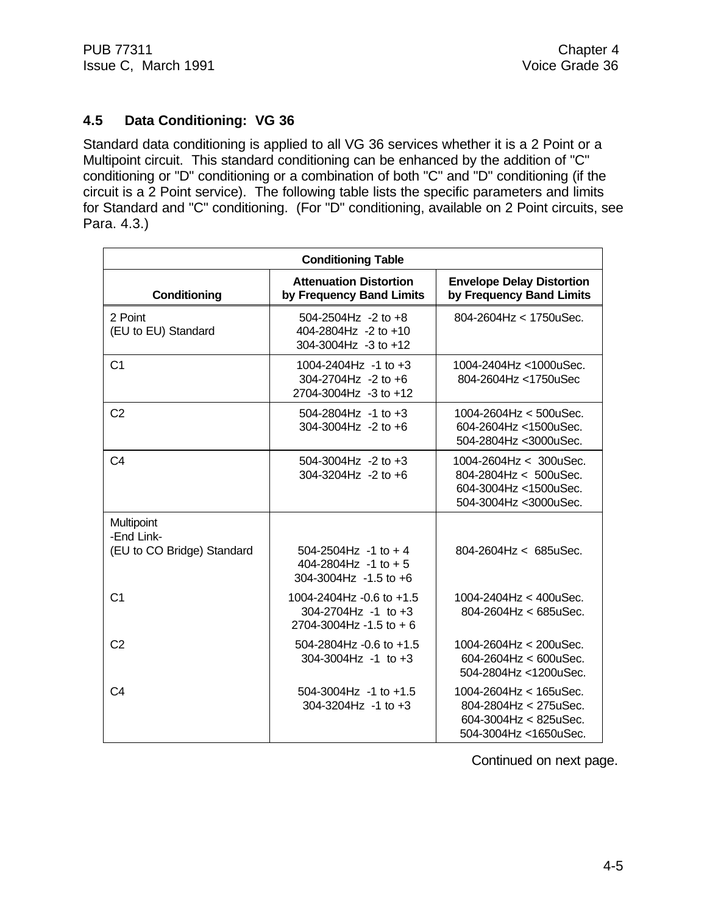## 4.5 Data Conditioning: VG 36

Standard data conditioning is applied to all VG 36 services whether it is a 2 Point or a Multipoint circuit. This standard conditioning can be enhanced by the addition of "C" conditioning or "D" conditioning or a combination of both "C" and "D" conditioning (if the circuit is a 2 Point service). The following table lists the specific parameters and limits for Standard and "C" conditioning. (For "D" conditioning, available on 2 Point circuits, see Para. 4.3.)

**Conditioning Table**

| Conditioning | Attenuation Distortion by Frequency Band Limits | Envelope Delay Distortion by Frequency Band Limits |
|---|---|---|
| 2 Point (EU to EU) Standard | 504-2504Hz -2 to +8<br>404-2804Hz -2 to +10<br>304-3004Hz -3 to +12 | 804-2604Hz < 1750uSec. |
| C1 | 1004-2404Hz -1 to +3<br>304-2704Hz -2 to +6<br>2704-3004Hz -3 to +12 | 1004-2404Hz <1000uSec.<br>804-2604Hz <1750uSec |
| C2 | 504-2804Hz -1 to +3<br>304-3004Hz -2 to +6 | 1004-2604Hz < 500uSec.<br>604-2604Hz <1500uSec.<br>504-2804Hz <3000uSec. |
| C4 | 504-3004Hz -2 to +3<br>304-3204Hz -2 to +6 | 1004-2604Hz < 300uSec.<br>804-2804Hz < 500uSec.<br>604-3004Hz <1500uSec.<br>504-3004Hz <3000uSec. |
| Multipoint -End Link- (EU to CO Bridge) Standard | 504-2504Hz -1 to + 4<br>404-2804Hz -1 to + 5<br>304-3004Hz -1.5 to +6 | 804-2604Hz < 685uSec. |
| C1 | 1004-2404Hz -0.6 to +1.5<br>304-2704Hz -1 to +3<br>2704-3004Hz -1.5 to + 6 | 1004-2404Hz < 400uSec.<br>804-2604Hz < 685uSec. |
| C2 | 504-2804Hz -0.6 to +1.5<br>304-3004Hz -1 to +3 | 1004-2604Hz < 200uSec.<br>604-2604Hz < 600uSec.<br>504-2804Hz <1200uSec. |
| C4 | 504-3004Hz -1 to +1.5<br>304-3204Hz -1 to +3 | 1004-2604Hz < 165uSec.<br>804-2804Hz < 275uSec.<br>604-3004Hz < 825uSec.<br>504-3004Hz <1650uSec. |

Continued on next page.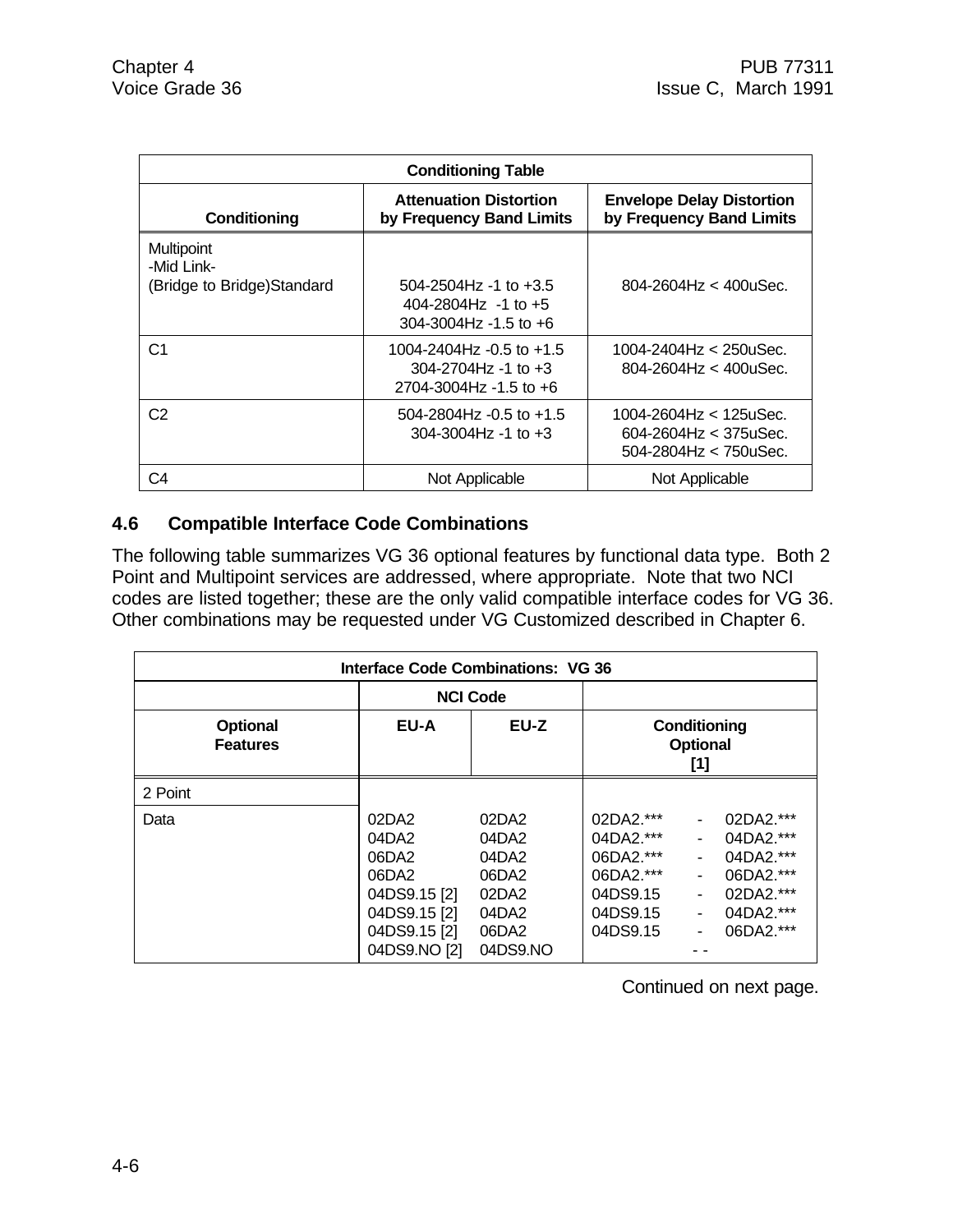| Conditioning Table | | |
|---|---|---|
| **Conditioning** | **Attenuation Distortion by Frequency Band Limits** | **Envelope Delay Distortion by Frequency Band Limits** |
| Multipoint<br>-Mid Link-<br>(Bridge to Bridge)Standard | 504-2504Hz -1 to +3.5<br>404-2804Hz -1 to +5<br>304-3004Hz -1.5 to +6 | 804-2604Hz < 400uSec. |
| C1 | 1004-2404Hz -0.5 to +1.5<br>304-2704Hz -1 to +3<br>2704-3004Hz -1.5 to +6 | 1004-2404Hz < 250uSec.<br>804-2604Hz < 400uSec. |
| C2 | 504-2804Hz -0.5 to +1.5<br>304-3004Hz -1 to +3 | 1004-2604Hz < 125uSec.<br>604-2604Hz < 375uSec.<br>504-2804Hz < 750uSec. |
| C4 | Not Applicable | Not Applicable |

## 4.6 Compatible Interface Code Combinations

The following table summarizes VG 36 optional features by functional data type. Both 2 Point and Multipoint services are addressed, where appropriate. Note that two NCI codes are listed together; these are the only valid compatible interface codes for VG 36. Other combinations may be requested under VG Customized described in Chapter 6.

| Interface Code Combinations: VG 36 | | | |
|---|---|---|---|
| | **NCI Code** | | |
| **Optional Features** | **EU-A** | **EU-Z** | **Conditioning Optional [1]** |
| 2 Point | | | |
| Data | 02DA2<br>04DA2<br>06DA2<br>06DA2<br>04DS9.15 [2]<br>04DS9.15 [2]<br>04DS9.15 [2]<br>04DS9.NO [2] | 02DA2<br>04DA2<br>04DA2<br>06DA2<br>02DA2<br>04DA2<br>06DA2<br>04DS9.NO | 02DA2.*** - 02DA2.***<br>04DA2.*** - 04DA2.***<br>06DA2.*** - 04DA2.***<br>06DA2.*** - 06DA2.***<br>04DS9.15 - 02DA2.***<br>04DS9.15 - 04DA2.***<br>04DS9.15 - 06DA2.***<br>- - |

Continued on next page.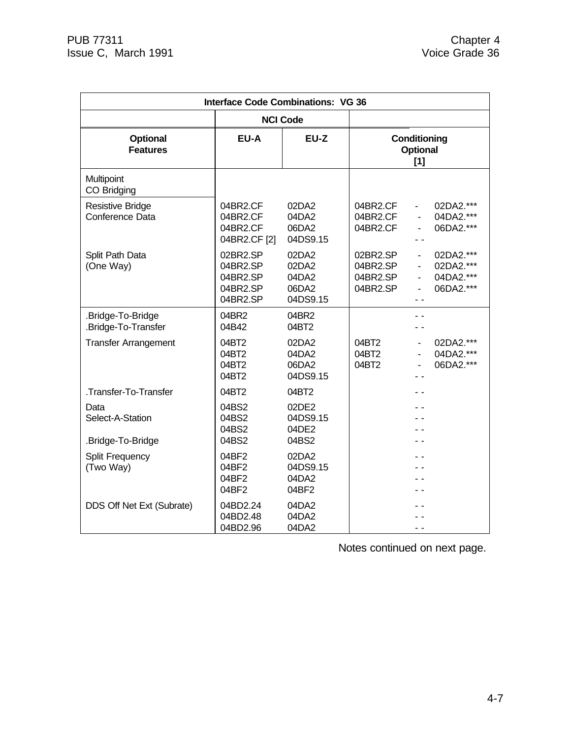| Interface Code Combinations: VG 36 | | | |
|---|---|---|---|
| | NCI Code | | |
| **Optional Features** | **EU-A** | **EU-Z** | **Conditioning Optional [1]** |
| Multipoint CO Bridging | | | |
| Resistive Bridge Conference Data | 04BR2.CF | 02DA2 | 04BR2.CF - 02DA2.*** |
| | 04BR2.CF | 04DA2 | 04BR2.CF - 04DA2.*** |
| | 04BR2.CF | 06DA2 | 04BR2.CF - 06DA2.*** |
| | 04BR2.CF [2] | 04DS9.15 | - - |
| Split Path Data (One Way) | 02BR2.SP | 02DA2 | 02BR2.SP - 02DA2.*** |
| | 04BR2.SP | 02DA2 | 04BR2.SP - 02DA2.*** |
| | 04BR2.SP | 04DA2 | 04BR2.SP - 04DA2.*** |
| | 04BR2.SP | 06DA2 | 04BR2.SP - 06DA2.*** |
| | 04BR2.SP | 04DS9.15 | - - |
| .Bridge-To-Bridge | 04BR2 | 04BR2 | - - |
| .Bridge-To-Transfer | 04B42 | 04BT2 | - - |
| Transfer Arrangement | 04BT2 | 02DA2 | 04BT2 - 02DA2.*** |
| | 04BT2 | 04DA2 | 04BT2 - 04DA2.*** |
| | 04BT2 | 06DA2 | 04BT2 - 06DA2.*** |
| | 04BT2 | 04DS9.15 | - - |
| .Transfer-To-Transfer | 04BT2 | 04BT2 | - - |
| Data | 04BS2 | 02DE2 | - - |
| Select-A-Station | 04BS2 | 04DS9.15 | - - |
| | 04BS2 | 04DE2 | - - |
| .Bridge-To-Bridge | 04BS2 | 04BS2 | - - |
| Split Frequency (Two Way) | 04BF2 | 02DA2 | - - |
| | 04BF2 | 04DS9.15 | - - |
| | 04BF2 | 04DA2 | - - |
| | 04BF2 | 04BF2 | - - |
| DDS Off Net Ext (Subrate) | 04BD2.24 | 04DA2 | - - |
| | 04BD2.48 | 04DA2 | - - |
| | 04BD2.96 | 04DA2 | - - |

Notes continued on next page.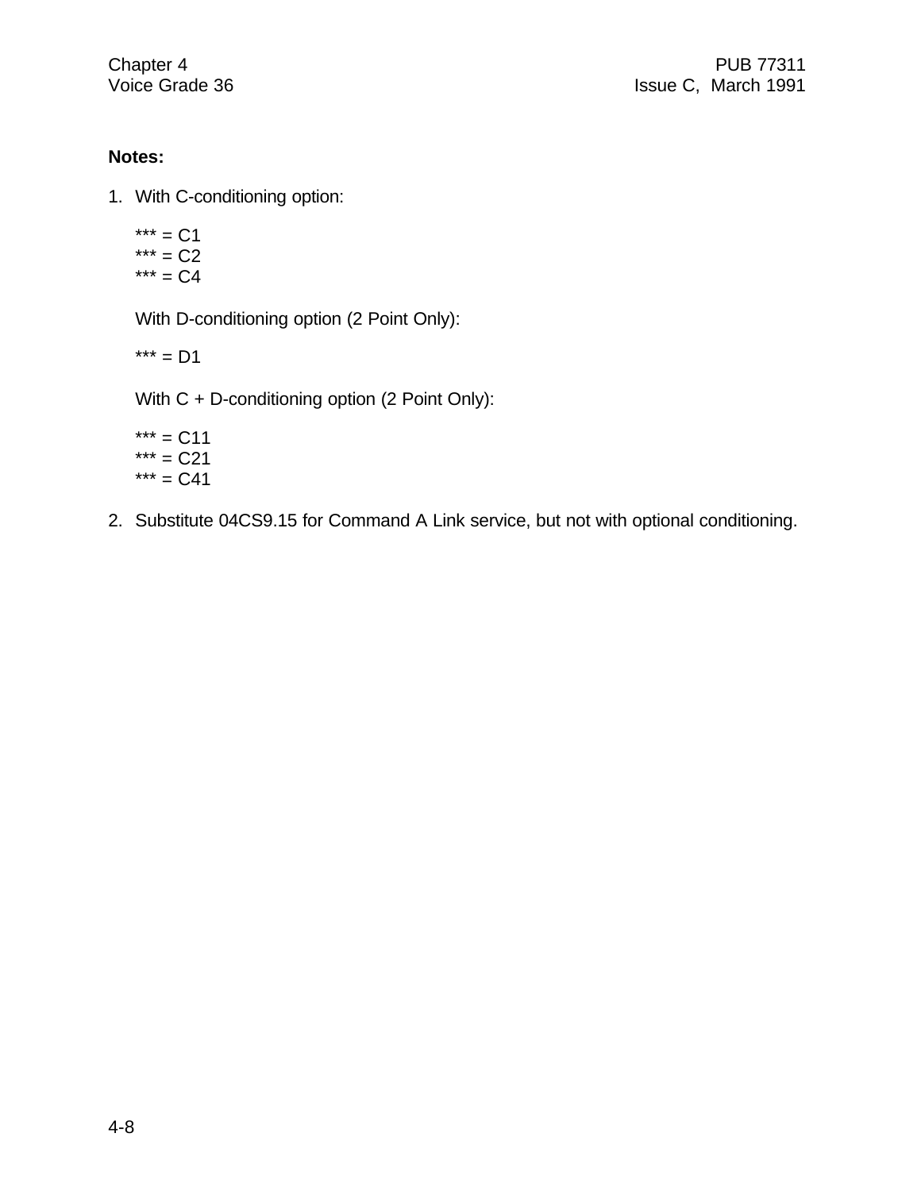**Notes:**

1. With C-conditioning option:

   *** = C1
   *** = C2
   *** = C4

   With D-conditioning option (2 Point Only):

   *** = D1

   With C + D-conditioning option (2 Point Only):

   *** = C11
   *** = C21
   *** = C41

2. Substitute 04CS9.15 for Command A Link service, but not with optional conditioning.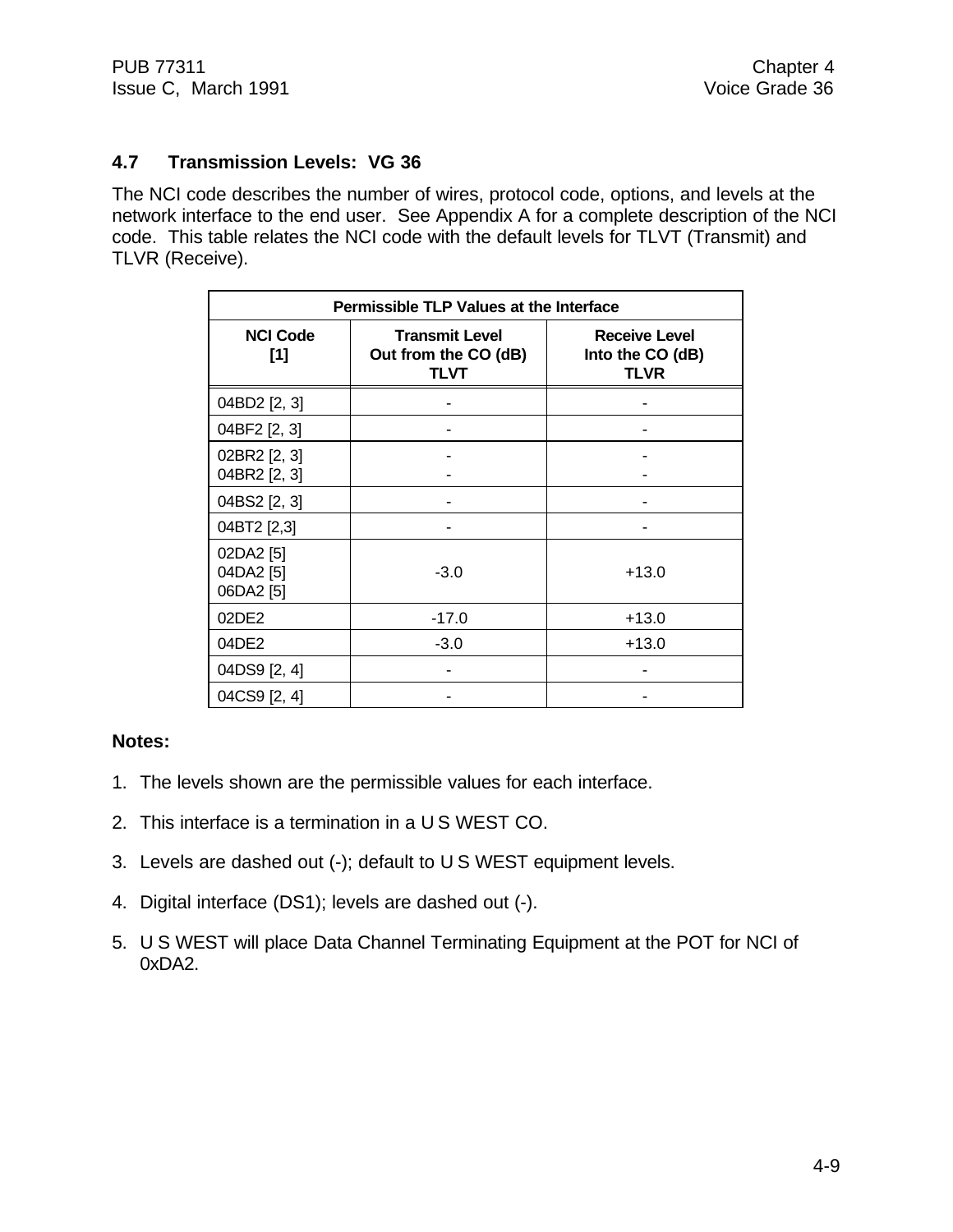## 4.7 Transmission Levels: VG 36

The NCI code describes the number of wires, protocol code, options, and levels at the network interface to the end user. See Appendix A for a complete description of the NCI code. This table relates the NCI code with the default levels for TLVT (Transmit) and TLVR (Receive).

| Permissible TLP Values at the Interface | | |
|---|---|---|
| **NCI Code [1]** | **Transmit Level Out from the CO (dB) TLVT** | **Receive Level Into the CO (dB) TLVR** |
| 04BD2 [2, 3] | - | - |
| 04BF2 [2, 3] | - | - |
| 02BR2 [2, 3]<br>04BR2 [2, 3] | -<br>- | -<br>- |
| 04BS2 [2, 3] | - | - |
| 04BT2 [2,3] | - | - |
| 02DA2 [5]<br>04DA2 [5]<br>06DA2 [5] | -3.0 | +13.0 |
| 02DE2 | -17.0 | +13.0 |
| 04DE2 | -3.0 | +13.0 |
| 04DS9 [2, 4] | - | - |
| 04CS9 [2, 4] | - | - |

**Notes:**

1. The levels shown are the permissible values for each interface.
2. This interface is a termination in a U S WEST CO.
3. Levels are dashed out (-); default to U S WEST equipment levels.
4. Digital interface (DS1); levels are dashed out (-).
5. U S WEST will place Data Channel Terminating Equipment at the POT for NCI of 0xDA2.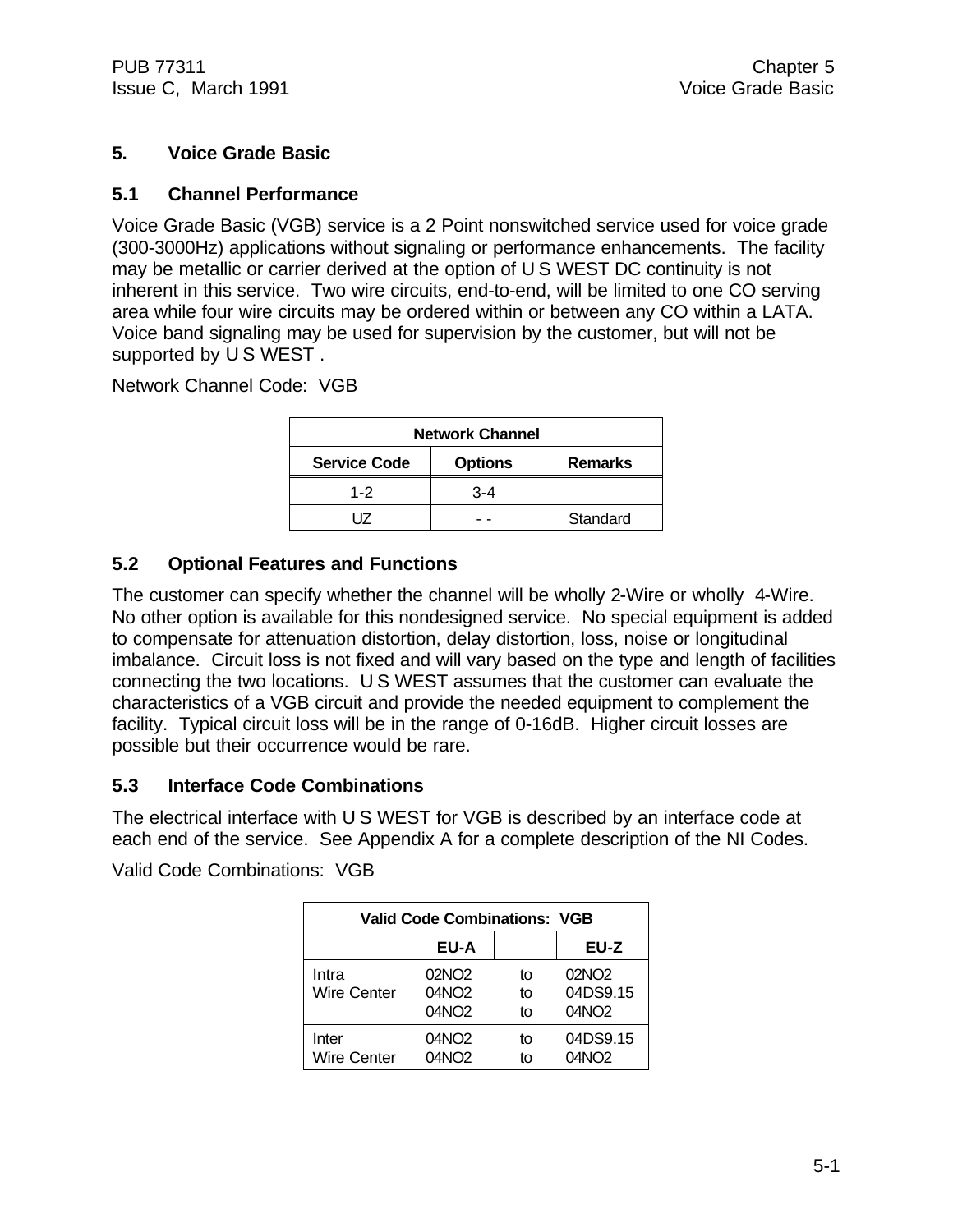## 5. Voice Grade Basic

### 5.1 Channel Performance

Voice Grade Basic (VGB) service is a 2 Point nonswitched service used for voice grade (300-3000Hz) applications without signaling or performance enhancements. The facility may be metallic or carrier derived at the option of U S WEST DC continuity is not inherent in this service. Two wire circuits, end-to-end, will be limited to one CO serving area while four wire circuits may be ordered within or between any CO within a LATA. Voice band signaling may be used for supervision by the customer, but will not be supported by U S WEST .

Network Channel Code: VGB

| Network Channel | | |
|---|---|---|
| **Service Code** | **Options** | **Remarks** |
| 1-2 | 3-4 | |
| UZ | - - | Standard |

### 5.2 Optional Features and Functions

The customer can specify whether the channel will be wholly 2-Wire or wholly 4-Wire. No other option is available for this nondesigned service. No special equipment is added to compensate for attenuation distortion, delay distortion, loss, noise or longitudinal imbalance. Circuit loss is not fixed and will vary based on the type and length of facilities connecting the two locations. U S WEST assumes that the customer can evaluate the characteristics of a VGB circuit and provide the needed equipment to complement the facility. Typical circuit loss will be in the range of 0-16dB. Higher circuit losses are possible but their occurrence would be rare.

### 5.3 Interface Code Combinations

The electrical interface with U S WEST for VGB is described by an interface code at each end of the service. See Appendix A for a complete description of the NI Codes.

Valid Code Combinations: VGB

| Valid Code Combinations: VGB | | | |
|---|---|---|---|
| | **EU-A** | | **EU-Z** |
| Intra Wire Center | 02NO2 | to | 02NO2 |
| | 04NO2 | to | 04DS9.15 |
| | 04NO2 | to | 04NO2 |
| Inter Wire Center | 04NO2 | to | 04DS9.15 |
| | 04NO2 | to | 04NO2 |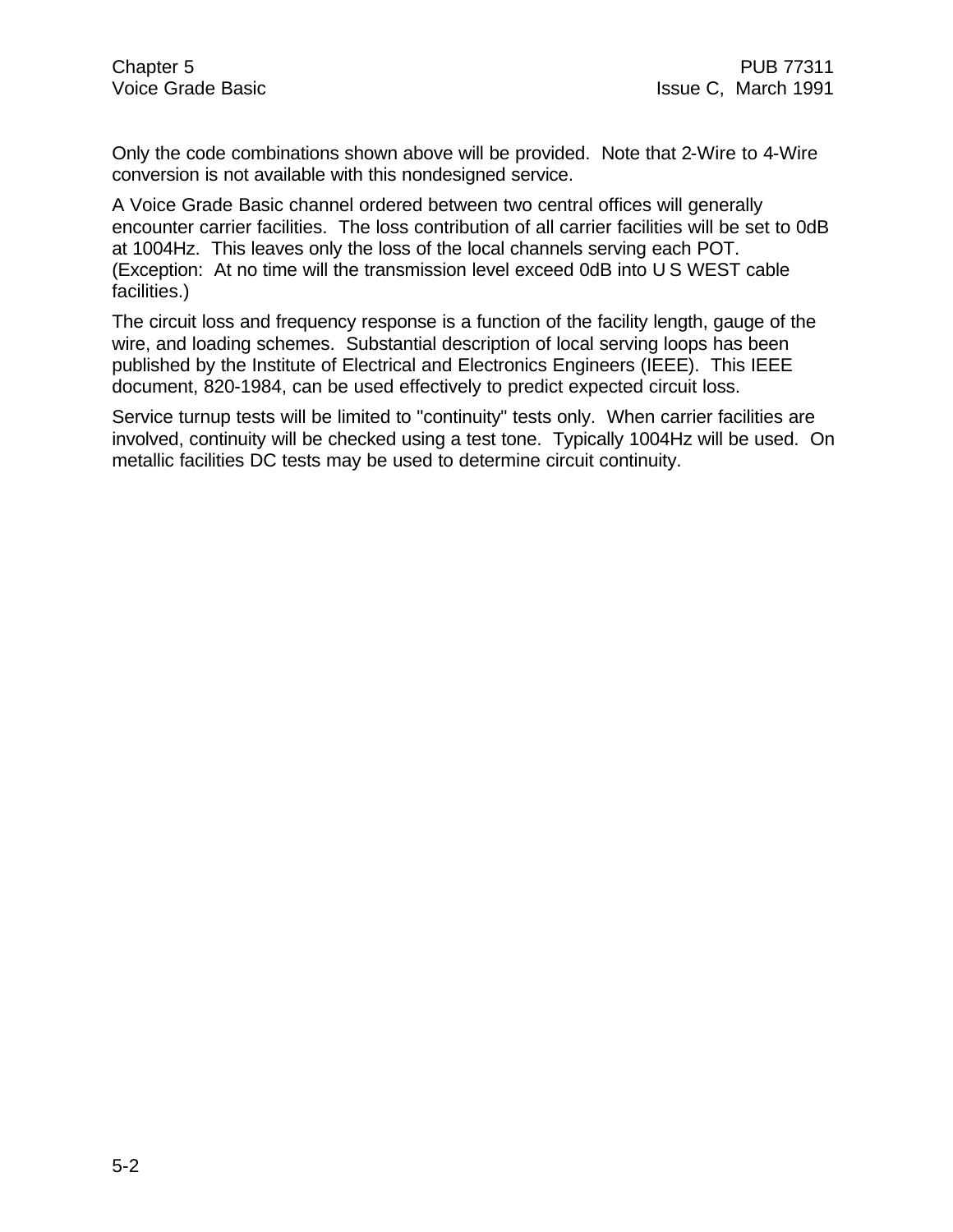Only the code combinations shown above will be provided. Note that 2-Wire to 4-Wire conversion is not available with this nondesigned service.

A Voice Grade Basic channel ordered between two central offices will generally encounter carrier facilities. The loss contribution of all carrier facilities will be set to 0dB at 1004Hz. This leaves only the loss of the local channels serving each POT. (Exception: At no time will the transmission level exceed 0dB into U S WEST cable facilities.)

The circuit loss and frequency response is a function of the facility length, gauge of the wire, and loading schemes. Substantial description of local serving loops has been published by the Institute of Electrical and Electronics Engineers (IEEE). This IEEE document, 820-1984, can be used effectively to predict expected circuit loss.

Service turnup tests will be limited to "continuity" tests only. When carrier facilities are involved, continuity will be checked using a test tone. Typically 1004Hz will be used. On metallic facilities DC tests may be used to determine circuit continuity.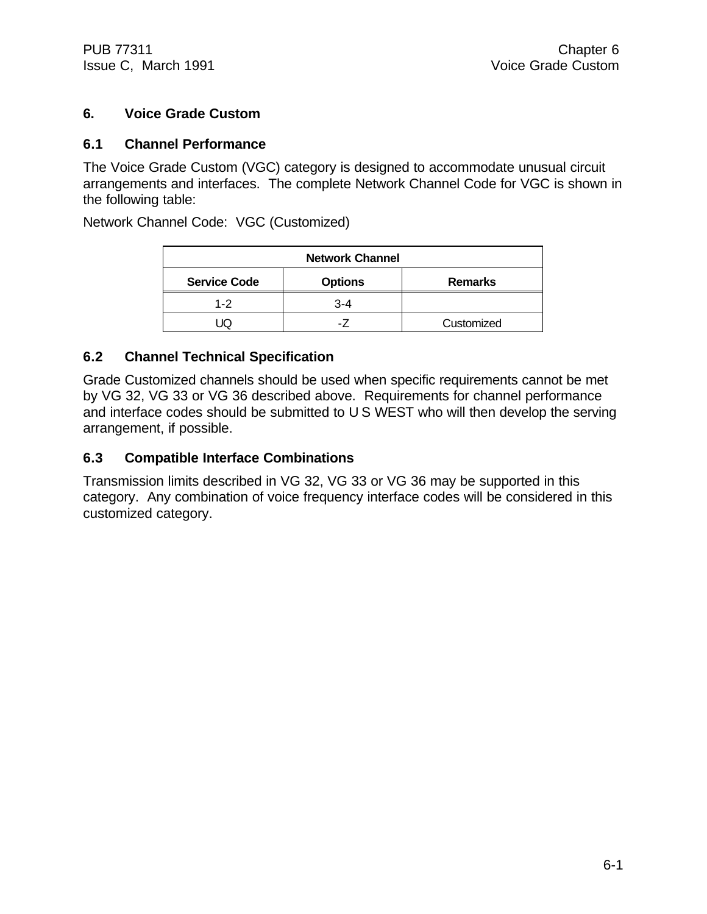# 6. Voice Grade Custom

## 6.1 Channel Performance

The Voice Grade Custom (VGC) category is designed to accommodate unusual circuit arrangements and interfaces. The complete Network Channel Code for VGC is shown in the following table:

Network Channel Code: VGC (Customized)

| Network Channel | | |
|---|---|---|
| **Service Code** | **Options** | **Remarks** |
| 1-2 | 3-4 | |
| UQ | -Z | Customized |

## 6.2 Channel Technical Specification

Grade Customized channels should be used when specific requirements cannot be met by VG 32, VG 33 or VG 36 described above. Requirements for channel performance and interface codes should be submitted to U S WEST who will then develop the serving arrangement, if possible.

## 6.3 Compatible Interface Combinations

Transmission limits described in VG 32, VG 33 or VG 36 may be supported in this category. Any combination of voice frequency interface codes will be considered in this customized category.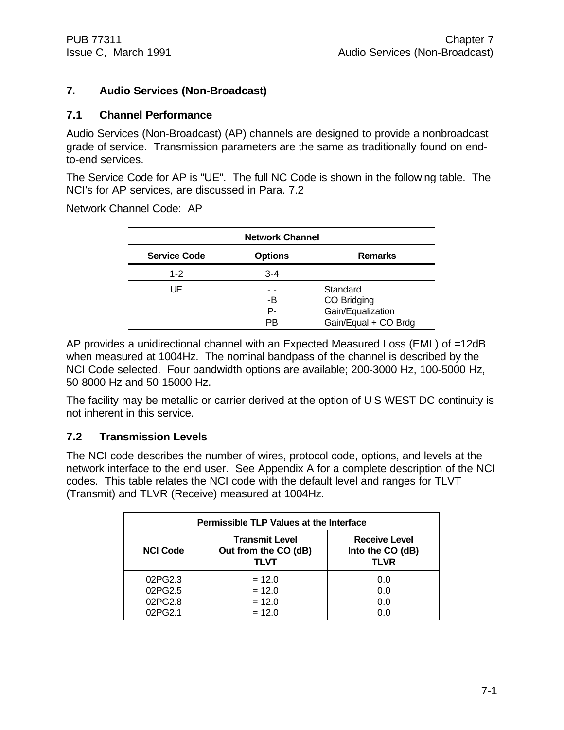## 7. Audio Services (Non-Broadcast)

### 7.1 Channel Performance

Audio Services (Non-Broadcast) (AP) channels are designed to provide a nonbroadcast grade of service. Transmission parameters are the same as traditionally found on end-to-end services.

The Service Code for AP is "UE". The full NC Code is shown in the following table. The NCI's for AP services, are discussed in Para. 7.2

Network Channel Code: AP

| Network Channel | | |
|---|---|---|
| **Service Code** | **Options** | **Remarks** |
| 1-2 | 3-4 | |
| UE | - -<br>-B<br>P-<br>PB | Standard<br>CO Bridging<br>Gain/Equalization<br>Gain/Equal + CO Brdg |

AP provides a unidirectional channel with an Expected Measured Loss (EML) of =12dB when measured at 1004Hz. The nominal bandpass of the channel is described by the NCI Code selected. Four bandwidth options are available; 200-3000 Hz, 100-5000 Hz, 50-8000 Hz and 50-15000 Hz.

The facility may be metallic or carrier derived at the option of U S WEST DC continuity is not inherent in this service.

### 7.2 Transmission Levels

The NCI code describes the number of wires, protocol code, options, and levels at the network interface to the end user. See Appendix A for a complete description of the NCI codes. This table relates the NCI code with the default level and ranges for TLVT (Transmit) and TLVR (Receive) measured at 1004Hz.

| Permissible TLP Values at the Interface | | |
|---|---|---|
| **NCI Code** | **Transmit Level Out from the CO (dB) TLVT** | **Receive Level Into the CO (dB) TLVR** |
| 02PG2.3<br>02PG2.5<br>02PG2.8<br>02PG2.1 | = 12.0<br>= 12.0<br>= 12.0<br>= 12.0 | 0.0<br>0.0<br>0.0<br>0.0 |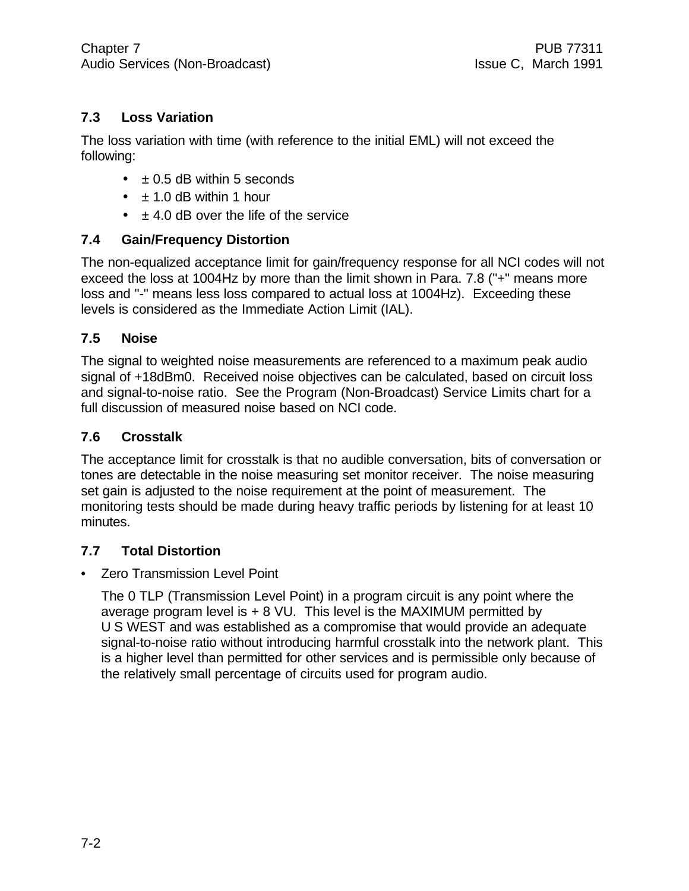## 7.3 Loss Variation

The loss variation with time (with reference to the initial EML) will not exceed the following:

- ± 0.5 dB within 5 seconds
- ± 1.0 dB within 1 hour
- ± 4.0 dB over the life of the service

## 7.4 Gain/Frequency Distortion

The non-equalized acceptance limit for gain/frequency response for all NCI codes will not exceed the loss at 1004Hz by more than the limit shown in Para. 7.8 ("+" means more loss and "-" means less loss compared to actual loss at 1004Hz). Exceeding these levels is considered as the Immediate Action Limit (IAL).

## 7.5 Noise

The signal to weighted noise measurements are referenced to a maximum peak audio signal of +18dBm0. Received noise objectives can be calculated, based on circuit loss and signal-to-noise ratio. See the Program (Non-Broadcast) Service Limits chart for a full discussion of measured noise based on NCI code.

## 7.6 Crosstalk

The acceptance limit for crosstalk is that no audible conversation, bits of conversation or tones are detectable in the noise measuring set monitor receiver. The noise measuring set gain is adjusted to the noise requirement at the point of measurement. The monitoring tests should be made during heavy traffic periods by listening for at least 10 minutes.

## 7.7 Total Distortion

- Zero Transmission Level Point

  The 0 TLP (Transmission Level Point) in a program circuit is any point where the average program level is + 8 VU. This level is the MAXIMUM permitted by U S WEST and was established as a compromise that would provide an adequate signal-to-noise ratio without introducing harmful crosstalk into the network plant. This is a higher level than permitted for other services and is permissible only because of the relatively small percentage of circuits used for program audio.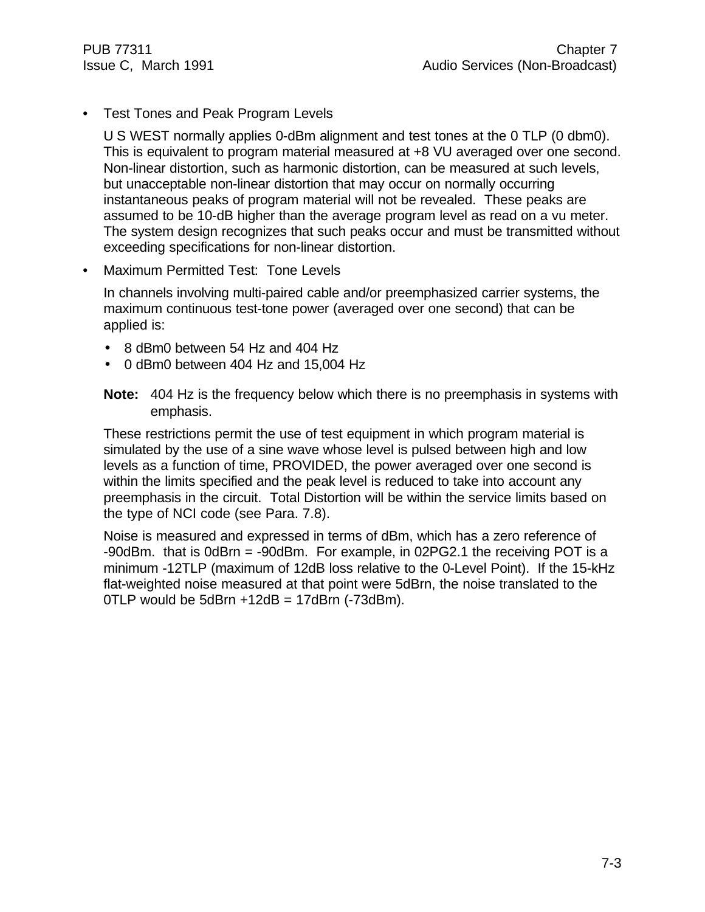- Test Tones and Peak Program Levels

  U S WEST normally applies 0-dBm alignment and test tones at the 0 TLP (0 dbm0). This is equivalent to program material measured at +8 VU averaged over one second. Non-linear distortion, such as harmonic distortion, can be measured at such levels, but unacceptable non-linear distortion that may occur on normally occurring instantaneous peaks of program material will not be revealed. These peaks are assumed to be 10-dB higher than the average program level as read on a vu meter. The system design recognizes that such peaks occur and must be transmitted without exceeding specifications for non-linear distortion.

- Maximum Permitted Test: Tone Levels

  In channels involving multi-paired cable and/or preemphasized carrier systems, the maximum continuous test-tone power (averaged over one second) that can be applied is:

  - 8 dBm0 between 54 Hz and 404 Hz
  - 0 dBm0 between 404 Hz and 15,004 Hz

  **Note:** 404 Hz is the frequency below which there is no preemphasis in systems with emphasis.

  These restrictions permit the use of test equipment in which program material is simulated by the use of a sine wave whose level is pulsed between high and low levels as a function of time, PROVIDED, the power averaged over one second is within the limits specified and the peak level is reduced to take into account any preemphasis in the circuit. Total Distortion will be within the service limits based on the type of NCI code (see Para. 7.8).

  Noise is measured and expressed in terms of dBm, which has a zero reference of -90dBm. that is 0dBrn = -90dBm. For example, in 02PG2.1 the receiving POT is a minimum -12TLP (maximum of 12dB loss relative to the 0-Level Point). If the 15-kHz flat-weighted noise measured at that point were 5dBrn, the noise translated to the 0TLP would be 5dBrn +12dB = 17dBrn (-73dBm).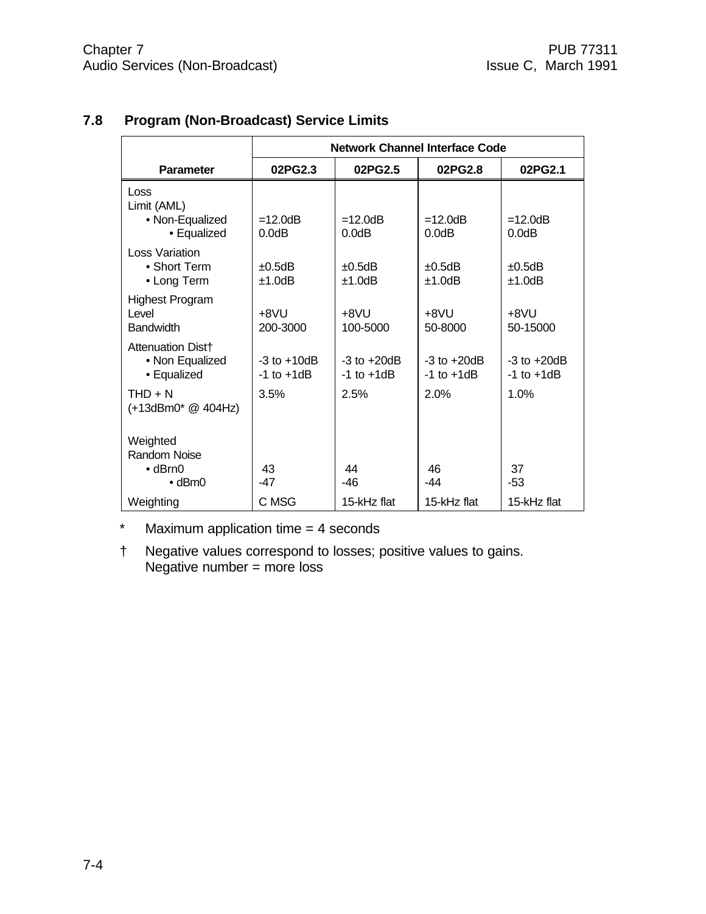## 7.8 Program (Non-Broadcast) Service Limits

| Parameter | Network Channel Interface Code | | | |
|---|---|---|---|---|
| | **02PG2.3** | **02PG2.5** | **02PG2.8** | **02PG2.1** |
| Loss Limit (AML) | | | | |
| • Non-Equalized | =12.0dB | =12.0dB | =12.0dB | =12.0dB |
| • Equalized | 0.0dB | 0.0dB | 0.0dB | 0.0dB |
| Loss Variation | | | | |
| • Short Term | ±0.5dB | ±0.5dB | ±0.5dB | ±0.5dB |
| • Long Term | ±1.0dB | ±1.0dB | ±1.0dB | ±1.0dB |
| Highest Program Level | +8VU | +8VU | +8VU | +8VU |
| Bandwidth | 200-3000 | 100-5000 | 50-8000 | 50-15000 |
| Attenuation Dist† | | | | |
| • Non Equalized | -3 to +10dB | -3 to +20dB | -3 to +20dB | -3 to +20dB |
| • Equalized | -1 to +1dB | -1 to +1dB | -1 to +1dB | -1 to +1dB |
| THD + N (+13dBm0* @ 404Hz) | 3.5% | 2.5% | 2.0% | 1.0% |
| Weighted Random Noise | | | | |
| • dBrn0 | 43 | 44 | 46 | 37 |
| • dBm0 | -47 | -46 | -44 | -53 |
| Weighting | C MSG | 15-kHz flat | 15-kHz flat | 15-kHz flat |

\* Maximum application time = 4 seconds

† Negative values correspond to losses; positive values to gains. Negative number = more loss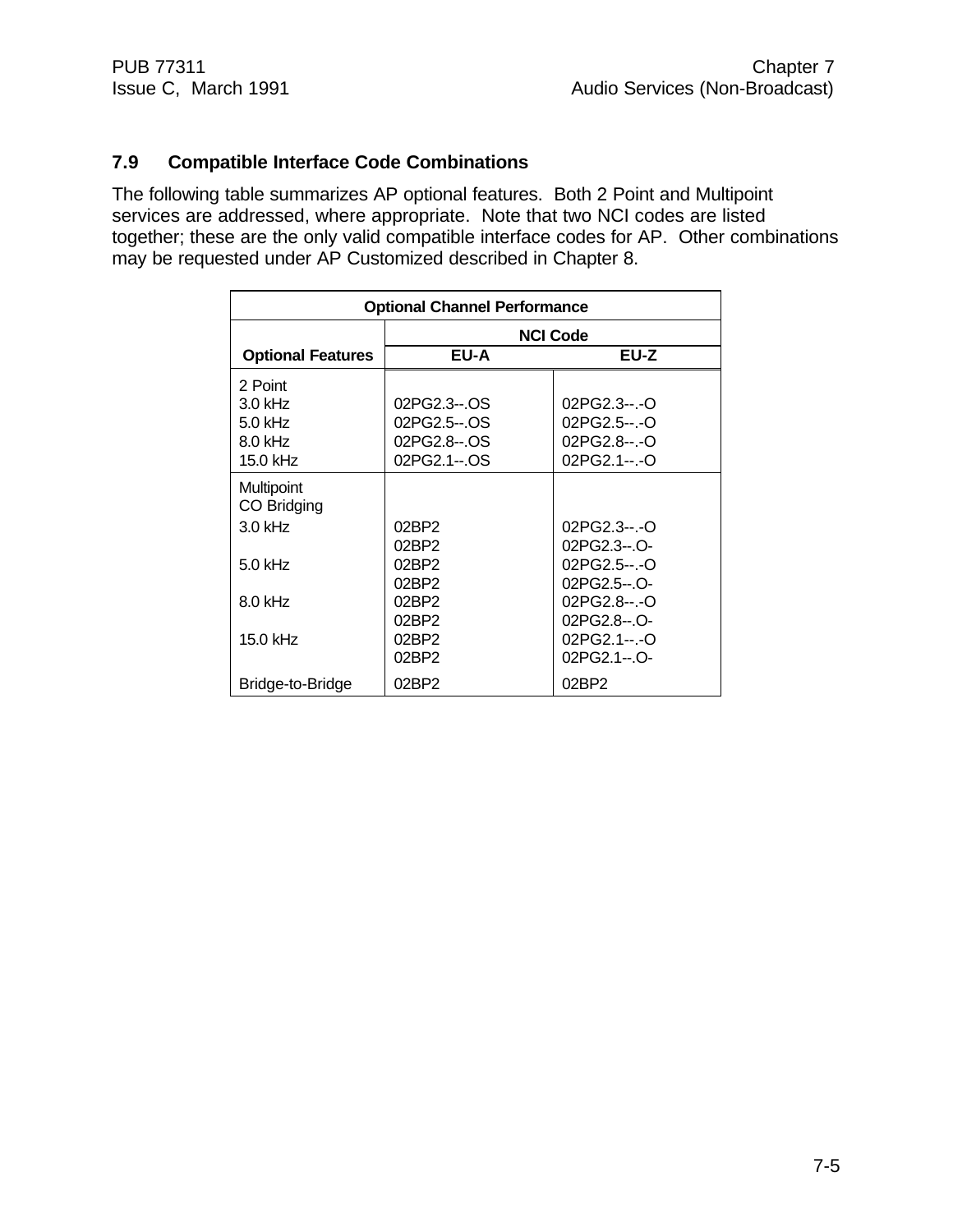## 7.9 Compatible Interface Code Combinations

The following table summarizes AP optional features. Both 2 Point and Multipoint services are addressed, where appropriate. Note that two NCI codes are listed together; these are the only valid compatible interface codes for AP. Other combinations may be requested under AP Customized described in Chapter 8.

| Optional Channel Performance | | |
|---|---|---|
| | NCI Code | |
| **Optional Features** | **EU-A** | **EU-Z** |
| 2 Point | | |
| 3.0 kHz | 02PG2.3--.OS | 02PG2.3--.-O |
| 5.0 kHz | 02PG2.5--.OS | 02PG2.5--.-O |
| 8.0 kHz | 02PG2.8--.OS | 02PG2.8--.-O |
| 15.0 kHz | 02PG2.1--.OS | 02PG2.1--.-O |
| Multipoint<br>CO Bridging | | |
| 3.0 kHz | 02BP2 | 02PG2.3--.-O |
| | 02BP2 | 02PG2.3--.O- |
| 5.0 kHz | 02BP2 | 02PG2.5--.-O |
| | 02BP2 | 02PG2.5--.O- |
| 8.0 kHz | 02BP2 | 02PG2.8--.-O |
| | 02BP2 | 02PG2.8--.O- |
| 15.0 kHz | 02BP2 | 02PG2.1--.-O |
| | 02BP2 | 02PG2.1--.O- |
| Bridge-to-Bridge | 02BP2 | 02BP2 |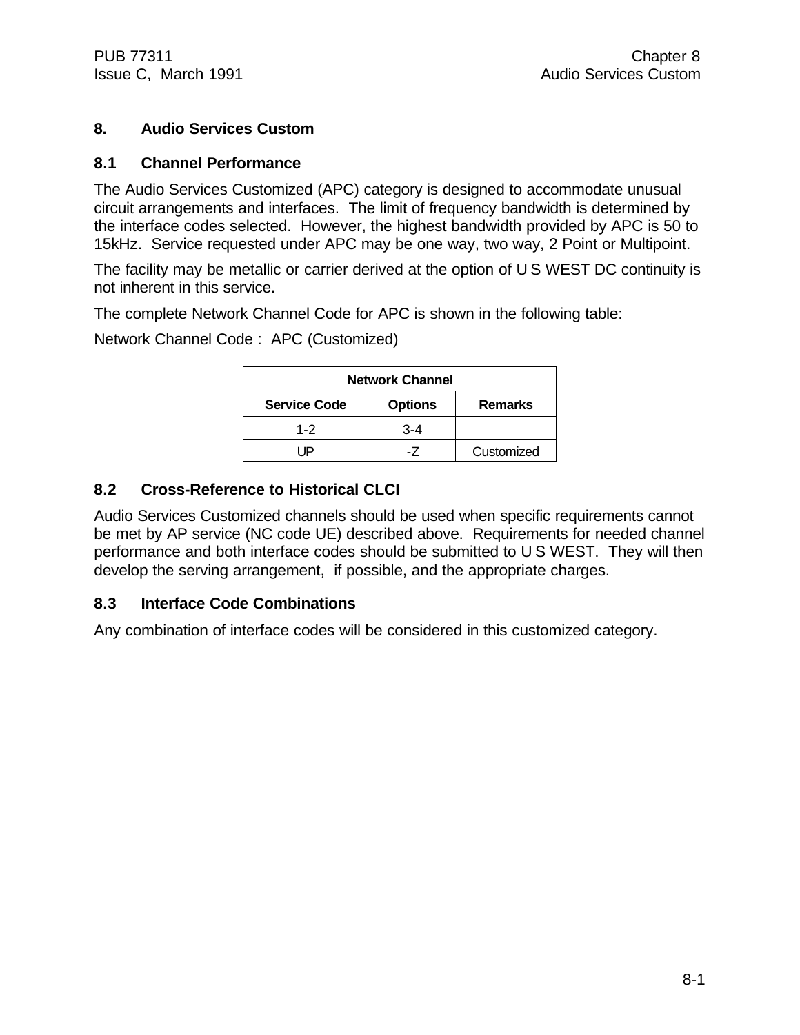# 8. Audio Services Custom

## 8.1 Channel Performance

The Audio Services Customized (APC) category is designed to accommodate unusual circuit arrangements and interfaces. The limit of frequency bandwidth is determined by the interface codes selected. However, the highest bandwidth provided by APC is 50 to 15kHz. Service requested under APC may be one way, two way, 2 Point or Multipoint.

The facility may be metallic or carrier derived at the option of U S WEST DC continuity is not inherent in this service.

The complete Network Channel Code for APC is shown in the following table:

Network Channel Code : APC (Customized)

| Network Channel | | |
|---|---|---|
| **Service Code** | **Options** | **Remarks** |
| 1-2 | 3-4 | |
| UP | -Z | Customized |

## 8.2 Cross-Reference to Historical CLCI

Audio Services Customized channels should be used when specific requirements cannot be met by AP service (NC code UE) described above. Requirements for needed channel performance and both interface codes should be submitted to U S WEST. They will then develop the serving arrangement, if possible, and the appropriate charges.

## 8.3 Interface Code Combinations

Any combination of interface codes will be considered in this customized category.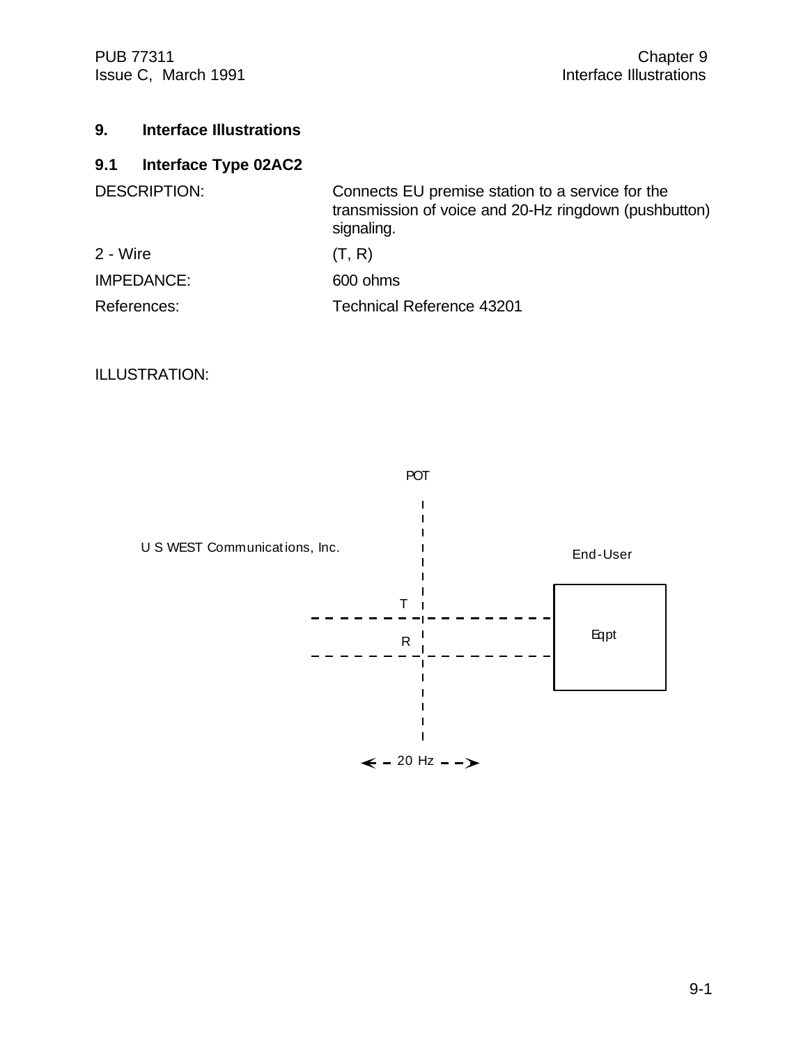# 9. Interface Illustrations

## 9.1 Interface Type 02AC2

| | |
|---|---|
| DESCRIPTION: | Connects EU premise station to a service for the transmission of voice and 20-Hz ringdown (pushbutton) signaling. |
| 2 - Wire | (T, R) |
| IMPEDANCE: | 600 ohms |
| References: | Technical Reference 43201 |

ILLUSTRATION:

POT

U S WEST Communications, Inc.

End-User

T

R

Eqpt

20 Hz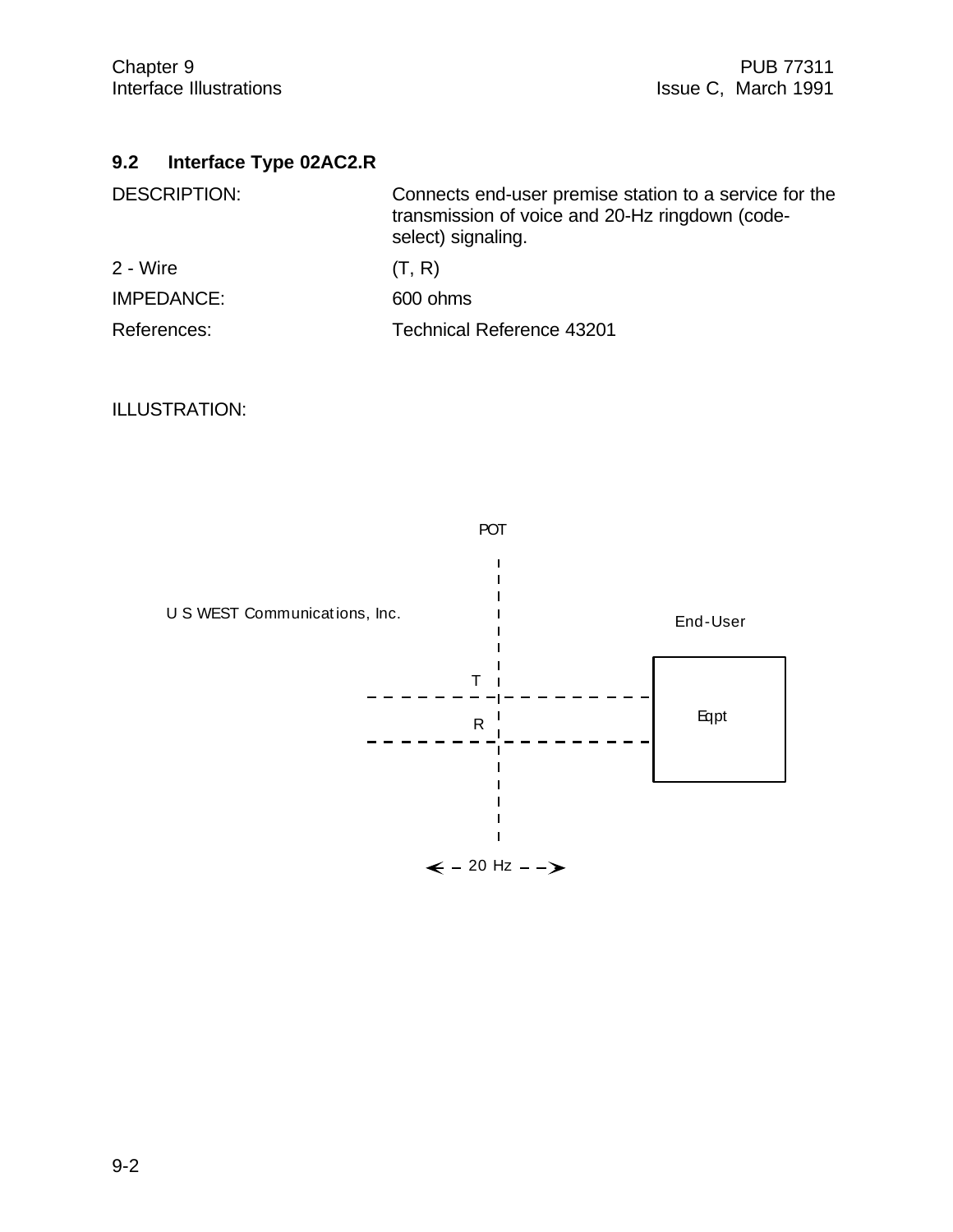## 9.2 Interface Type 02AC2.R

| | |
|---|---|
| DESCRIPTION: | Connects end-user premise station to a service for the transmission of voice and 20-Hz ringdown (code-select) signaling. |
| 2 - Wire | (T, R) |
| IMPEDANCE: | 600 ohms |
| References: | Technical Reference 43201 |

ILLUSTRATION:

POT

U S WEST Communications, Inc.

End-User

T

R

Eqpt

← 20 Hz →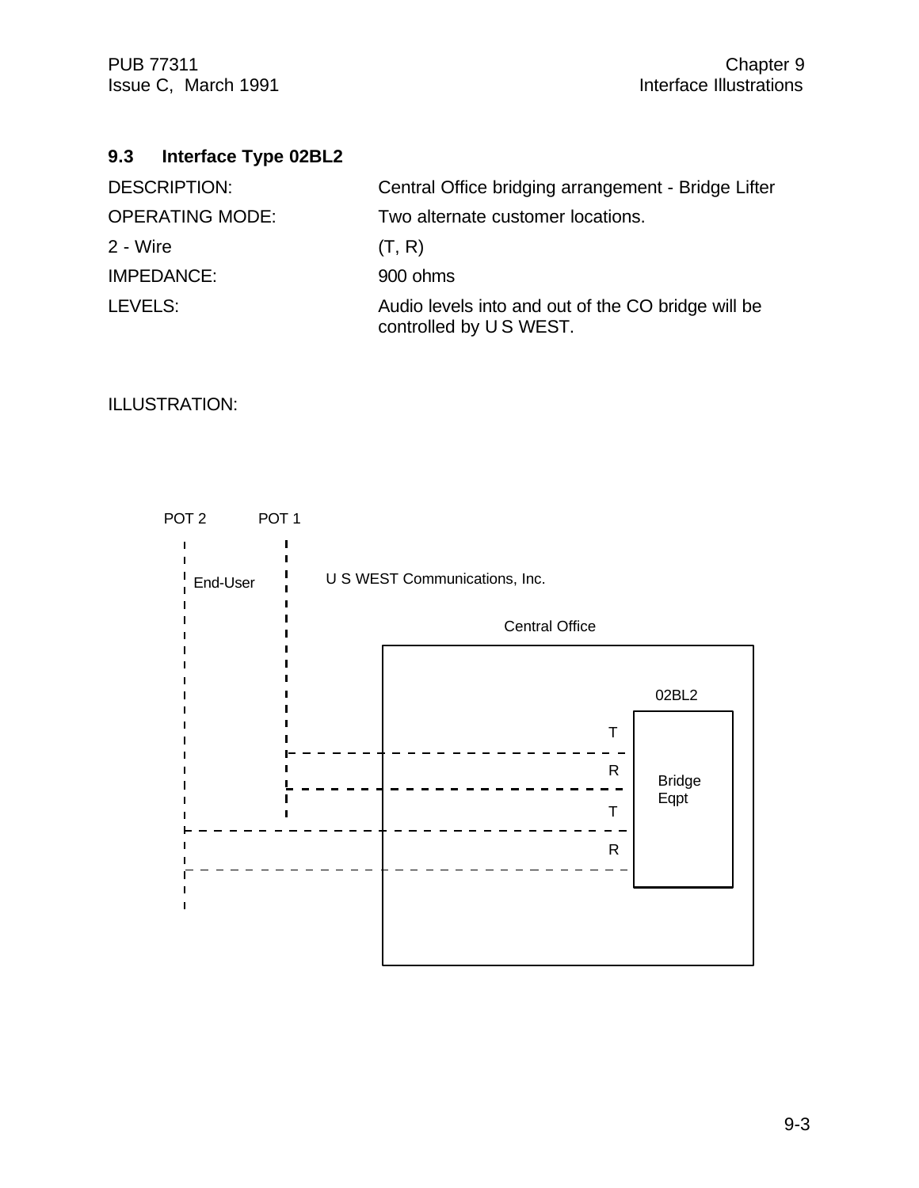### 9.3 Interface Type 02BL2

| | |
|---|---|
| DESCRIPTION: | Central Office bridging arrangement - Bridge Lifter |
| OPERATING MODE: | Two alternate customer locations. |
| 2 - Wire | (T, R) |
| IMPEDANCE: | 900 ohms |
| LEVELS: | Audio levels into and out of the CO bridge will be controlled by U S WEST. |

ILLUSTRATION:

POT 2 POT 1

End-User U S WEST Communications, Inc.

Central Office

02BL2

T

R

T

R

Bridge Eqpt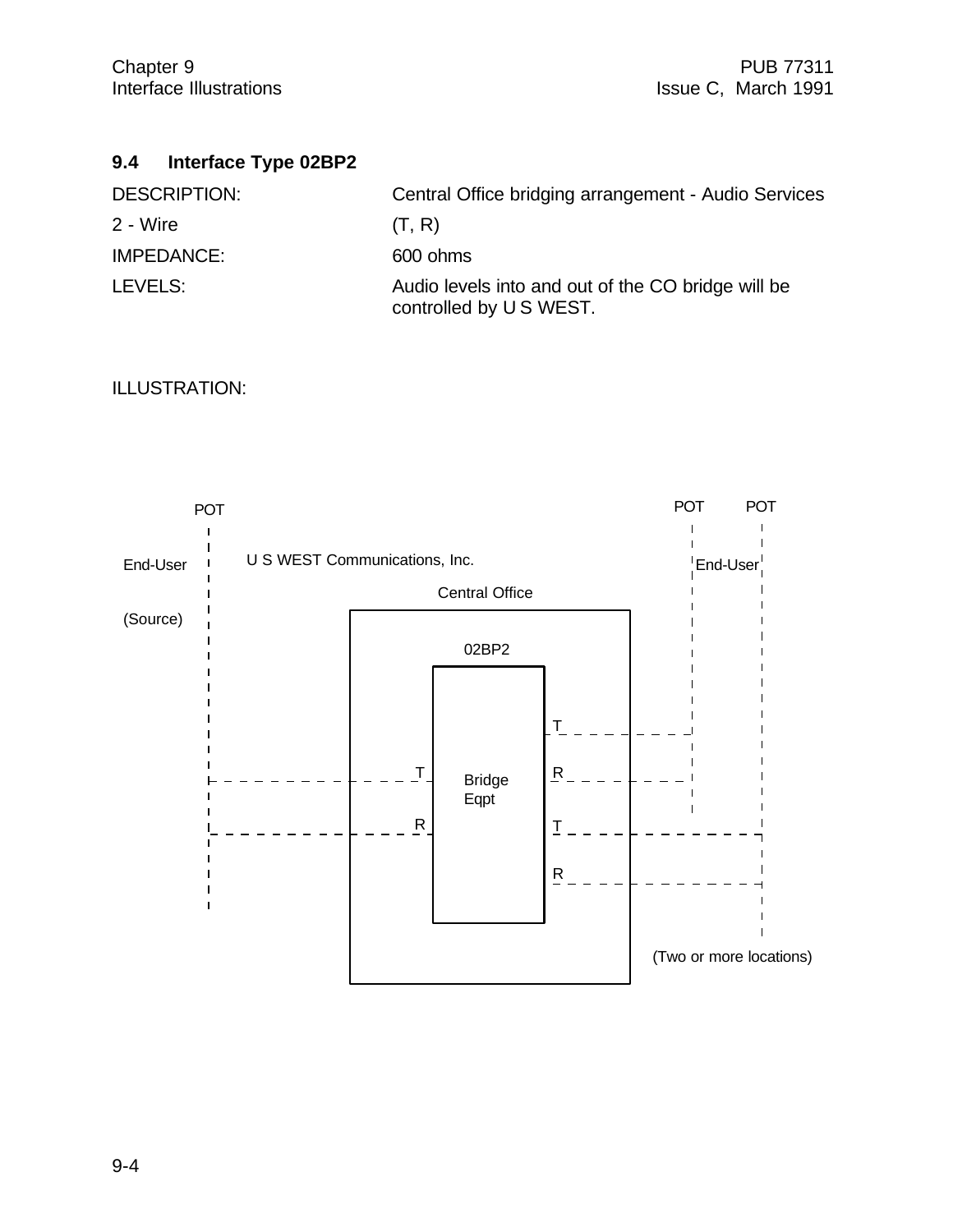### 9.4 Interface Type 02BP2

| | |
|---|---|
| DESCRIPTION: | Central Office bridging arrangement - Audio Services |
| 2 - Wire | (T, R) |
| IMPEDANCE: | 600 ohms |
| LEVELS: | Audio levels into and out of the CO bridge will be controlled by U S WEST. |

ILLUSTRATION:

POT

End-User

(Source)

U S WEST Communications, Inc.

Central Office

02BP2

Bridge Eqpt

T R T R T R

POT POT

End-User

(Two or more locations)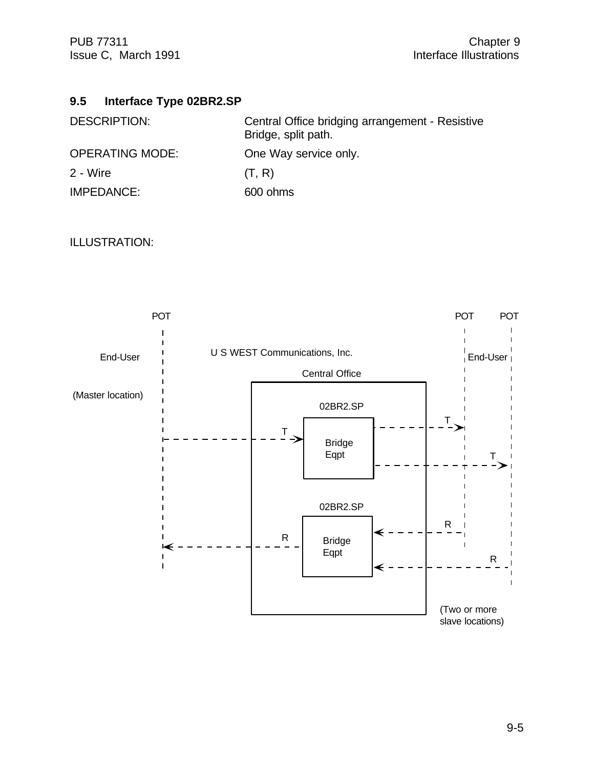## 9.5 Interface Type 02BR2.SP

DESCRIPTION: Central Office bridging arrangement - Resistive Bridge, split path.

OPERATING MODE: One Way service only.

2 - Wire (T, R)

IMPEDANCE: 600 ohms

ILLUSTRATION:

POT

End-User

(Master location)

U S WEST Communications, Inc.

Central Office

02BR2.SP

T

Bridge Eqpt

T

T

02BR2.SP

R

Bridge Eqpt

R

R

POT POT

End-User

(Two or more slave locations)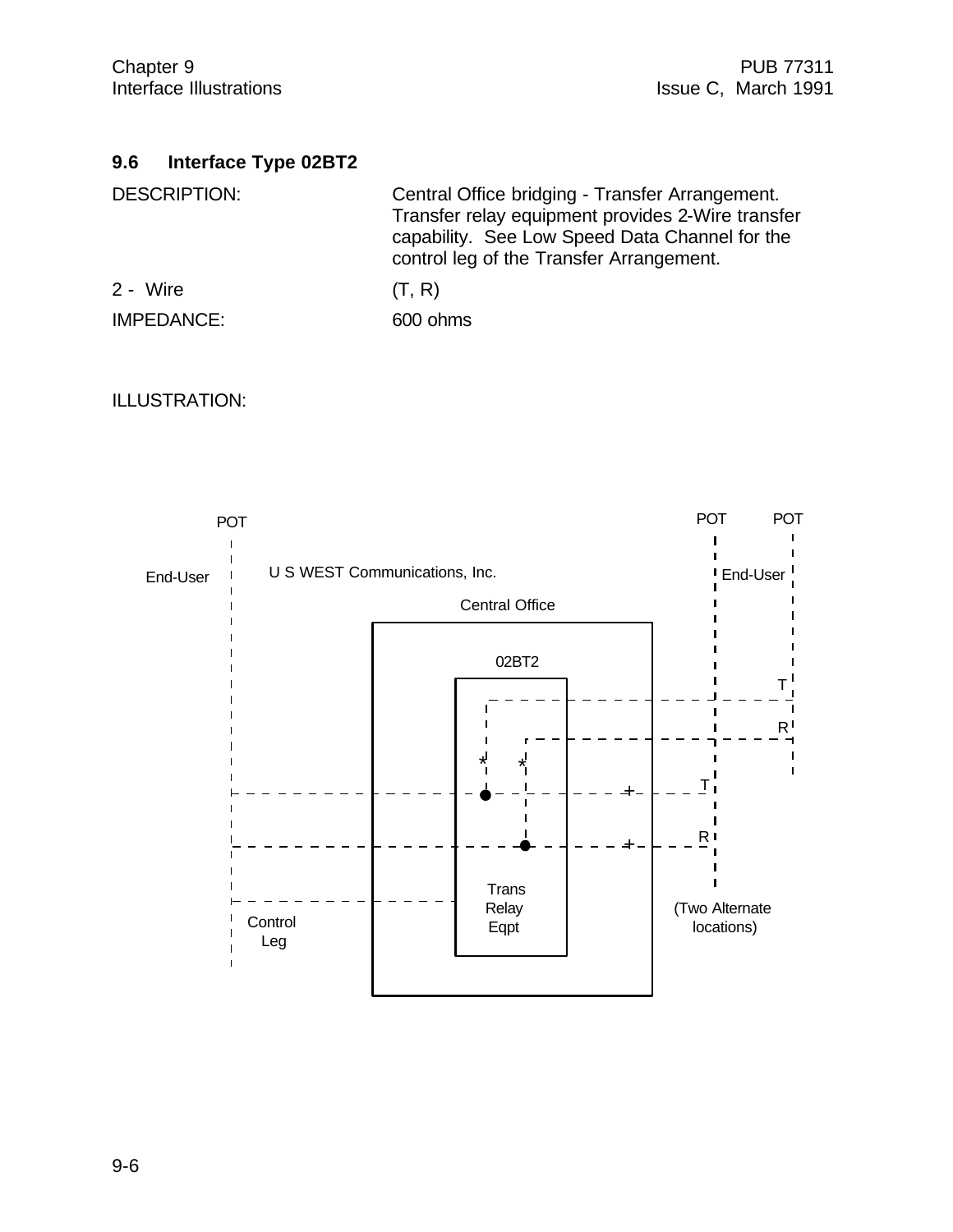## 9.6 Interface Type 02BT2

DESCRIPTION: Central Office bridging - Transfer Arrangement. Transfer relay equipment provides 2-Wire transfer capability. See Low Speed Data Channel for the control leg of the Transfer Arrangement.

2 - Wire (T, R)

IMPEDANCE: 600 ohms

ILLUSTRATION:

POT

End-User

U S WEST Communications, Inc.

Central Office

02BT2

Trans Relay Eqpt

Control Leg

POT POT

End-User

T

R

T

R

(Two Alternate locations)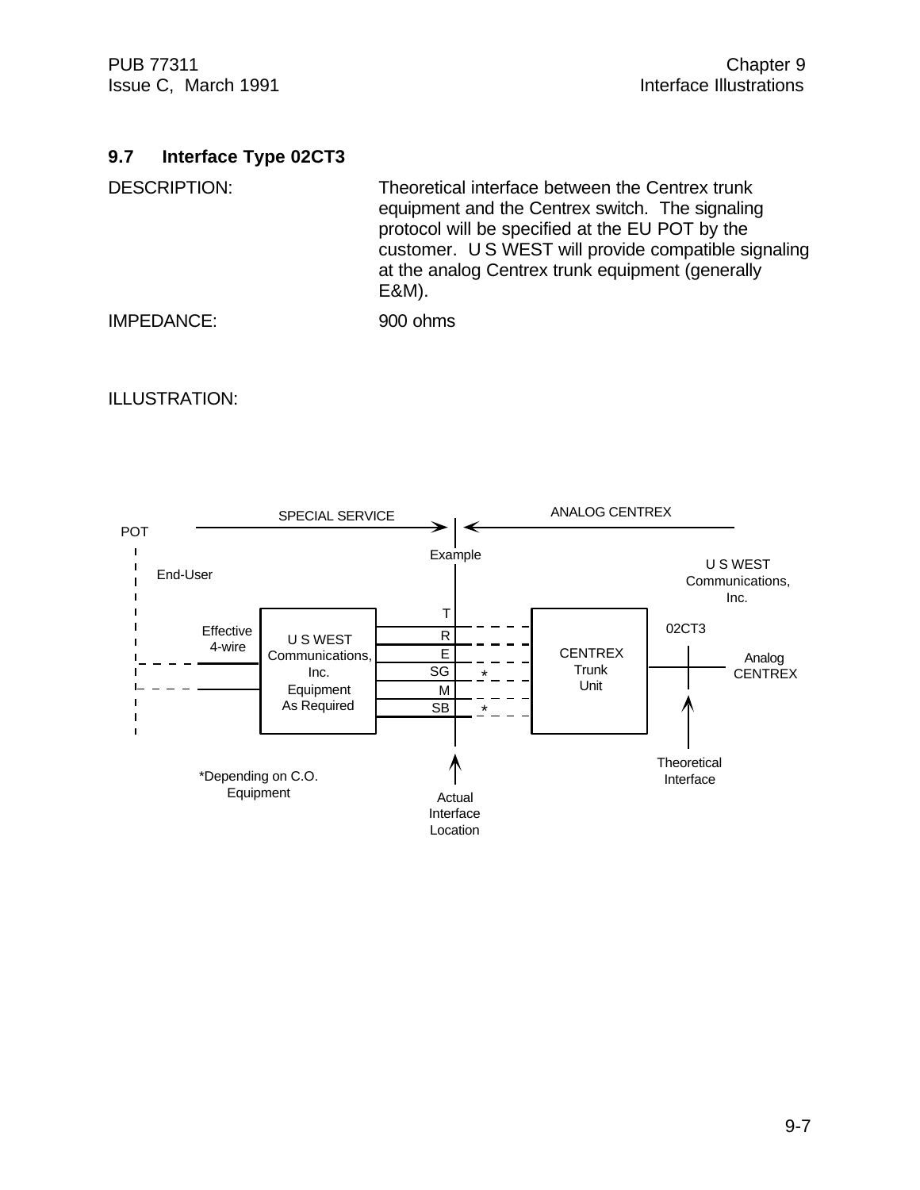## 9.7 Interface Type 02CT3

DESCRIPTION: Theoretical interface between the Centrex trunk equipment and the Centrex switch. The signaling protocol will be specified at the EU POT by the customer. U S WEST will provide compatible signaling at the analog Centrex trunk equipment (generally E&M).

IMPEDANCE: 900 ohms

ILLUSTRATION:

POT

SPECIAL SERVICE

ANALOG CENTREX

Example

End-User

U S WEST Communications, Inc.

Effective 4-wire

U S WEST Communications, Inc. Equipment As Required

T
R
E
SG *
M
SB *

CENTREX Trunk Unit

02CT3

Analog CENTREX

*Depending on C.O. Equipment

Actual Interface Location

Theoretical Interface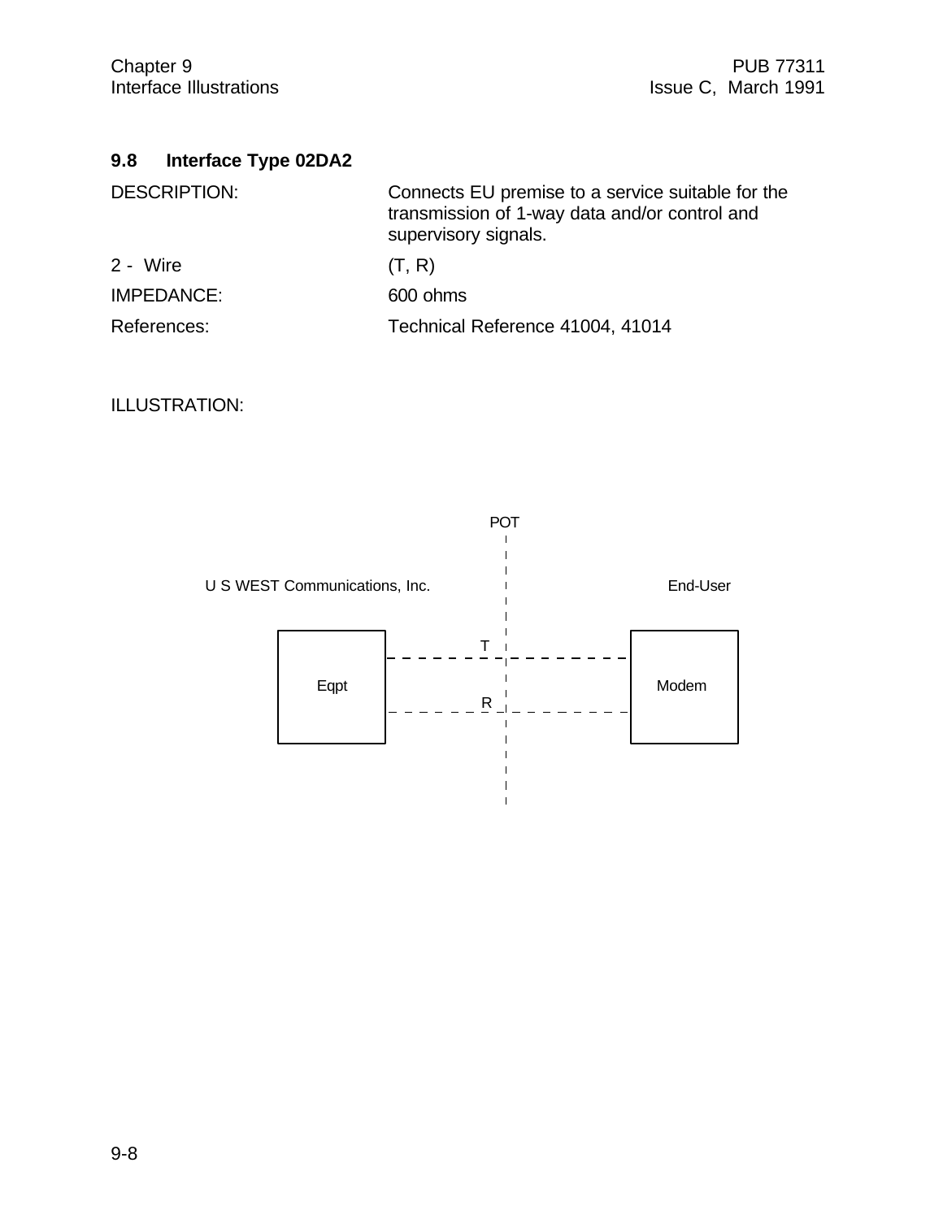## 9.8 Interface Type 02DA2

| | |
|---|---|
| DESCRIPTION: | Connects EU premise to a service suitable for the transmission of 1-way data and/or control and supervisory signals. |
| 2 - Wire | (T, R) |
| IMPEDANCE: | 600 ohms |
| References: | Technical Reference 41004, 41014 |

ILLUSTRATION:

POT

U S WEST Communications, Inc. | End-User

Eqpt — T — Modem

Eqpt — R — Modem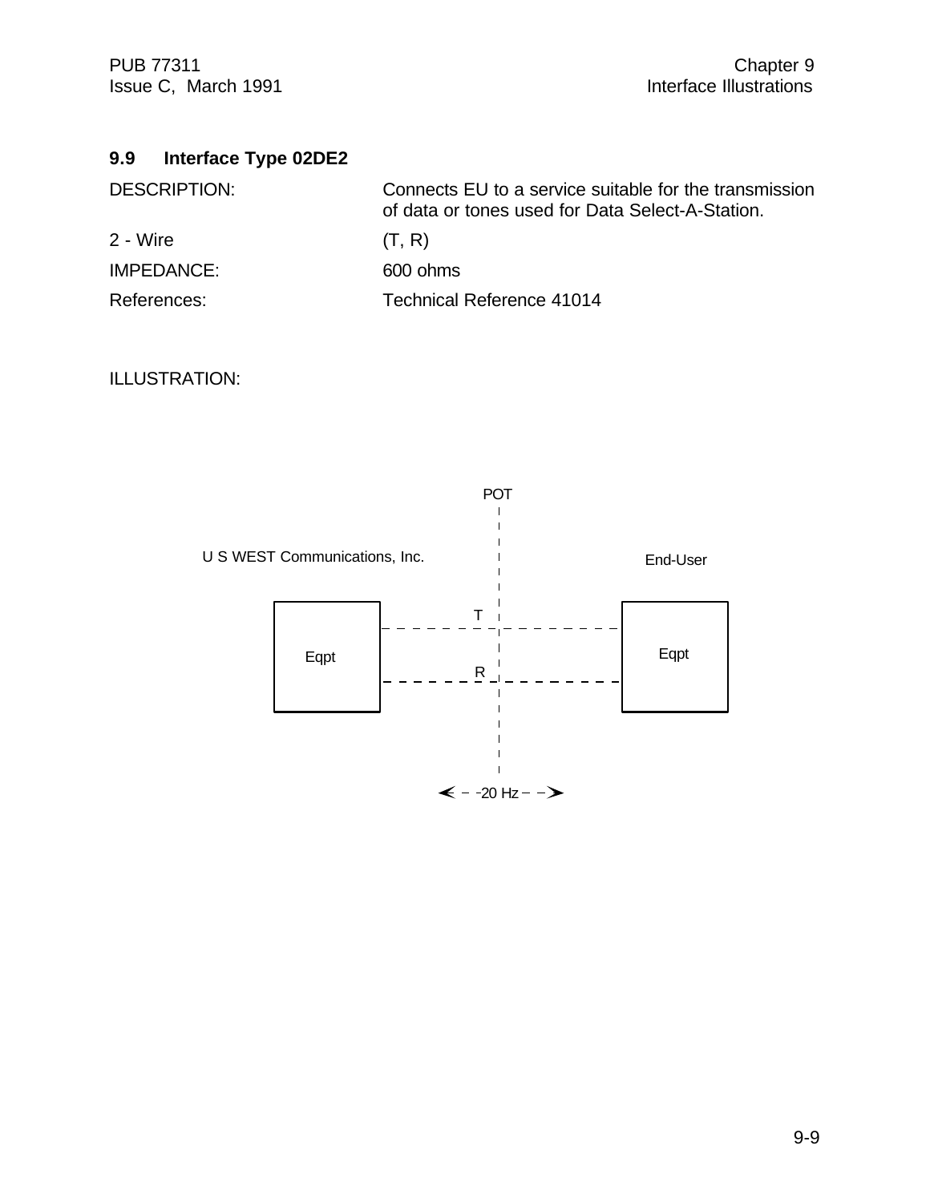## 9.9 Interface Type 02DE2

| | |
|---|---|
| DESCRIPTION: | Connects EU to a service suitable for the transmission of data or tones used for Data Select-A-Station. |
| 2 - Wire | (T, R) |
| IMPEDANCE: | 600 ohms |
| References: | Technical Reference 41014 |

ILLUSTRATION:

POT

U S WEST Communications, Inc.

End-User

Eqpt

T

R

Eqpt

-20 Hz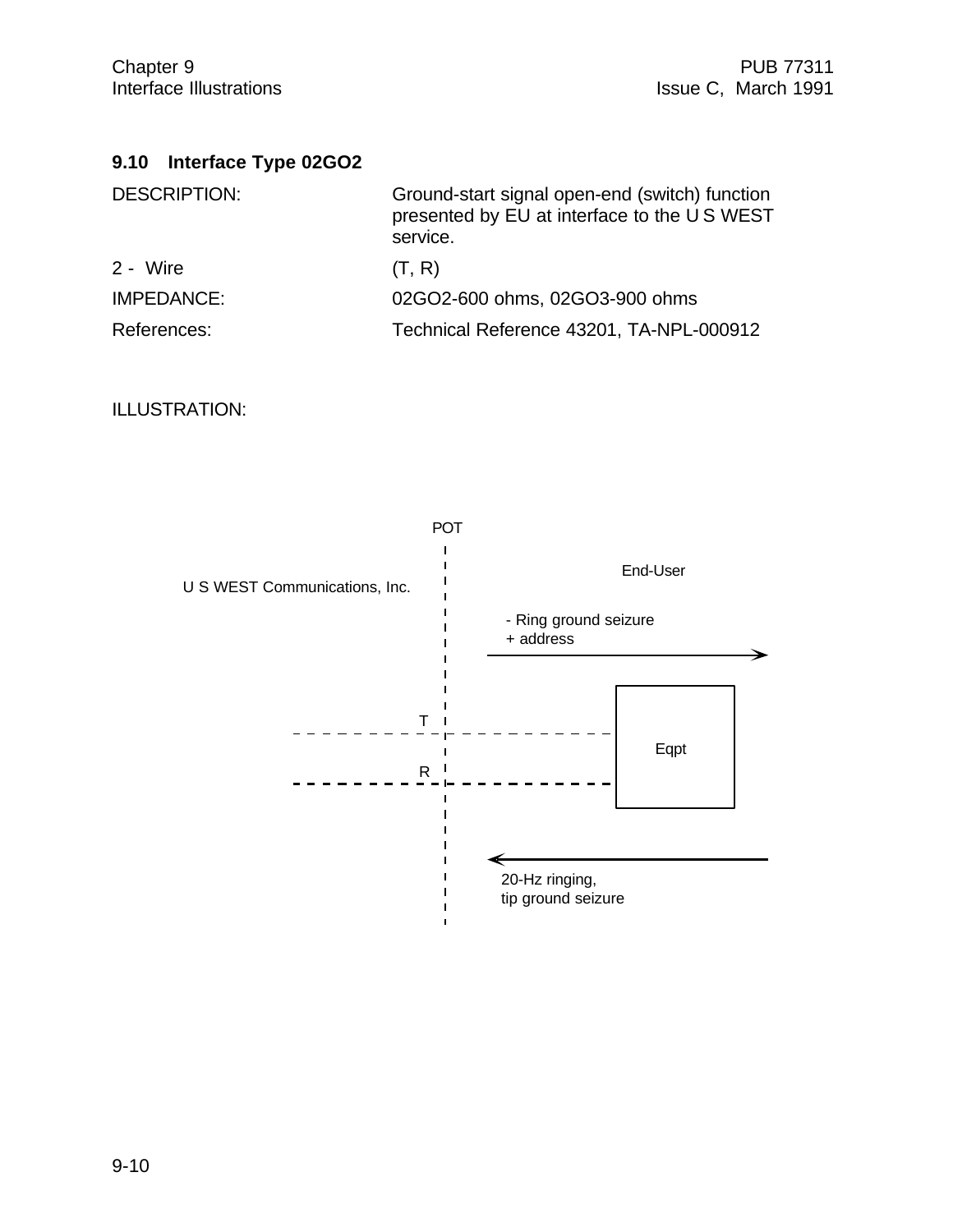### 9.10 Interface Type 02GO2

| | |
|---|---|
| DESCRIPTION: | Ground-start signal open-end (switch) function presented by EU at interface to the U S WEST service. |
| 2 - Wire | (T, R) |
| IMPEDANCE: | 02GO2-600 ohms, 02GO3-900 ohms |
| References: | Technical Reference 43201, TA-NPL-000912 |

ILLUSTRATION:

POT

U S WEST Communications, Inc.

End-User

- Ring ground seizure
+ address

T

R

Eqpt

20-Hz ringing,
tip ground seizure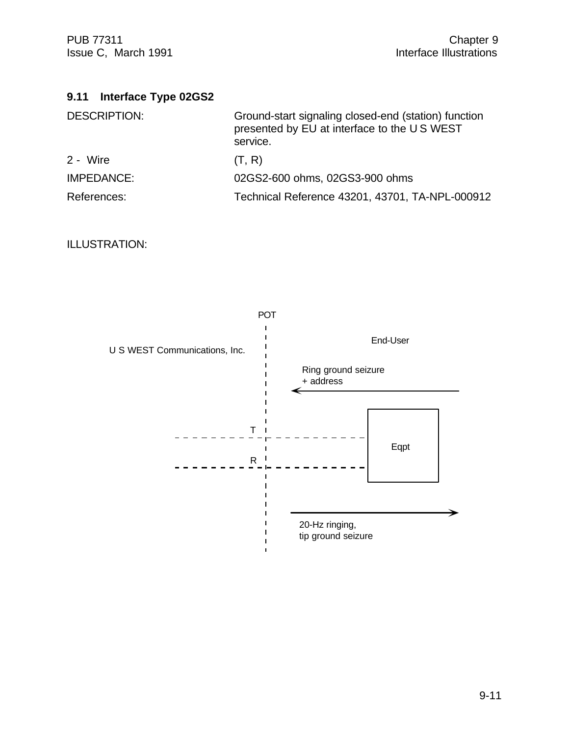### 9.11 Interface Type 02GS2

| | |
|---|---|
| DESCRIPTION: | Ground-start signaling closed-end (station) function presented by EU at interface to the U S WEST service. |
| 2 - Wire | (T, R) |
| IMPEDANCE: | 02GS2-600 ohms, 02GS3-900 ohms |
| References: | Technical Reference 43201, 43701, TA-NPL-000912 |

ILLUSTRATION:

POT

U S WEST Communications, Inc.

End-User

Ring ground seizure + address

T

R

Eqpt

20-Hz ringing, tip ground seizure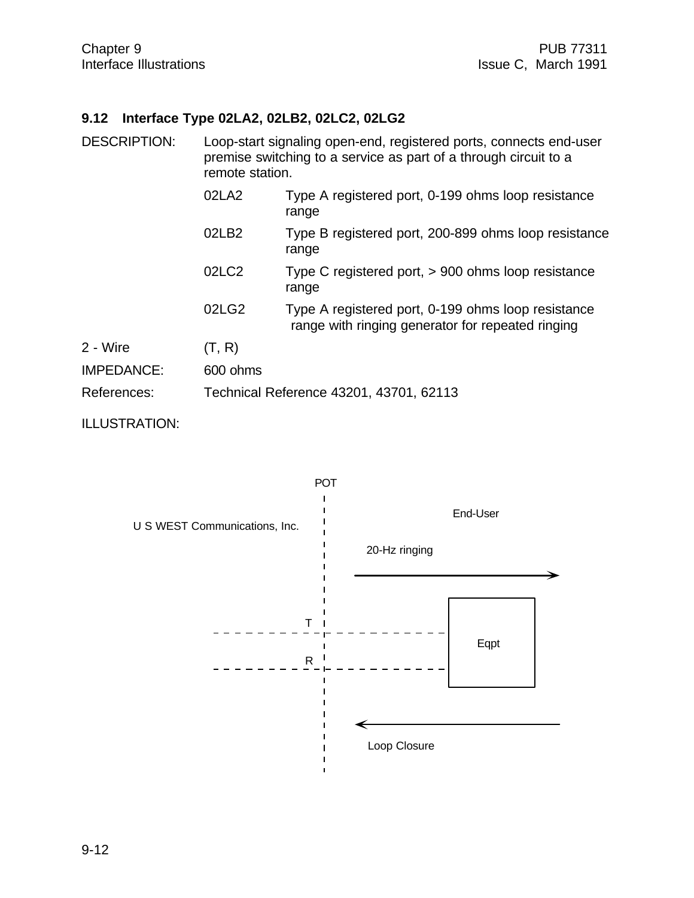## 9.12 Interface Type 02LA2, 02LB2, 02LC2, 02LG2

DESCRIPTION: Loop-start signaling open-end, registered ports, connects end-user premise switching to a service as part of a through circuit to a remote station.

| | |
|---|---|
| 02LA2 | Type A registered port, 0-199 ohms loop resistance range |
| 02LB2 | Type B registered port, 200-899 ohms loop resistance range |
| 02LC2 | Type C registered port, > 900 ohms loop resistance range |
| 02LG2 | Type A registered port, 0-199 ohms loop resistance range with ringing generator for repeated ringing |

2 - Wire (T, R)

IMPEDANCE: 600 ohms

References: Technical Reference 43201, 43701, 62113

ILLUSTRATION:

POT

U S WEST Communications, Inc.

End-User

20-Hz ringing →

T

R

Eqpt

← Loop Closure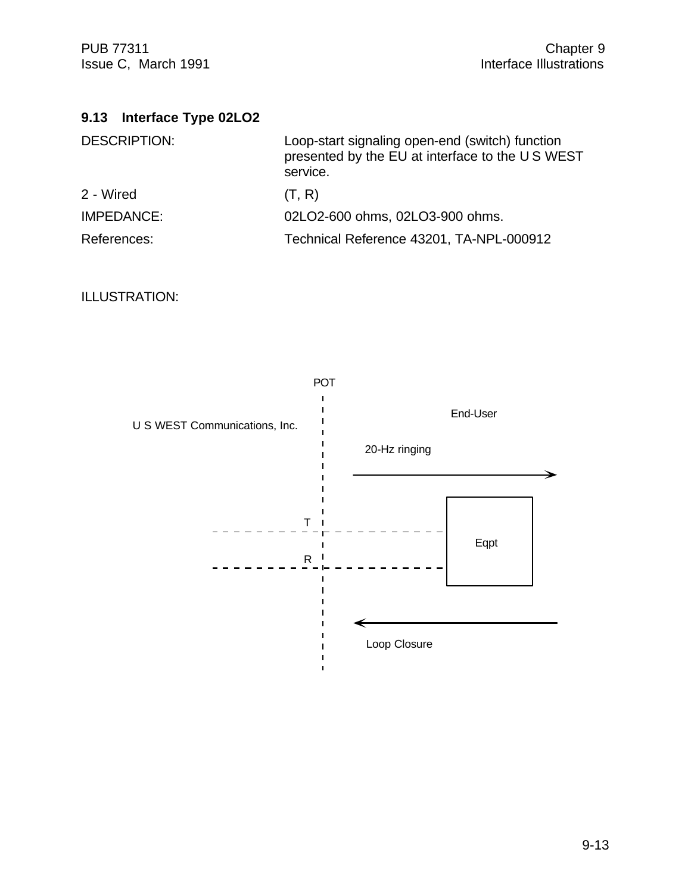### 9.13 Interface Type 02LO2

| | |
|---|---|
| DESCRIPTION: | Loop-start signaling open-end (switch) function presented by the EU at interface to the U S WEST service. |
| 2 - Wired | (T, R) |
| IMPEDANCE: | 02LO2-600 ohms, 02LO3-900 ohms. |
| References: | Technical Reference 43201, TA-NPL-000912 |

ILLUSTRATION:

POT

U S WEST Communications, Inc.

End-User

20-Hz ringing

T

R

Eqpt

Loop Closure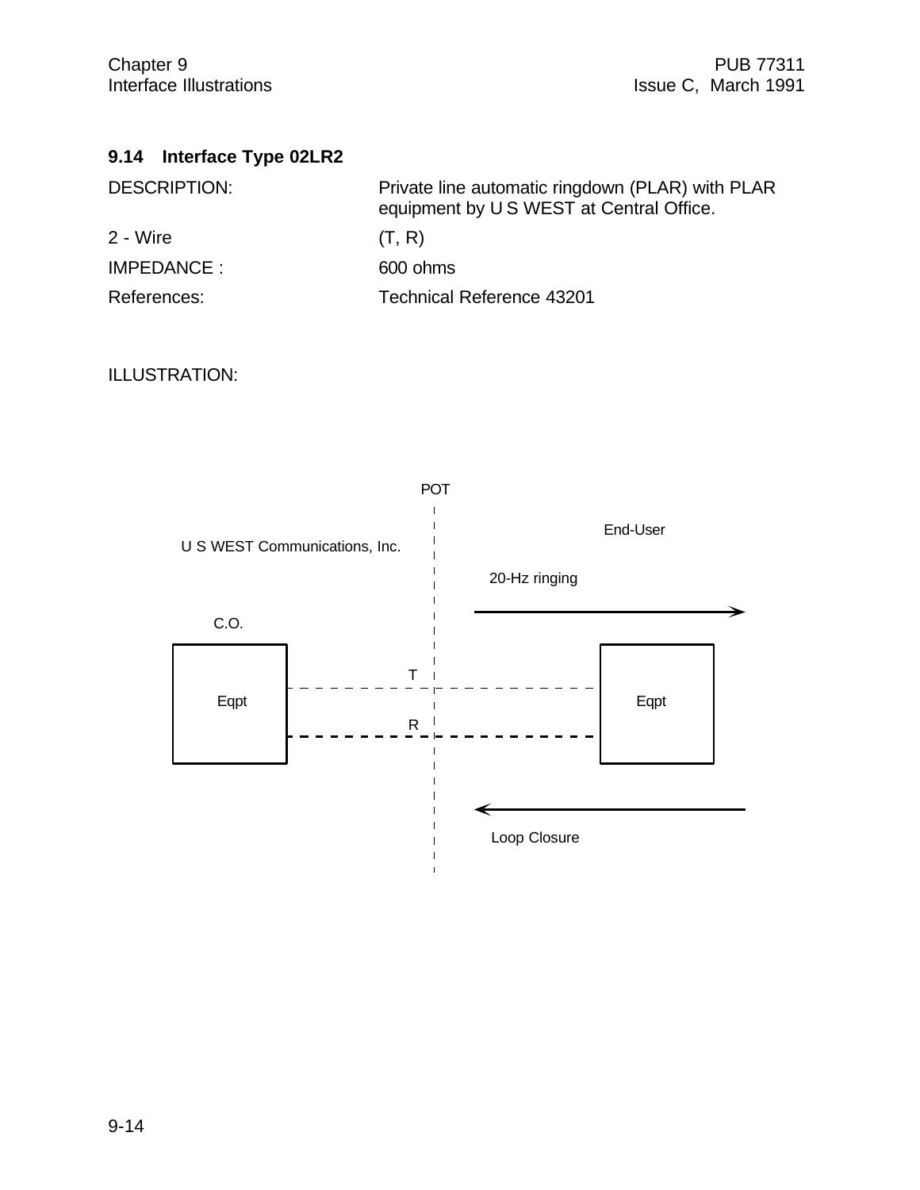### 9.14 Interface Type 02LR2

| | |
|---|---|
| DESCRIPTION: | Private line automatic ringdown (PLAR) with PLAR equipment by U S WEST at Central Office. |
| 2 - Wire | (T, R) |
| IMPEDANCE : | 600 ohms |
| References: | Technical Reference 43201 |

ILLUSTRATION:

POT

U S WEST Communications, Inc.

End-User

20-Hz ringing

C.O.

Eqpt

T

R

Eqpt

Loop Closure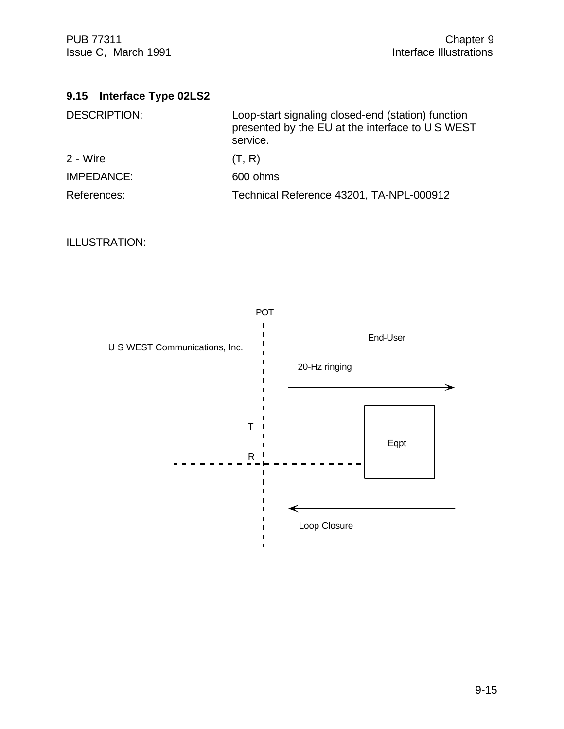### 9.15 Interface Type 02LS2

| | |
|---|---|
| DESCRIPTION: | Loop-start signaling closed-end (station) function presented by the EU at the interface to U S WEST service. |
| 2 - Wire | (T, R) |
| IMPEDANCE: | 600 ohms |
| References: | Technical Reference 43201, TA-NPL-000912 |

ILLUSTRATION:

POT

U S WEST Communications, Inc.

End-User

20-Hz ringing

T

R

Eqpt

Loop Closure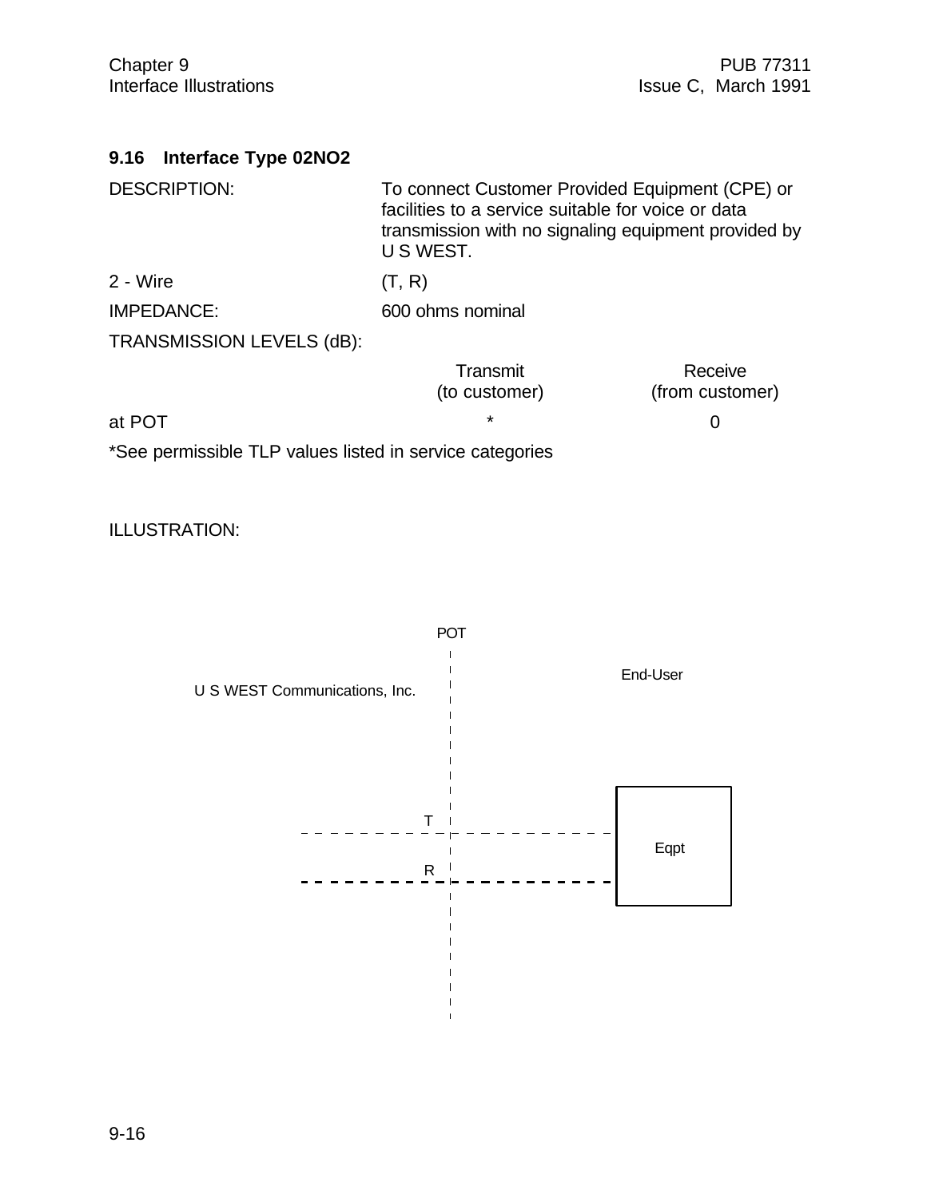### 9.16 Interface Type 02NO2

DESCRIPTION: To connect Customer Provided Equipment (CPE) or facilities to a service suitable for voice or data transmission with no signaling equipment provided by U S WEST.

2 - Wire (T, R)

IMPEDANCE: 600 ohms nominal

TRANSMISSION LEVELS (dB):

| | Transmit (to customer) | Receive (from customer) |
|---|---|---|
| at POT | * | 0 |

*See permissible TLP values listed in service categories

ILLUSTRATION:

POT

U S WEST Communications, Inc.

End-User

T

R

Eqpt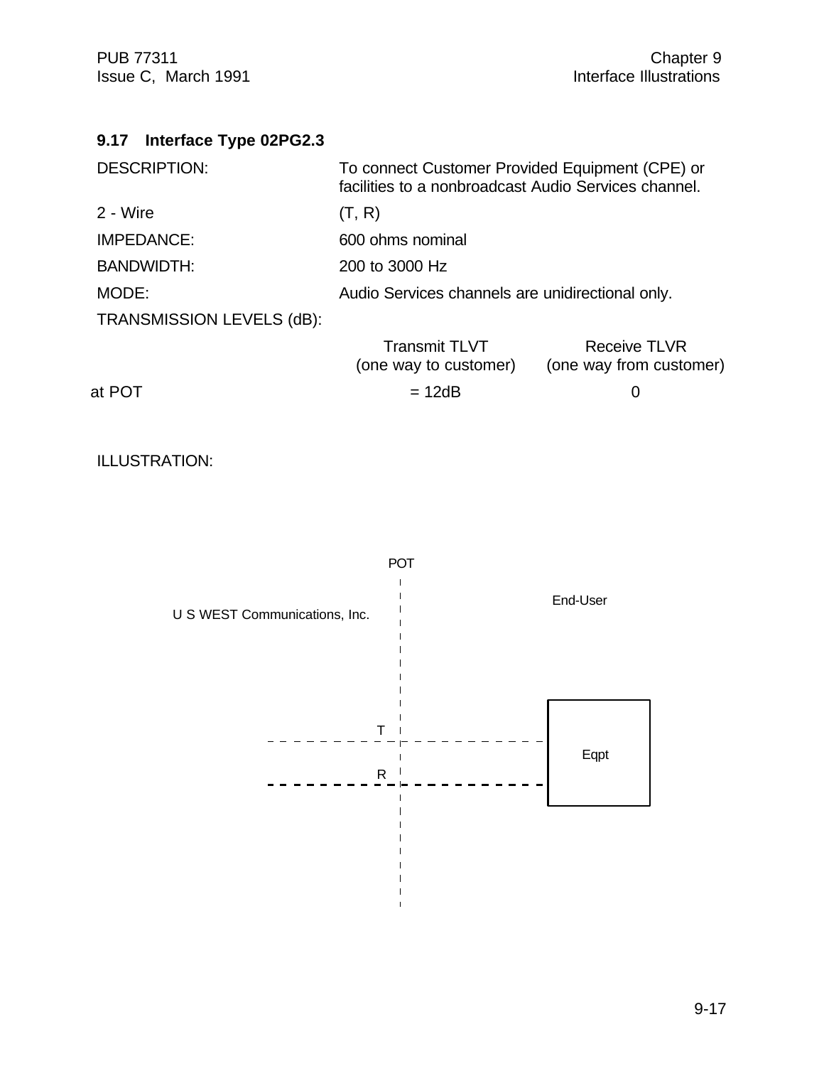## 9.17 Interface Type 02PG2.3

| | |
|---|---|
| DESCRIPTION: | To connect Customer Provided Equipment (CPE) or facilities to a nonbroadcast Audio Services channel. |
| 2 - Wire | (T, R) |
| IMPEDANCE: | 600 ohms nominal |
| BANDWIDTH: | 200 to 3000 Hz |
| MODE: | Audio Services channels are unidirectional only. |

TRANSMISSION LEVELS (dB):

| | Transmit TLVT (one way to customer) | Receive TLVR (one way from customer) |
|---|---|---|
| at POT | = 12dB | 0 |

ILLUSTRATION:

POT

U S WEST Communications, Inc.

End-User

T

R

Eqpt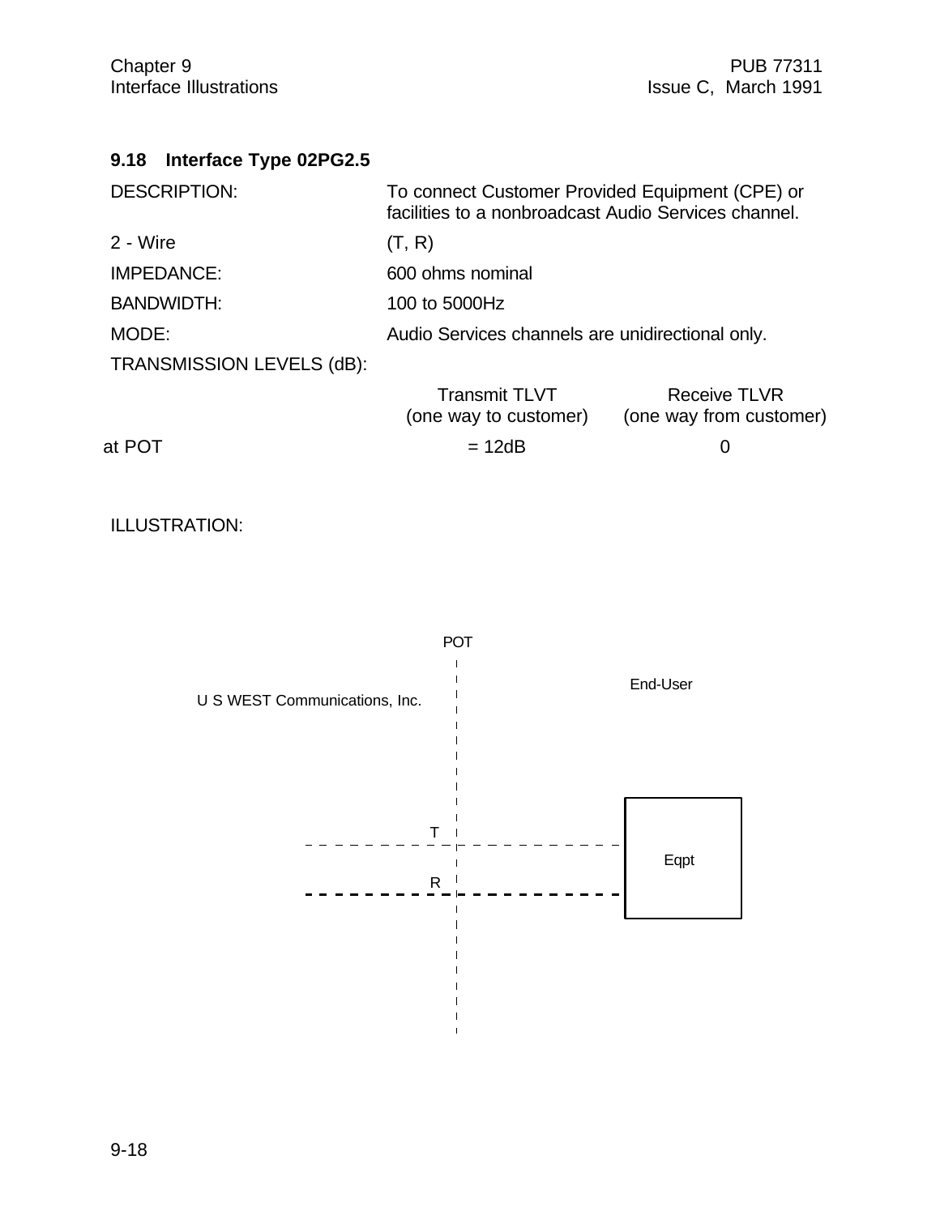## 9.18 Interface Type 02PG2.5

| | |
|---|---|
| DESCRIPTION: | To connect Customer Provided Equipment (CPE) or facilities to a nonbroadcast Audio Services channel. |
| 2 - Wire | (T, R) |
| IMPEDANCE: | 600 ohms nominal |
| BANDWIDTH: | 100 to 5000Hz |
| MODE: | Audio Services channels are unidirectional only. |

TRANSMISSION LEVELS (dB):

| | Transmit TLVT (one way to customer) | Receive TLVR (one way from customer) |
|---|---|---|
| at POT | = 12dB | 0 |

ILLUSTRATION:

POT

U S WEST Communications, Inc.

End-User

T

R

Eqpt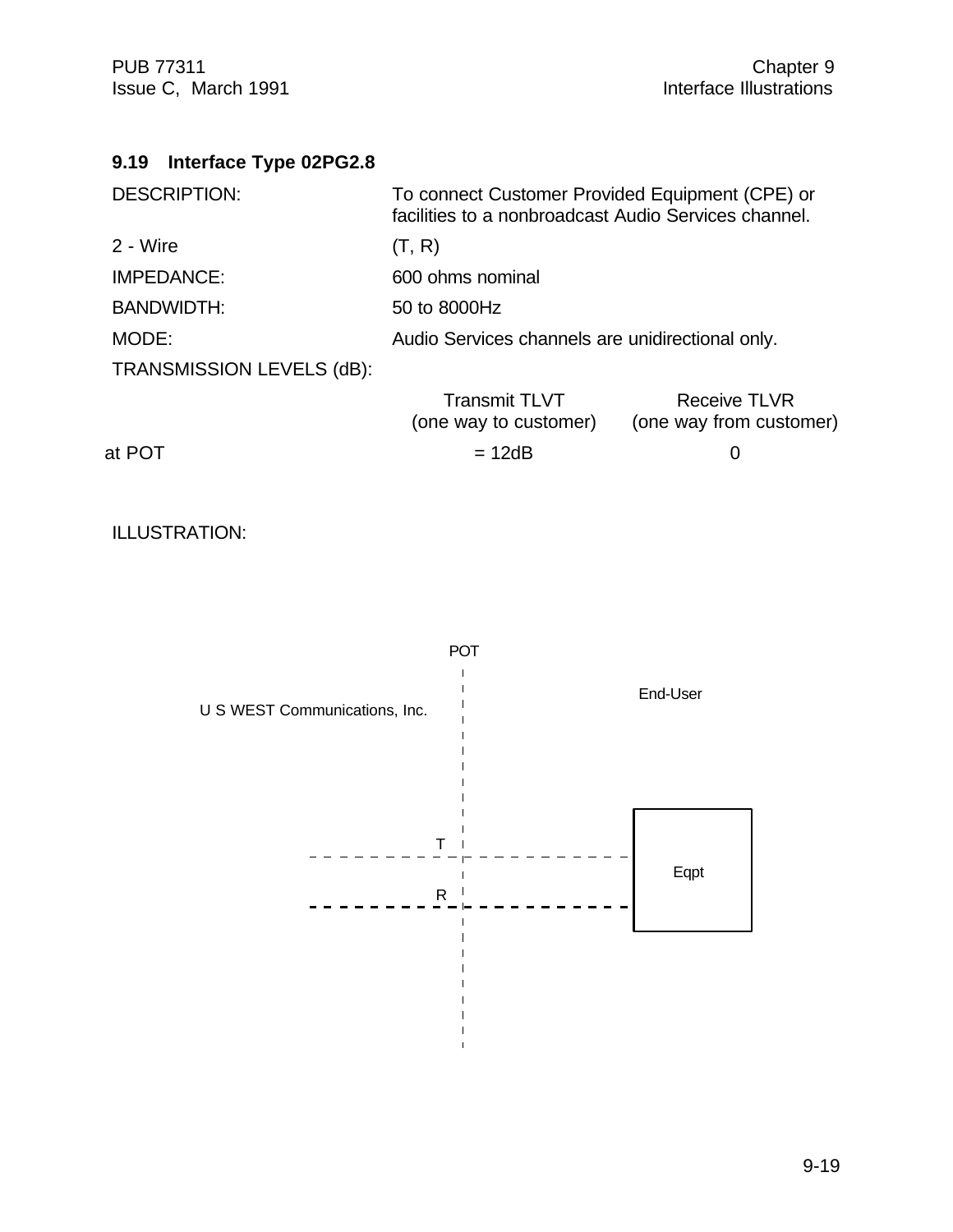### 9.19 Interface Type 02PG2.8

| | |
|---|---|
| DESCRIPTION: | To connect Customer Provided Equipment (CPE) or facilities to a nonbroadcast Audio Services channel. |
| 2 - Wire | (T, R) |
| IMPEDANCE: | 600 ohms nominal |
| BANDWIDTH: | 50 to 8000Hz |
| MODE: | Audio Services channels are unidirectional only. |

TRANSMISSION LEVELS (dB):

| | Transmit TLVT (one way to customer) | Receive TLVR (one way from customer) |
|---|---|---|
| at POT | = 12dB | 0 |

ILLUSTRATION:

POT

U S WEST Communications, Inc.

End-User

T

R

Eqpt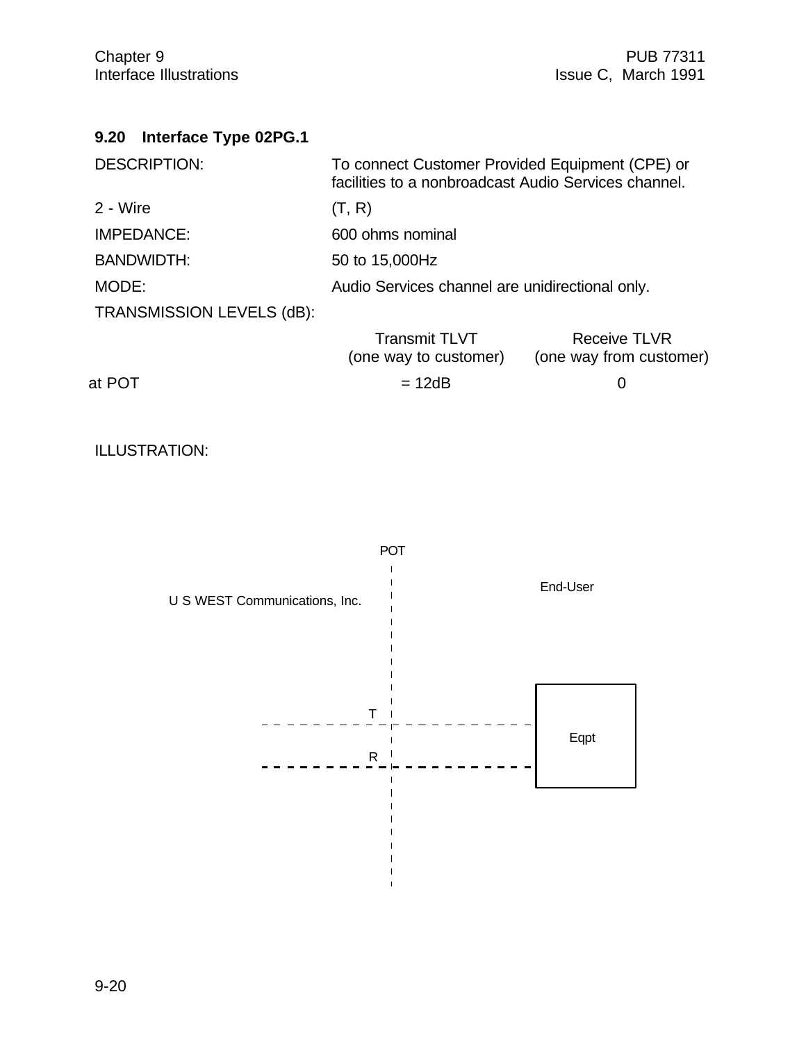## 9.20 Interface Type 02PG.1

| | |
|---|---|
| DESCRIPTION: | To connect Customer Provided Equipment (CPE) or facilities to a nonbroadcast Audio Services channel. |
| 2 - Wire | (T, R) |
| IMPEDANCE: | 600 ohms nominal |
| BANDWIDTH: | 50 to 15,000Hz |
| MODE: | Audio Services channel are unidirectional only. |

TRANSMISSION LEVELS (dB):

| | Transmit TLVT (one way to customer) | Receive TLVR (one way from customer) |
|---|---|---|
| at POT | = 12dB | 0 |

ILLUSTRATION:

POT

U S WEST Communications, Inc.

End-User

T

R

Eqpt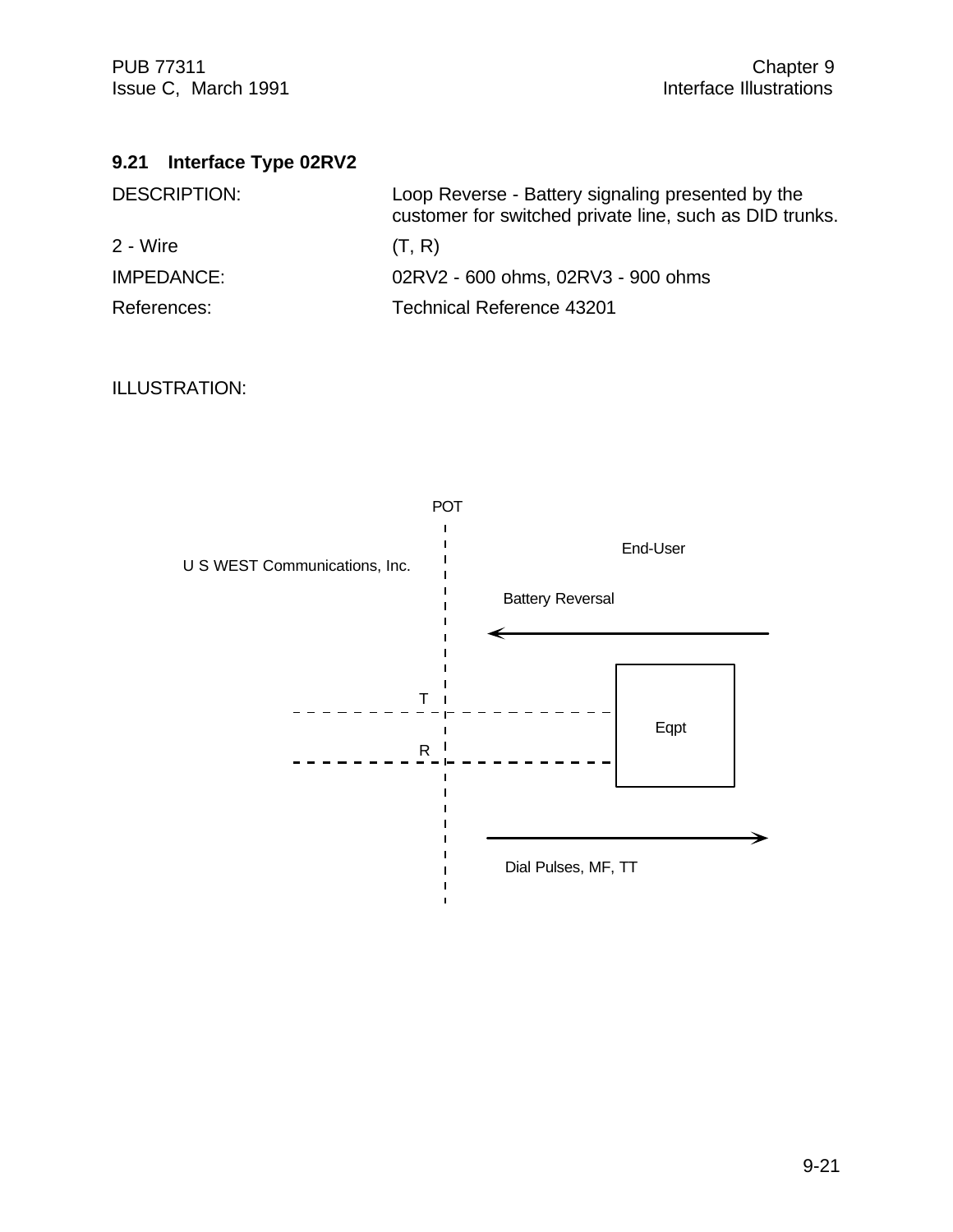### 9.21 Interface Type 02RV2

| | |
|---|---|
| DESCRIPTION: | Loop Reverse - Battery signaling presented by the customer for switched private line, such as DID trunks. |
| 2 - Wire | (T, R) |
| IMPEDANCE: | 02RV2 - 600 ohms, 02RV3 - 900 ohms |
| References: | Technical Reference 43201 |

ILLUSTRATION:

POT

U S WEST Communications, Inc.

End-User

Battery Reversal

T

R

Eqpt

Dial Pulses, MF, TT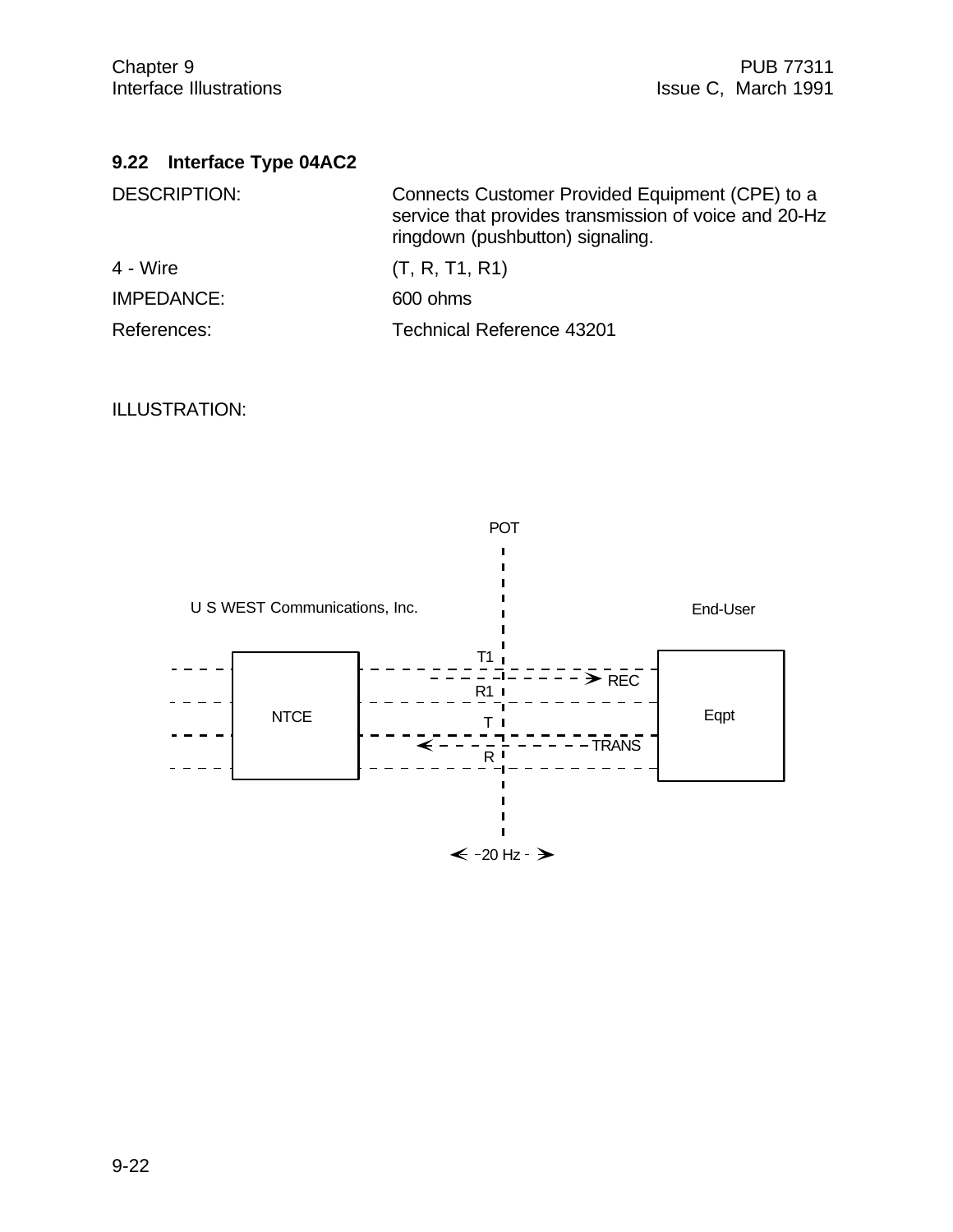## 9.22 Interface Type 04AC2

| | |
|---|---|
| DESCRIPTION: | Connects Customer Provided Equipment (CPE) to a service that provides transmission of voice and 20-Hz ringdown (pushbutton) signaling. |
| 4 - Wire | (T, R, T1, R1) |
| IMPEDANCE: | 600 ohms |
| References: | Technical Reference 43201 |

ILLUSTRATION:

POT

U S WEST Communications, Inc. End-User

NTCE T1 R1 T R REC TRANS Eqpt

20 Hz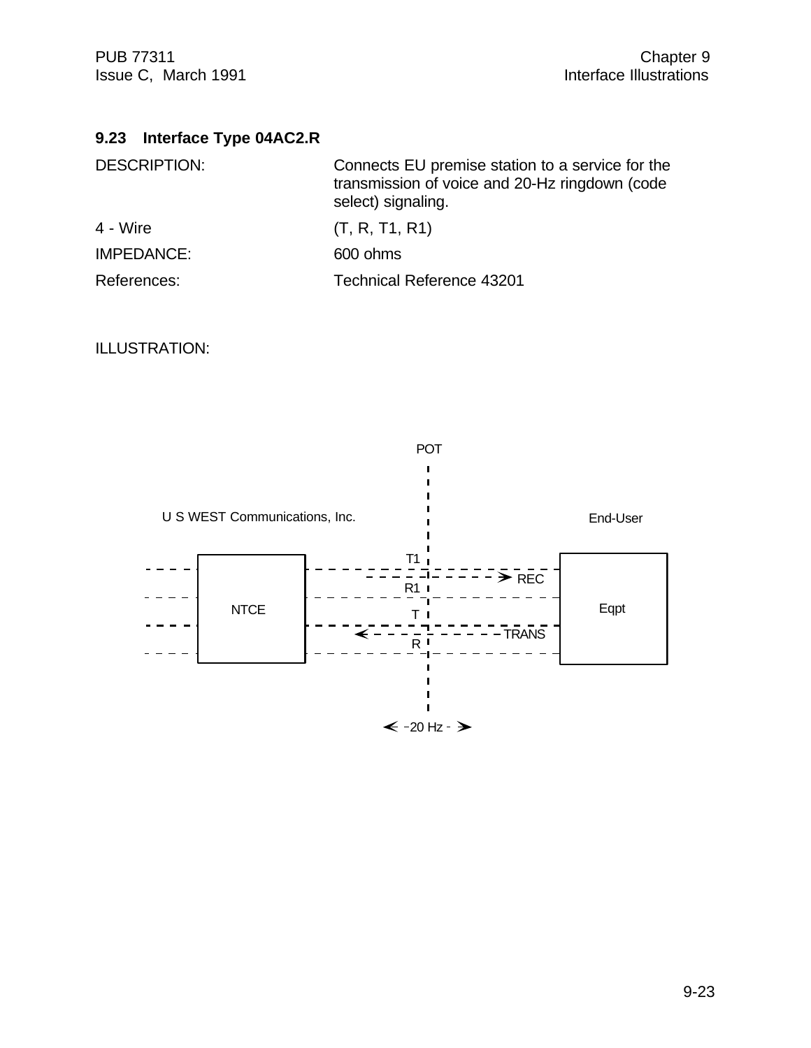### 9.23 Interface Type 04AC2.R

DESCRIPTION: Connects EU premise station to a service for the transmission of voice and 20-Hz ringdown (code select) signaling.

4 - Wire (T, R, T1, R1)

IMPEDANCE: 600 ohms

References: Technical Reference 43201

ILLUSTRATION:

POT

U S WEST Communications, Inc.

End-User

NTCE

Eqpt

T1

R1

T

R

REC

TRANS

20 Hz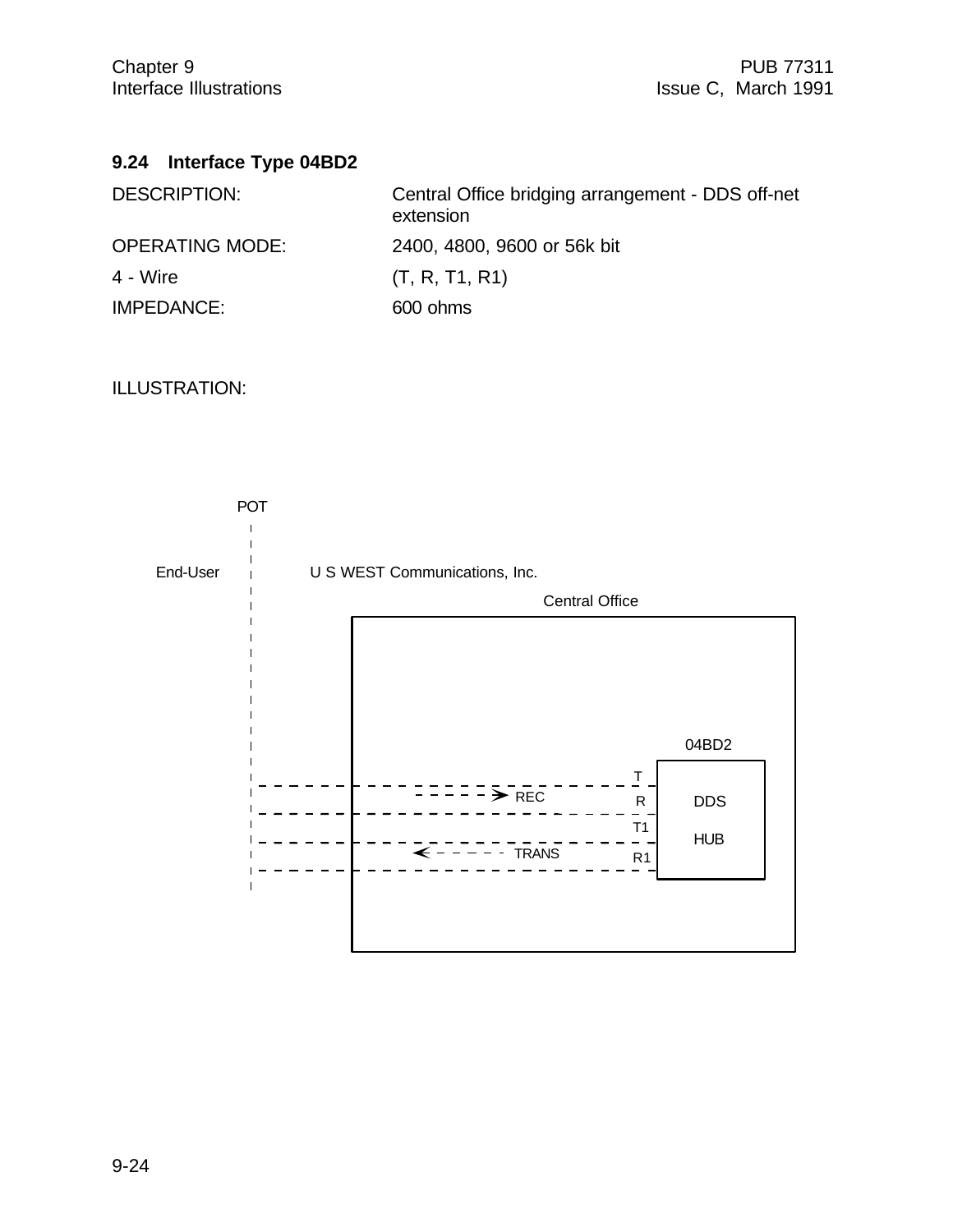### 9.24 Interface Type 04BD2

DESCRIPTION: Central Office bridging arrangement - DDS off-net extension

OPERATING MODE: 2400, 4800, 9600 or 56k bit

4 - Wire (T, R, T1, R1)

IMPEDANCE: 600 ohms

ILLUSTRATION:

POT

End-User

U S WEST Communications, Inc.

Central Office

04BD2

T

REC

R

DDS

T1

HUB

TRANS

R1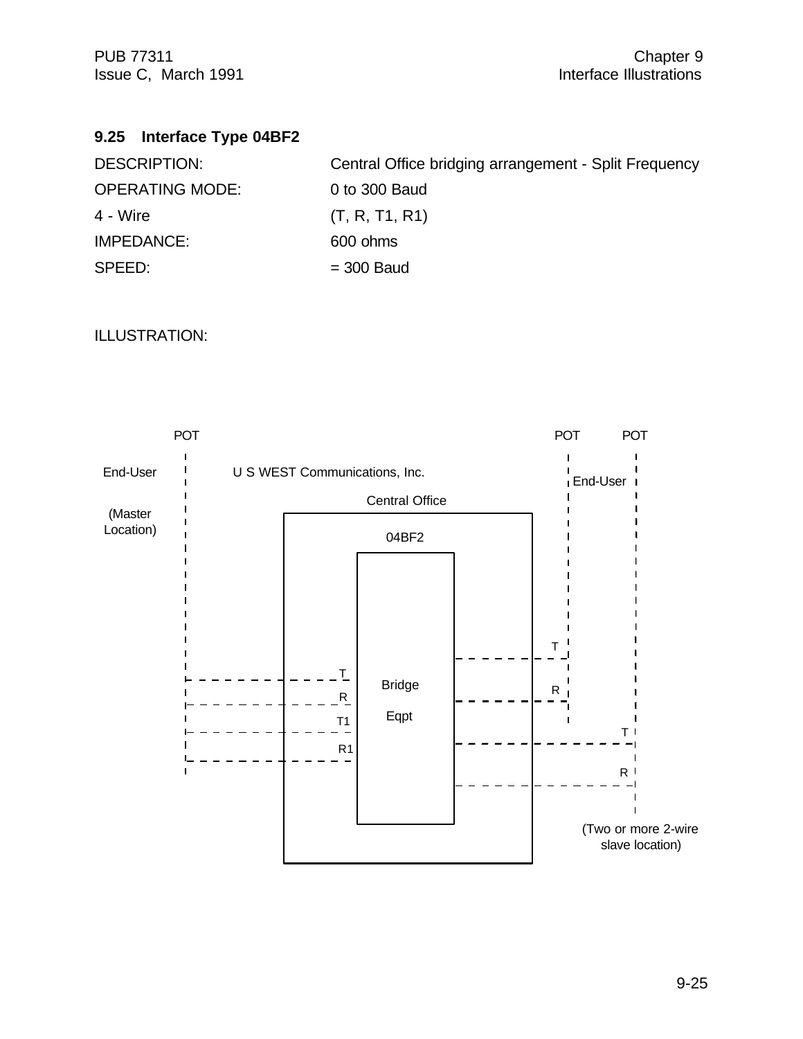## 9.25 Interface Type 04BF2

| | |
|---|---|
| DESCRIPTION: | Central Office bridging arrangement - Split Frequency |
| OPERATING MODE: | 0 to 300 Baud |
| 4 - Wire | (T, R, T1, R1) |
| IMPEDANCE: | 600 ohms |
| SPEED: | = 300 Baud |

ILLUSTRATION:

POT | POT | POT

End-User (Master Location)

U S WEST Communications, Inc.

Central Office

04BF2

Bridge Eqpt

T, R, T1, R1

T, R — End-User

T, R — (Two or more 2-wire slave location)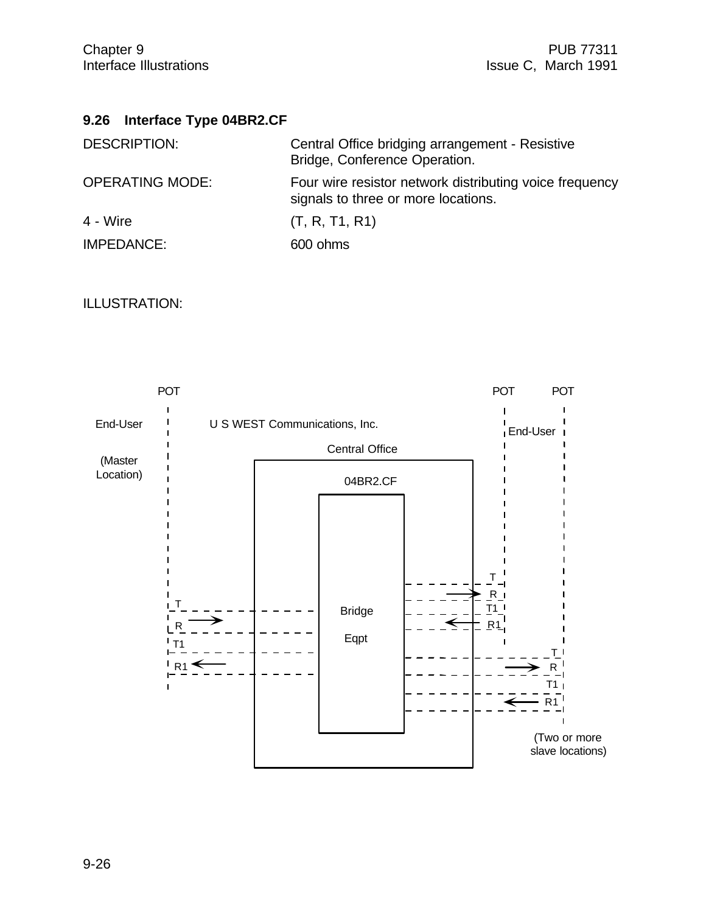## 9.26 Interface Type 04BR2.CF

| | |
|---|---|
| DESCRIPTION: | Central Office bridging arrangement - Resistive Bridge, Conference Operation. |
| OPERATING MODE: | Four wire resistor network distributing voice frequency signals to three or more locations. |
| 4 - Wire | (T, R, T1, R1) |
| IMPEDANCE: | 600 ohms |

ILLUSTRATION:

POT POT POT

End-User U S WEST Communications, Inc. End-User

(Master Location) Central Office

04BR2.CF

Bridge Eqpt

T R T1 R1

T R T1 R1

T R T1 R1

(Two or more slave locations)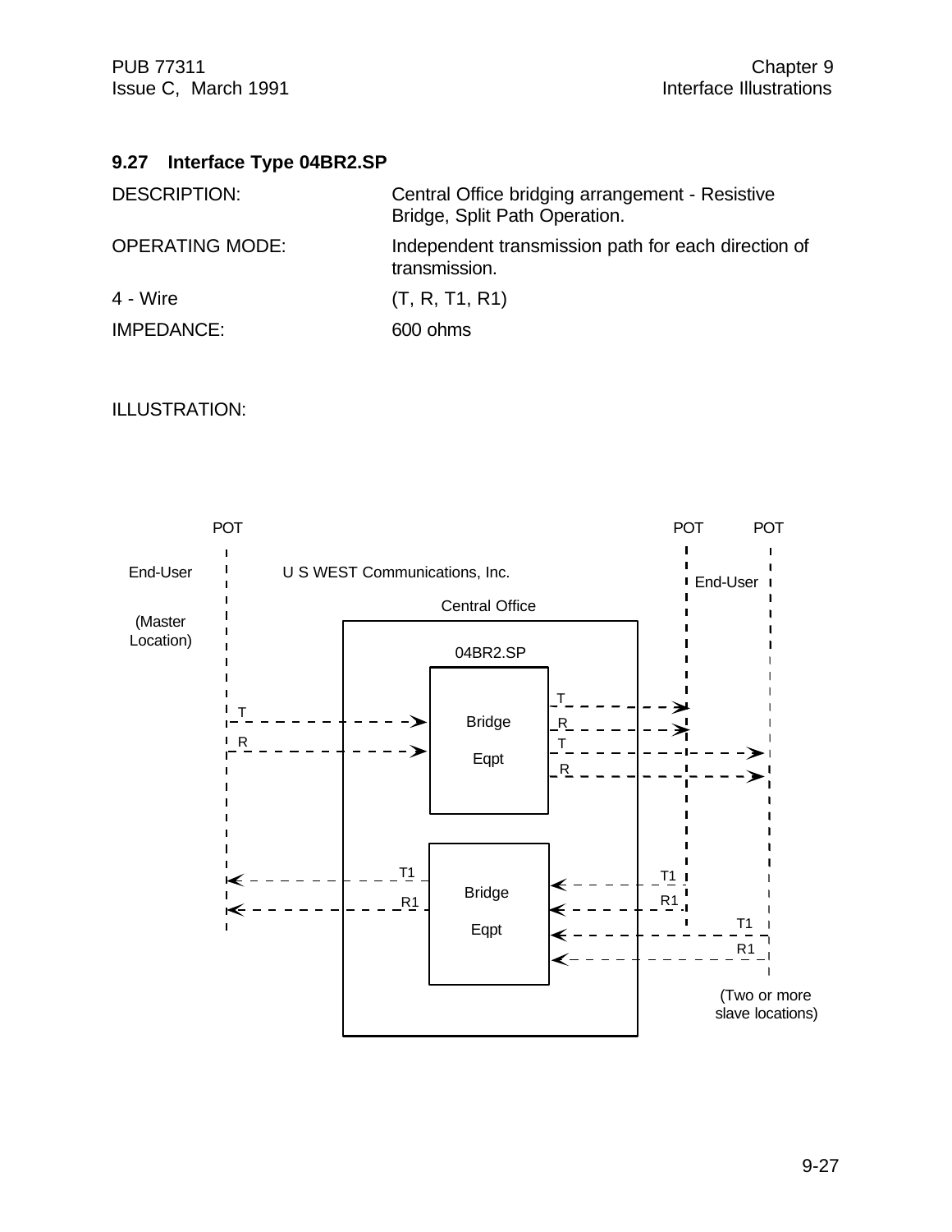## 9.27 Interface Type 04BR2.SP

DESCRIPTION: Central Office bridging arrangement - Resistive Bridge, Split Path Operation.

OPERATING MODE: Independent transmission path for each direction of transmission.

4 - Wire (T, R, T1, R1)

IMPEDANCE: 600 ohms

ILLUSTRATION:

POT POT POT

End-User U S WEST Communications, Inc. End-User

(Master Location)

Central Office

04BR2.SP

T R Bridge Eqpt T R T R

T1 R1 Bridge Eqpt T1 R1 T1 R1

(Two or more slave locations)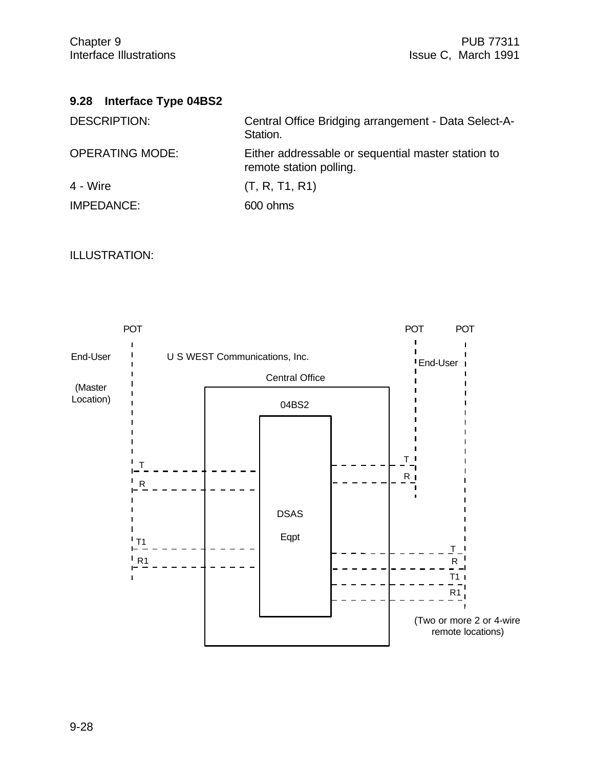## 9.28 Interface Type 04BS2

| | |
|---|---|
| DESCRIPTION: | Central Office Bridging arrangement - Data Select-A-Station. |
| OPERATING MODE: | Either addressable or sequential master station to remote station polling. |
| 4 - Wire | (T, R, T1, R1) |
| IMPEDANCE: | 600 ohms |

ILLUSTRATION:

POT | End-User (Master Location) | U S WEST Communications, Inc. | Central Office | 04BS2 | DSAS Eqpt | T R T1 R1 | POT | End-User | T R | POT | T R T1 R1 | (Two or more 2 or 4-wire remote locations)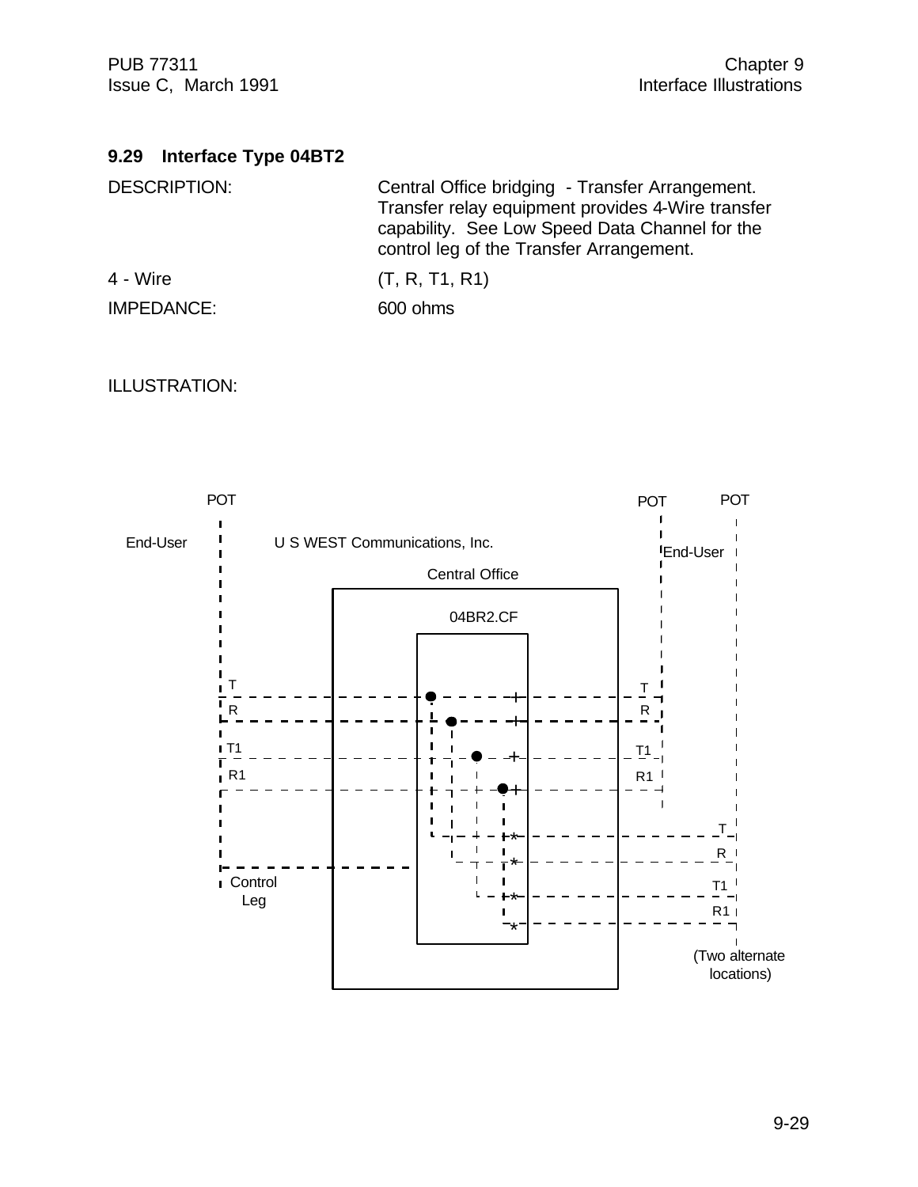## 9.29 Interface Type 04BT2

DESCRIPTION: Central Office bridging - Transfer Arrangement. Transfer relay equipment provides 4-Wire transfer capability. See Low Speed Data Channel for the control leg of the Transfer Arrangement.

4 - Wire (T, R, T1, R1)

IMPEDANCE: 600 ohms

ILLUSTRATION:

POT

End-User

U S WEST Communications, Inc.

Central Office

04BR2.CF

T
R
T1
R1

Control Leg

POT

End-User

T
R
T1
R1

POT

T
R
T1
R1

(Two alternate locations)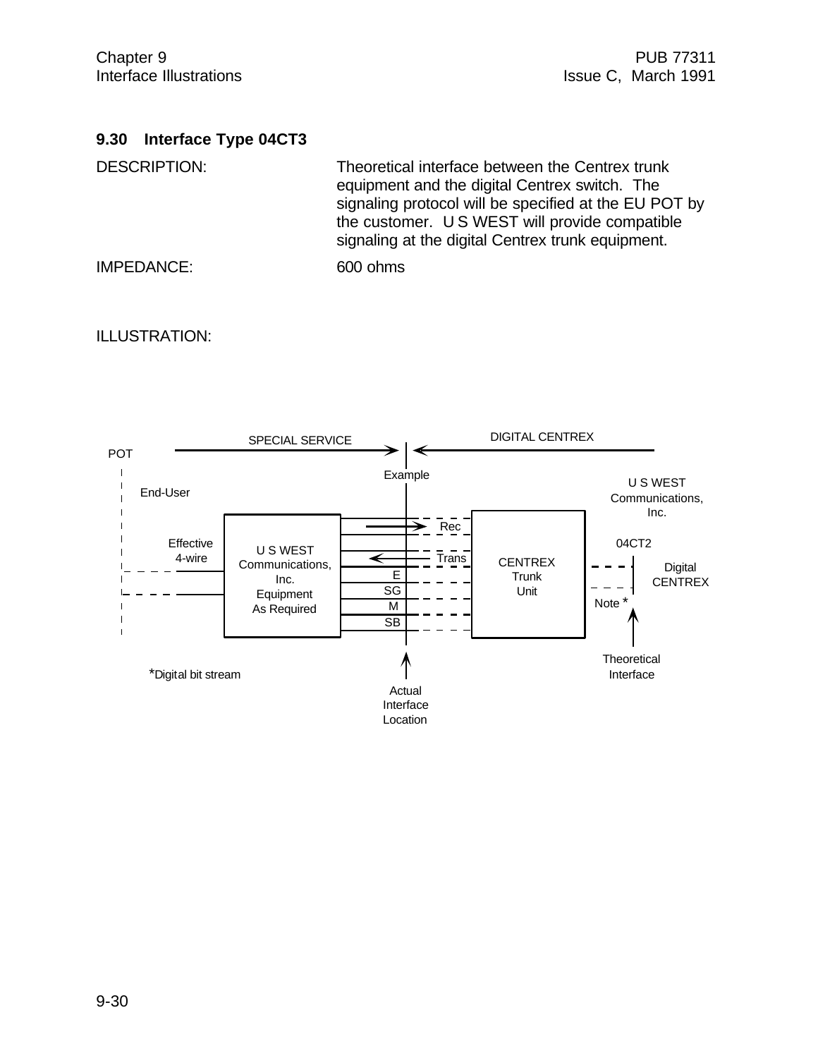## 9.30 Interface Type 04CT3

DESCRIPTION: Theoretical interface between the Centrex trunk equipment and the digital Centrex switch. The signaling protocol will be specified at the EU POT by the customer. U S WEST will provide compatible signaling at the digital Centrex trunk equipment.

IMPEDANCE: 600 ohms

ILLUSTRATION:

SPECIAL SERVICE | DIGITAL CENTREX

POT

End-User

Effective 4-wire

U S WEST Communications, Inc. Equipment As Required

Example

Rec

Trans

E

SG

M

SB

CENTREX Trunk Unit

U S WEST Communications, Inc.

04CT2

Digital CENTREX

Note *

Theoretical Interface

Actual Interface Location

*Digital bit stream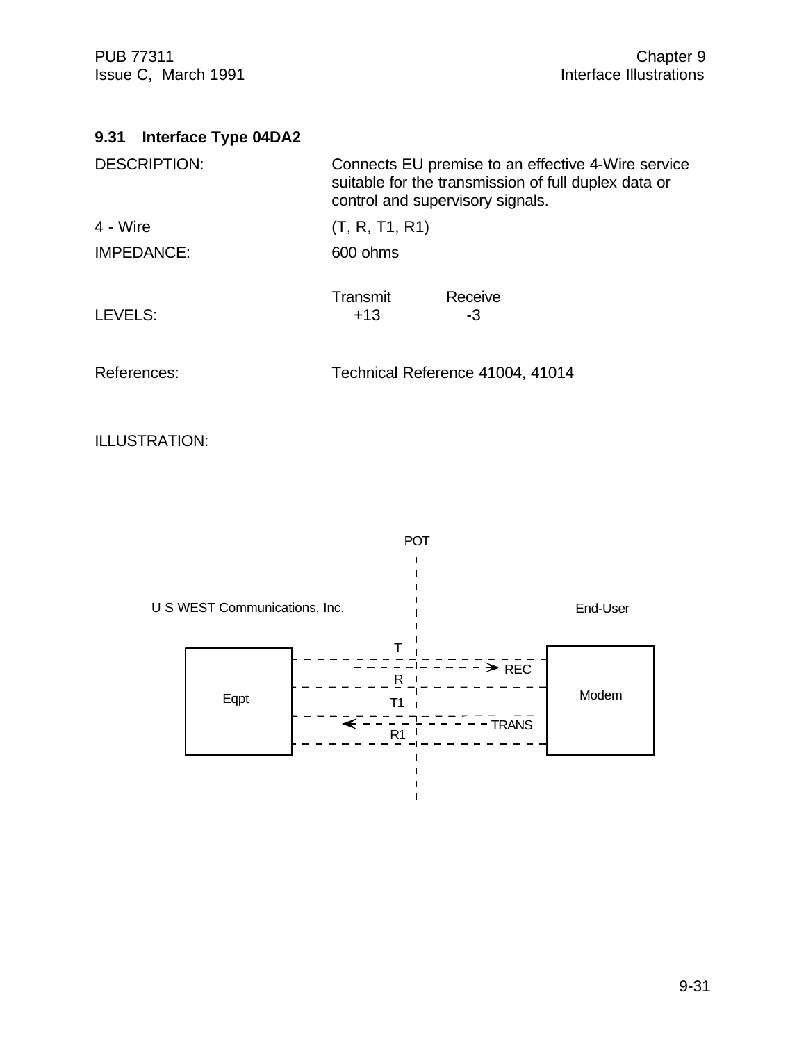## 9.31 Interface Type 04DA2

| | |
|---|---|
| DESCRIPTION: | Connects EU premise to an effective 4-Wire service suitable for the transmission of full duplex data or control and supervisory signals. |
| 4 - Wire | (T, R, T1, R1) |
| IMPEDANCE: | 600 ohms |

| | Transmit | Receive |
|---|---|---|
| LEVELS: | +13 | -3 |

References: Technical Reference 41004, 41014

ILLUSTRATION:

POT

U S WEST Communications, Inc.

End-User

Eqpt

T

R

T1

R1

REC

TRANS

Modem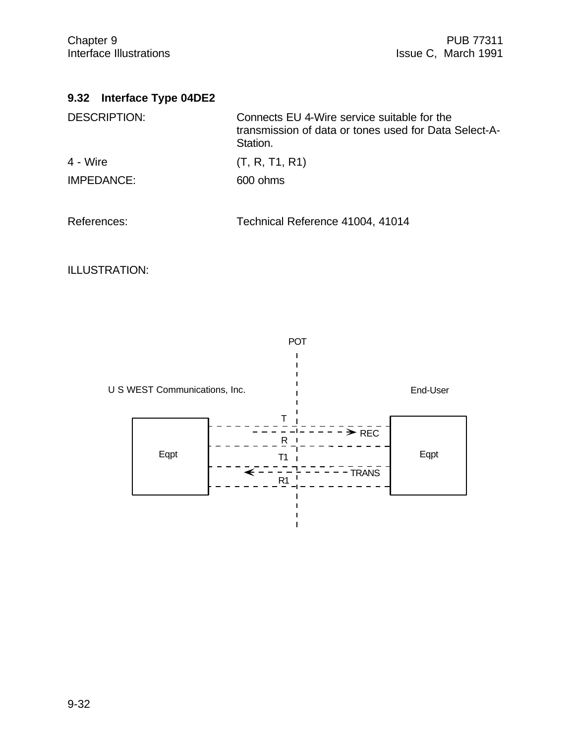### 9.32 Interface Type 04DE2

| | |
|---|---|
| DESCRIPTION: | Connects EU 4-Wire service suitable for the transmission of data or tones used for Data Select-A-Station. |
| 4 - Wire | (T, R, T1, R1) |
| IMPEDANCE: | 600 ohms |
| References: | Technical Reference 41004, 41014 |

ILLUSTRATION:

POT

U S WEST Communications, Inc.

End-User

Eqpt

T

R

T1

R1

REC

TRANS

Eqpt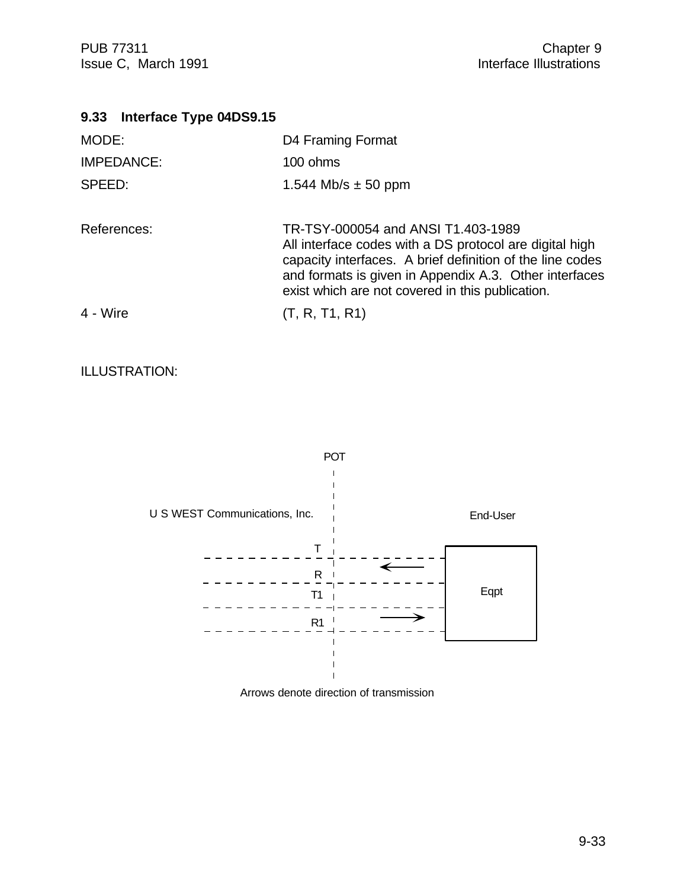### 9.33 Interface Type 04DS9.15

| | |
|---|---|
| MODE: | D4 Framing Format |
| IMPEDANCE: | 100 ohms |
| SPEED: | 1.544 Mb/s ± 50 ppm |
| References: | TR-TSY-000054 and ANSI T1.403-1989<br>All interface codes with a DS protocol are digital high capacity interfaces. A brief definition of the line codes and formats is given in Appendix A.3. Other interfaces exist which are not covered in this publication. |
| 4 - Wire | (T, R, T1, R1) |

ILLUSTRATION:

POT

U S WEST Communications, Inc.

End-User

T

R

T1

R1

Eqpt

Arrows denote direction of transmission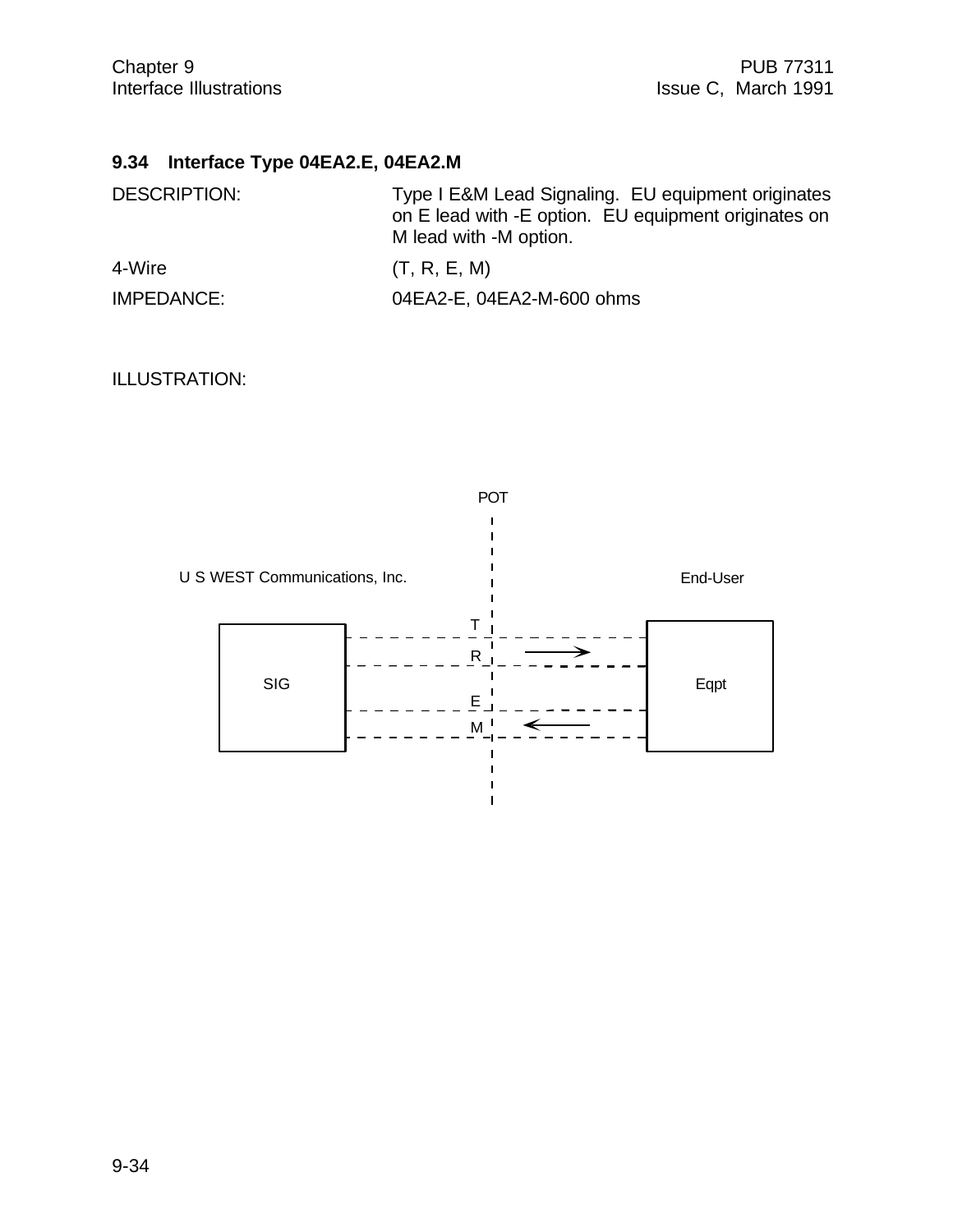## 9.34 Interface Type 04EA2.E, 04EA2.M

DESCRIPTION: Type I E&M Lead Signaling. EU equipment originates on E lead with -E option. EU equipment originates on M lead with -M option.

4-Wire (T, R, E, M)

IMPEDANCE: 04EA2-E, 04EA2-M-600 ohms

ILLUSTRATION:

POT

U S WEST Communications, Inc. End-User

SIG T R E M Eqpt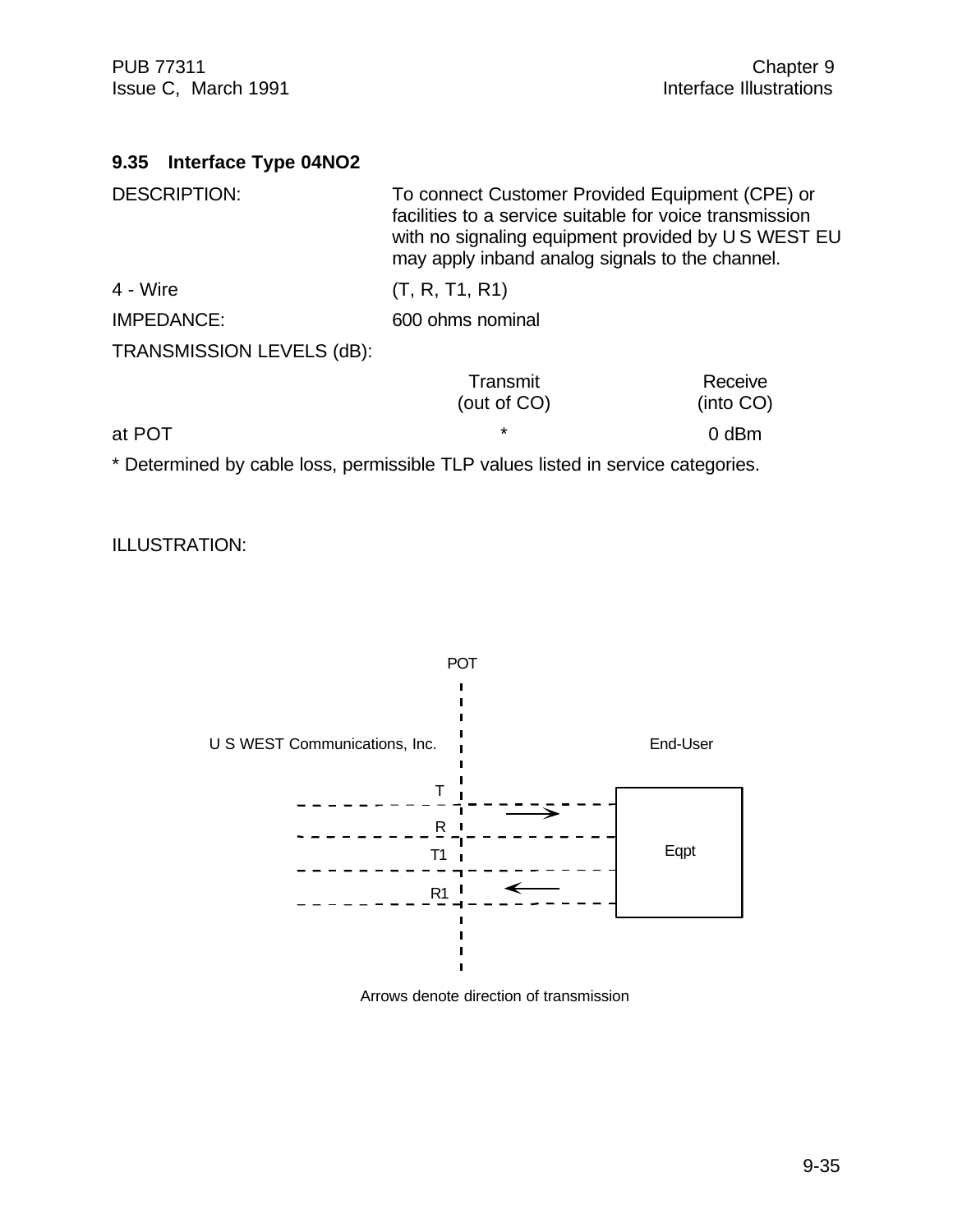### 9.35 Interface Type 04NO2

DESCRIPTION: To connect Customer Provided Equipment (CPE) or facilities to a service suitable for voice transmission with no signaling equipment provided by U S WEST EU may apply inband analog signals to the channel.

4 - Wire (T, R, T1, R1)

IMPEDANCE: 600 ohms nominal

TRANSMISSION LEVELS (dB):

| | Transmit (out of CO) | Receive (into CO) |
|---|---|---|
| at POT | * | 0 dBm |

* Determined by cable loss, permissible TLP values listed in service categories.

ILLUSTRATION:

POT

U S WEST Communications, Inc.

End-User

T

R

T1

R1

Eqpt

Arrows denote direction of transmission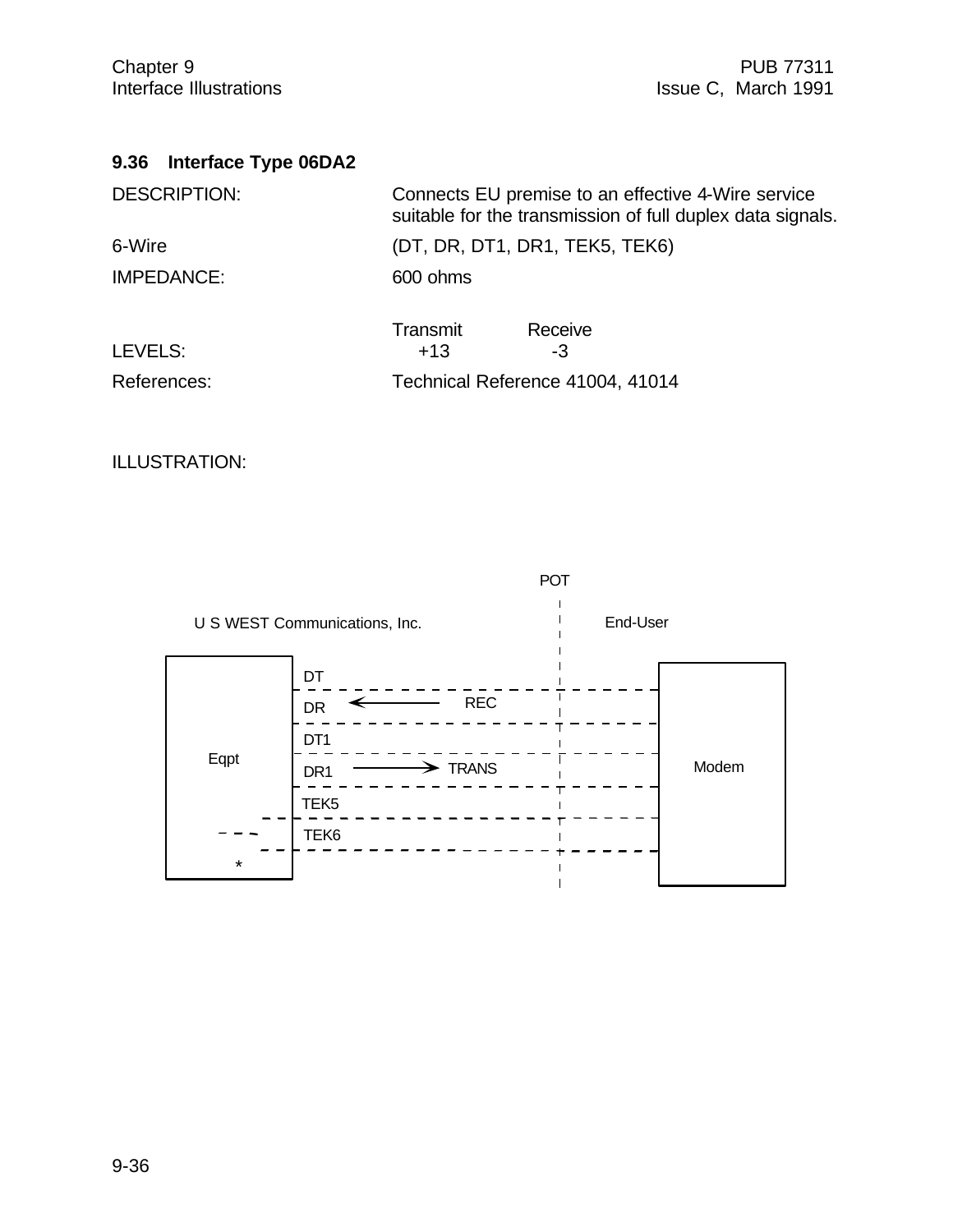### 9.36 Interface Type 06DA2

DESCRIPTION: Connects EU premise to an effective 4-Wire service suitable for the transmission of full duplex data signals.

6-Wire (DT, DR, DT1, DR1, TEK5, TEK6)

IMPEDANCE: 600 ohms

| | Transmit | Receive |
|---|---|---|
| LEVELS: | +13 | -3 |

References: Technical Reference 41004, 41014

ILLUSTRATION:

POT

U S WEST Communications, Inc. | End-User

Eqpt — DT, DR (← REC), DT1, DR1 (TRANS →), TEK5, TEK6 — Modem

*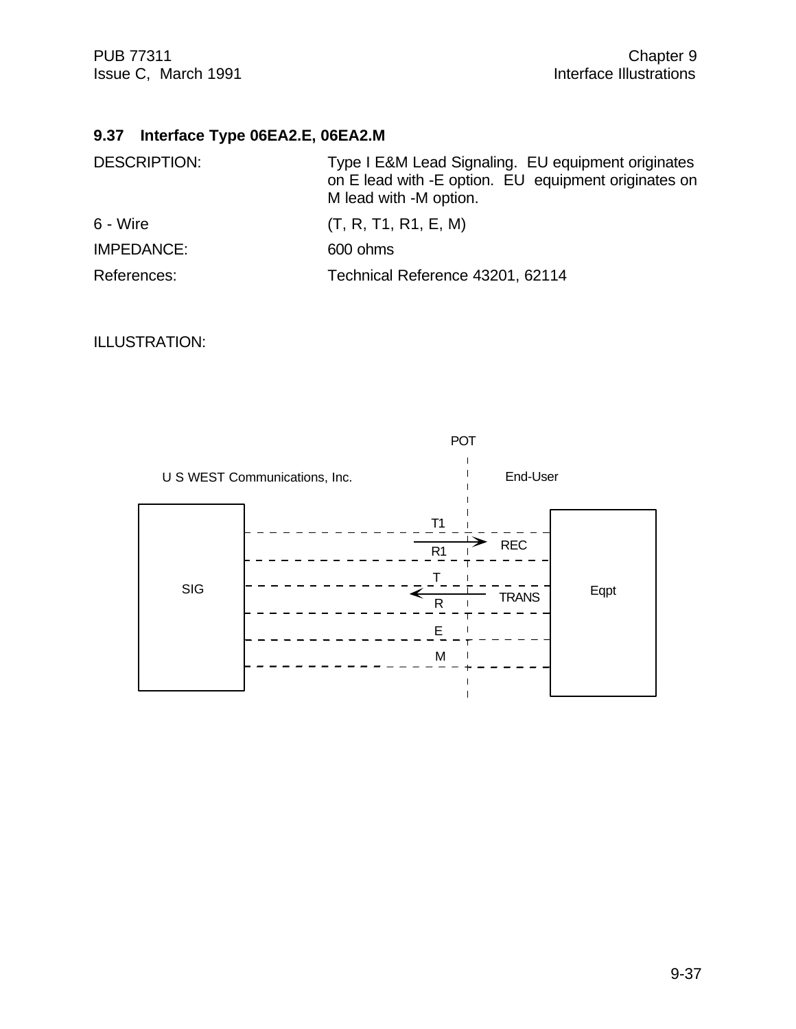## 9.37 Interface Type 06EA2.E, 06EA2.M

| | |
|---|---|
| DESCRIPTION: | Type I E&M Lead Signaling. EU equipment originates on E lead with -E option. EU equipment originates on M lead with -M option. |
| 6 - Wire | (T, R, T1, R1, E, M) |
| IMPEDANCE: | 600 ohms |
| References: | Technical Reference 43201, 62114 |

ILLUSTRATION:

POT

U S WEST Communications, Inc. | End-User

SIG — T1, R1 → REC; T, R ← TRANS; E; M — Eqpt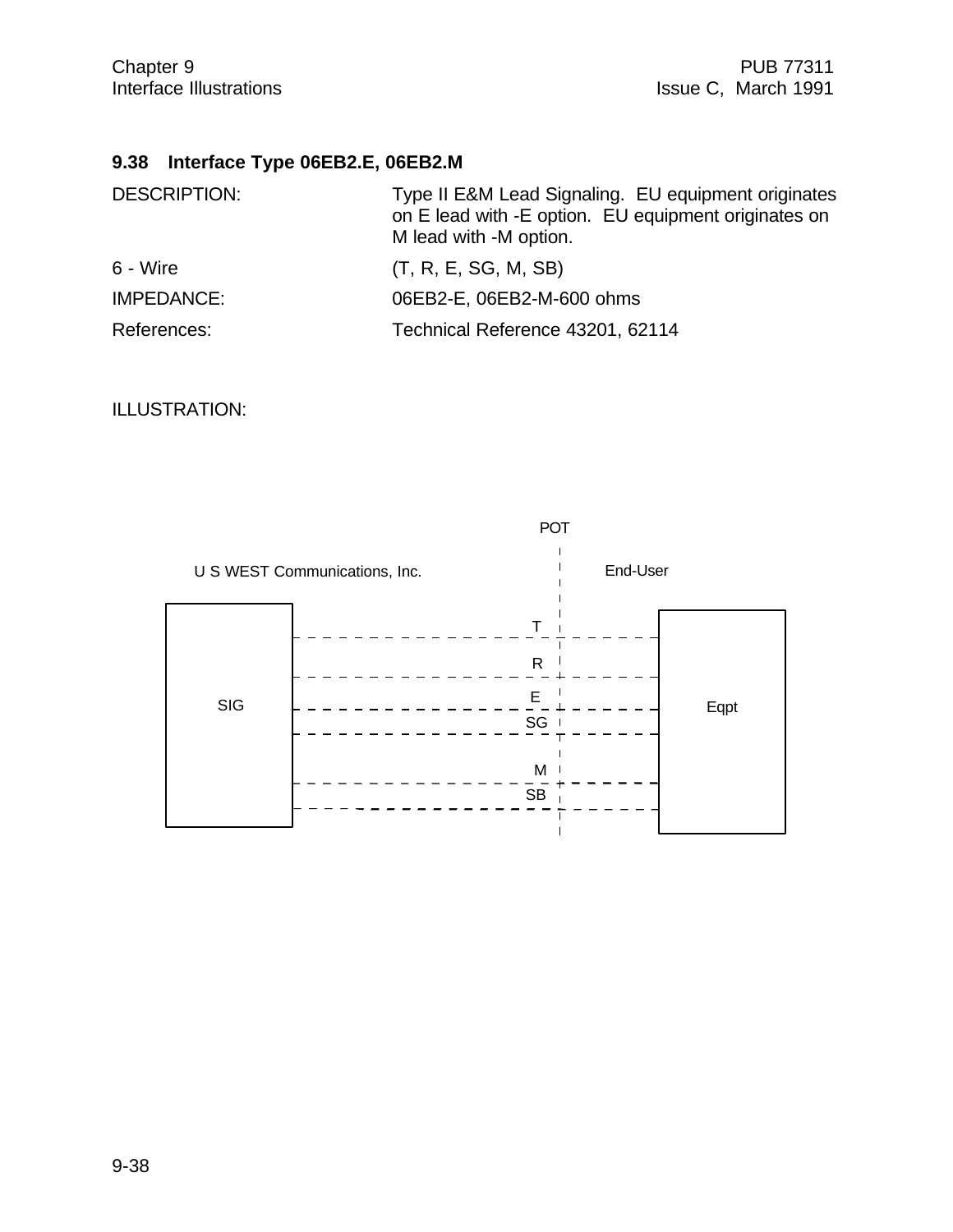## 9.38 Interface Type 06EB2.E, 06EB2.M

| | |
|---|---|
| DESCRIPTION: | Type II E&M Lead Signaling. EU equipment originates on E lead with -E option. EU equipment originates on M lead with -M option. |
| 6 - Wire | (T, R, E, SG, M, SB) |
| IMPEDANCE: | 06EB2-E, 06EB2-M-600 ohms |
| References: | Technical Reference 43201, 62114 |

ILLUSTRATION:

POT

U S WEST Communications, Inc. | End-User

SIG — T, R, E, SG, M, SB — Eqpt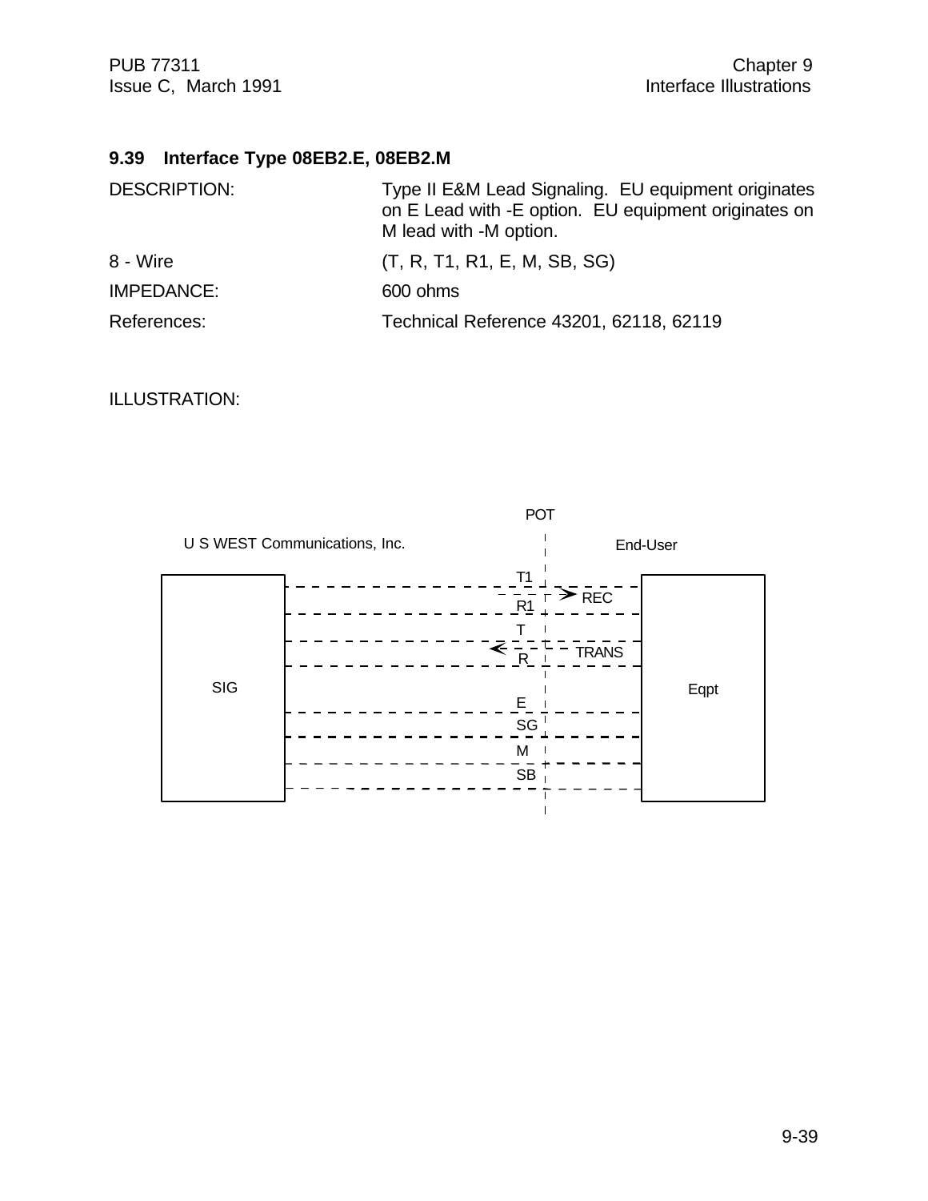## 9.39 Interface Type 08EB2.E, 08EB2.M

| | |
|---|---|
| DESCRIPTION: | Type II E&M Lead Signaling. EU equipment originates on E Lead with -E option. EU equipment originates on M lead with -M option. |
| 8 - Wire | (T, R, T1, R1, E, M, SB, SG) |
| IMPEDANCE: | 600 ohms |
| References: | Technical Reference 43201, 62118, 62119 |

ILLUSTRATION:

POT

U S WEST Communications, Inc. — End-User

SIG — T1, R1 (REC), T, R (TRANS), E, SG, M, SB — Eqpt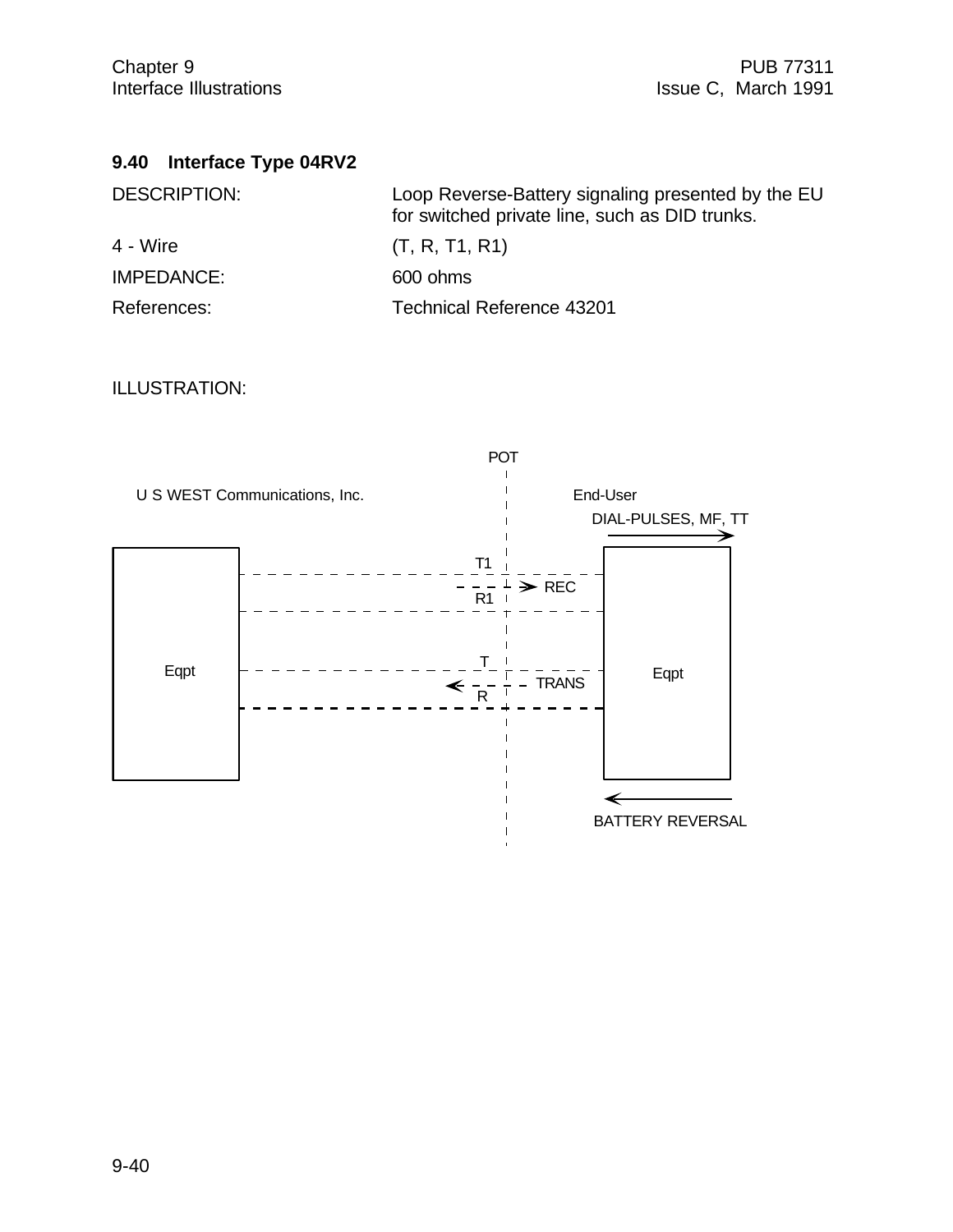## 9.40 Interface Type 04RV2

| | |
|---|---|
| DESCRIPTION: | Loop Reverse-Battery signaling presented by the EU for switched private line, such as DID trunks. |
| 4 - Wire | (T, R, T1, R1) |
| IMPEDANCE: | 600 ohms |
| References: | Technical Reference 43201 |

ILLUSTRATION:

POT

U S WEST Communications, Inc.

End-User

DIAL-PULSES, MF, TT

T1

REC

R1

Eqpt

T

Eqpt

TRANS

R

BATTERY REVERSAL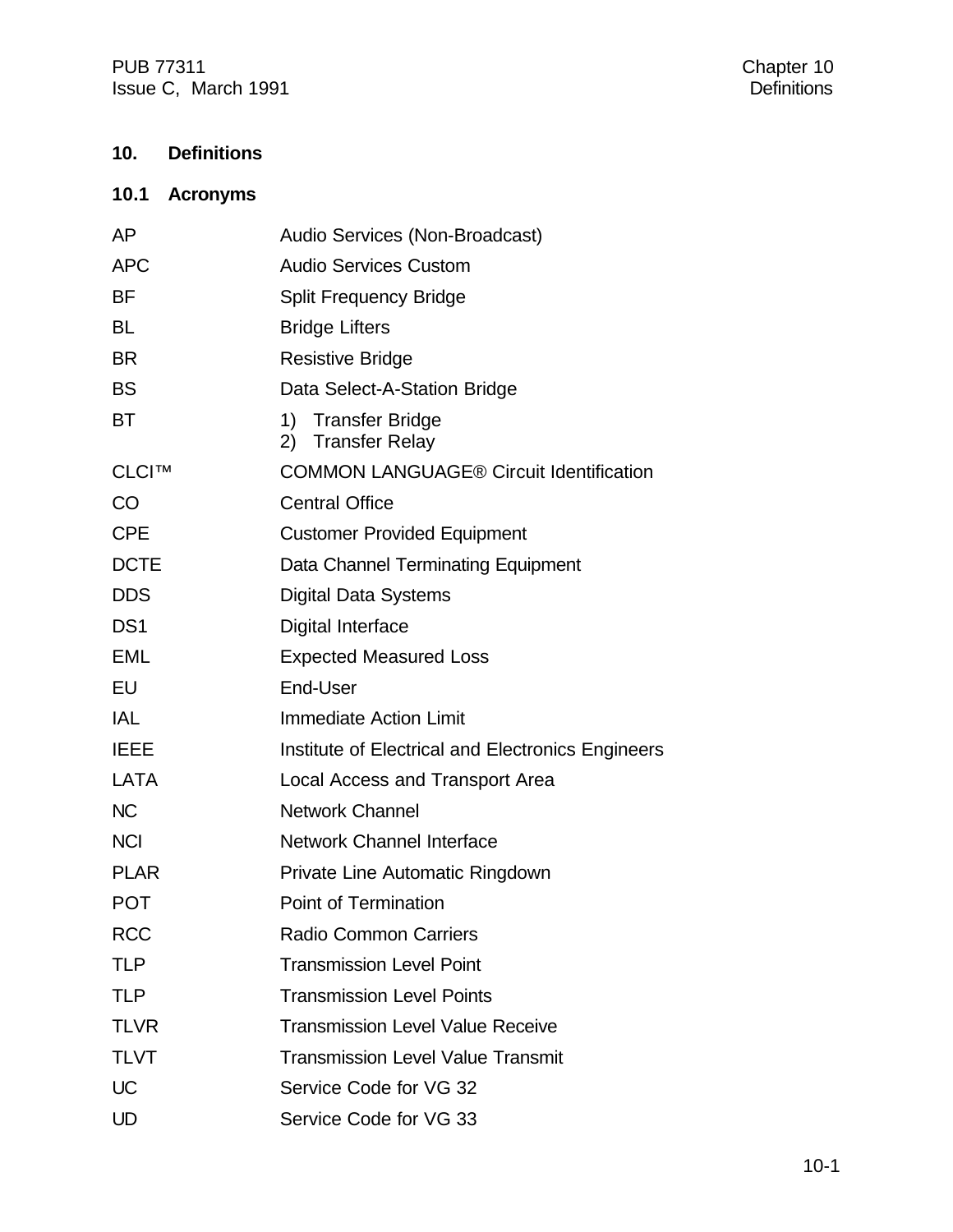# 10. Definitions

## 10.1 Acronyms

| | |
|---|---|
| AP | Audio Services (Non-Broadcast) |
| APC | Audio Services Custom |
| BF | Split Frequency Bridge |
| BL | Bridge Lifters |
| BR | Resistive Bridge |
| BS | Data Select-A-Station Bridge |
| BT | 1) Transfer Bridge<br>2) Transfer Relay |
| CLCI™ | COMMON LANGUAGE® Circuit Identification |
| CO | Central Office |
| CPE | Customer Provided Equipment |
| DCTE | Data Channel Terminating Equipment |
| DDS | Digital Data Systems |
| DS1 | Digital Interface |
| EML | Expected Measured Loss |
| EU | End-User |
| IAL | Immediate Action Limit |
| IEEE | Institute of Electrical and Electronics Engineers |
| LATA | Local Access and Transport Area |
| NC | Network Channel |
| NCI | Network Channel Interface |
| PLAR | Private Line Automatic Ringdown |
| POT | Point of Termination |
| RCC | Radio Common Carriers |
| TLP | Transmission Level Point |
| TLP | Transmission Level Points |
| TLVR | Transmission Level Value Receive |
| TLVT | Transmission Level Value Transmit |
| UC | Service Code for VG 32 |
| UD | Service Code for VG 33 |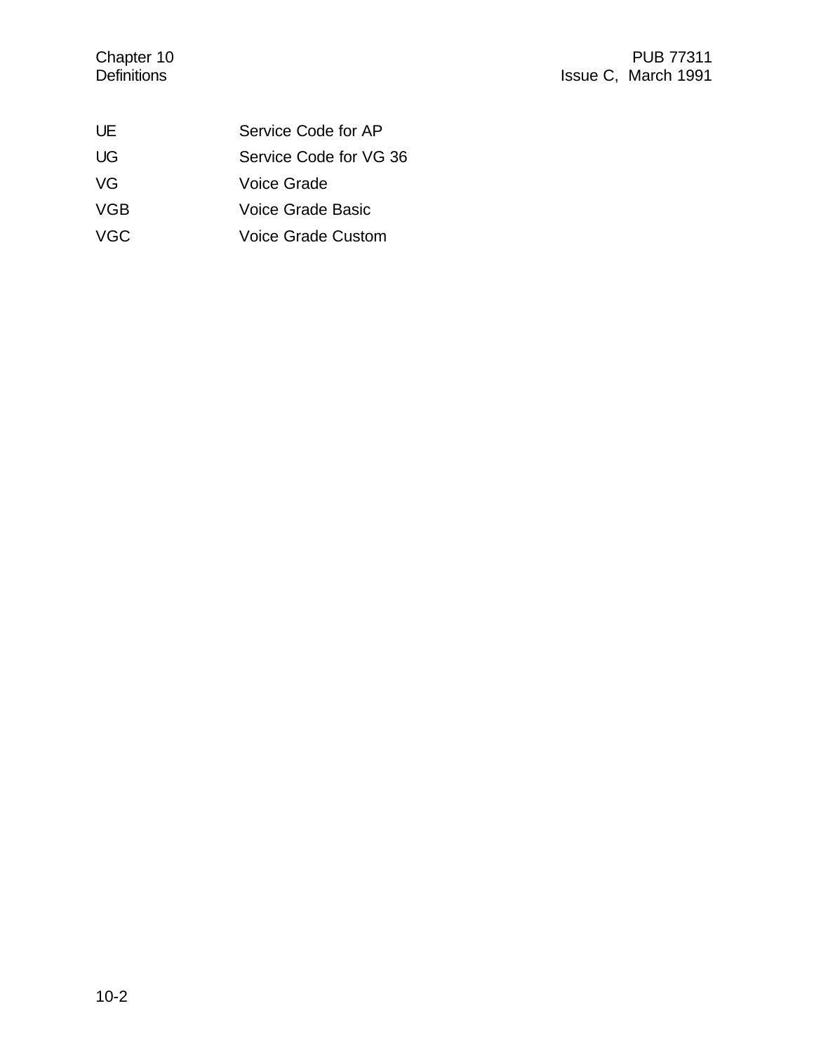| | |
|---|---|
| UE | Service Code for AP |
| UG | Service Code for VG 36 |
| VG | Voice Grade |
| VGB | Voice Grade Basic |
| VGC | Voice Grade Custom |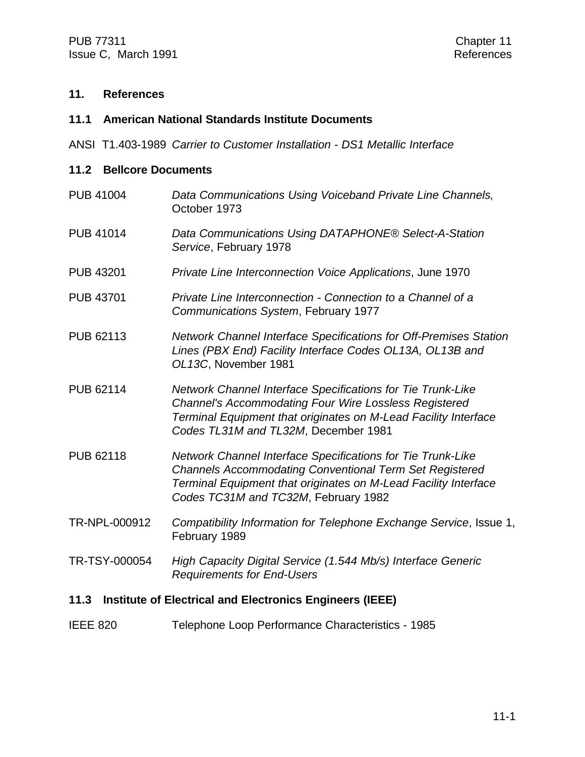# 11. References

## 11.1 American National Standards Institute Documents

ANSI T1.403-1989 *Carrier to Customer Installation - DS1 Metallic Interface*

## 11.2 Bellcore Documents

PUB 41004 — *Data Communications Using Voiceband Private Line Channels*, October 1973

PUB 41014 — *Data Communications Using DATAPHONE® Select-A-Station Service*, February 1978

PUB 43201 — *Private Line Interconnection Voice Applications*, June 1970

PUB 43701 — *Private Line Interconnection - Connection to a Channel of a Communications System*, February 1977

PUB 62113 — *Network Channel Interface Specifications for Off-Premises Station Lines (PBX End) Facility Interface Codes OL13A, OL13B and OL13C*, November 1981

PUB 62114 — *Network Channel Interface Specifications for Tie Trunk-Like Channel's Accommodating Four Wire Lossless Registered Terminal Equipment that originates on M-Lead Facility Interface Codes TL31M and TL32M*, December 1981

PUB 62118 — *Network Channel Interface Specifications for Tie Trunk-Like Channels Accommodating Conventional Term Set Registered Terminal Equipment that originates on M-Lead Facility Interface Codes TC31M and TC32M*, February 1982

TR-NPL-000912 — *Compatibility Information for Telephone Exchange Service*, Issue 1, February 1989

TR-TSY-000054 — *High Capacity Digital Service (1.544 Mb/s) Interface Generic Requirements for End-Users*

## 11.3 Institute of Electrical and Electronics Engineers (IEEE)

IEEE 820 — Telephone Loop Performance Characteristics - 1985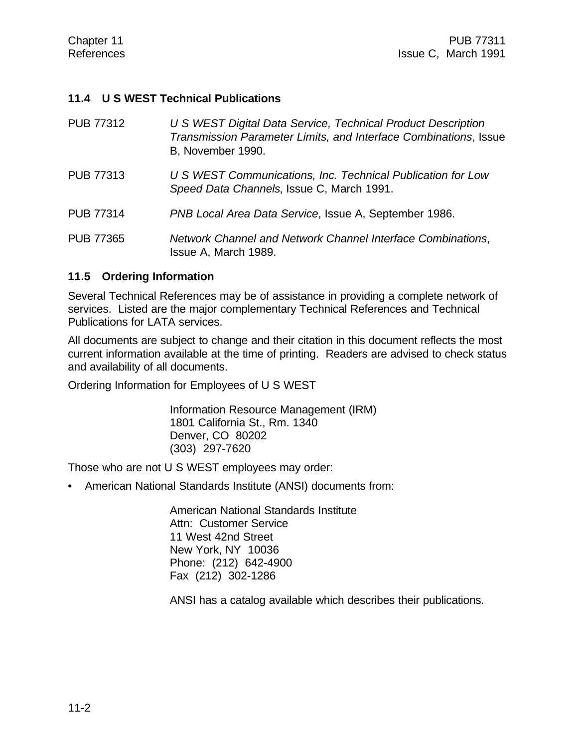## 11.4 U S WEST Technical Publications

| | |
|---|---|
| PUB 77312 | *U S WEST Digital Data Service, Technical Product Description Transmission Parameter Limits, and Interface Combinations*, Issue B, November 1990. |
| PUB 77313 | *U S WEST Communications, Inc. Technical Publication for Low Speed Data Channels*, Issue C, March 1991. |
| PUB 77314 | *PNB Local Area Data Service*, Issue A, September 1986. |
| PUB 77365 | *Network Channel and Network Channel Interface Combinations*, Issue A, March 1989. |

## 11.5 Ordering Information

Several Technical References may be of assistance in providing a complete network of services. Listed are the major complementary Technical References and Technical Publications for LATA services.

All documents are subject to change and their citation in this document reflects the most current information available at the time of printing. Readers are advised to check status and availability of all documents.

Ordering Information for Employees of U S WEST

> Information Resource Management (IRM)
> 1801 California St., Rm. 1340
> Denver, CO 80202
> (303) 297-7620

Those who are not U S WEST employees may order:

- American National Standards Institute (ANSI) documents from:

> American National Standards Institute
> Attn: Customer Service
> 11 West 42nd Street
> New York, NY 10036
> Phone: (212) 642-4900
> Fax (212) 302-1286
>
> ANSI has a catalog available which describes their publications.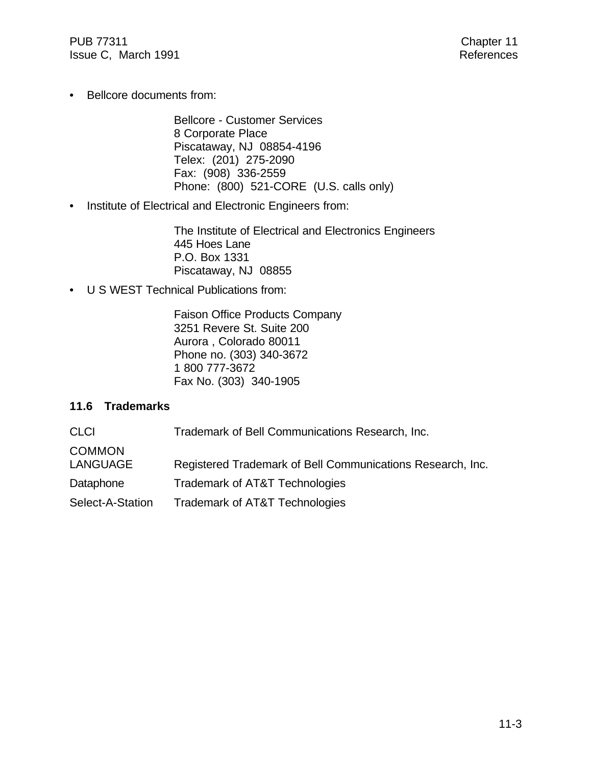- Bellcore documents from:

  Bellcore - Customer Services
  8 Corporate Place
  Piscataway, NJ 08854-4196
  Telex: (201) 275-2090
  Fax: (908) 336-2559
  Phone: (800) 521-CORE (U.S. calls only)

- Institute of Electrical and Electronic Engineers from:

  The Institute of Electrical and Electronics Engineers
  445 Hoes Lane
  P.O. Box 1331
  Piscataway, NJ 08855

- U S WEST Technical Publications from:

  Faison Office Products Company
  3251 Revere St. Suite 200
  Aurora , Colorado 80011
  Phone no. (303) 340-3672
  1 800 777-3672
  Fax No. (303) 340-1905

### 11.6 Trademarks

| | |
|---|---|
| CLCI | Trademark of Bell Communications Research, Inc. |
| COMMON LANGUAGE | Registered Trademark of Bell Communications Research, Inc. |
| Dataphone | Trademark of AT&T Technologies |
| Select-A-Station | Trademark of AT&T Technologies |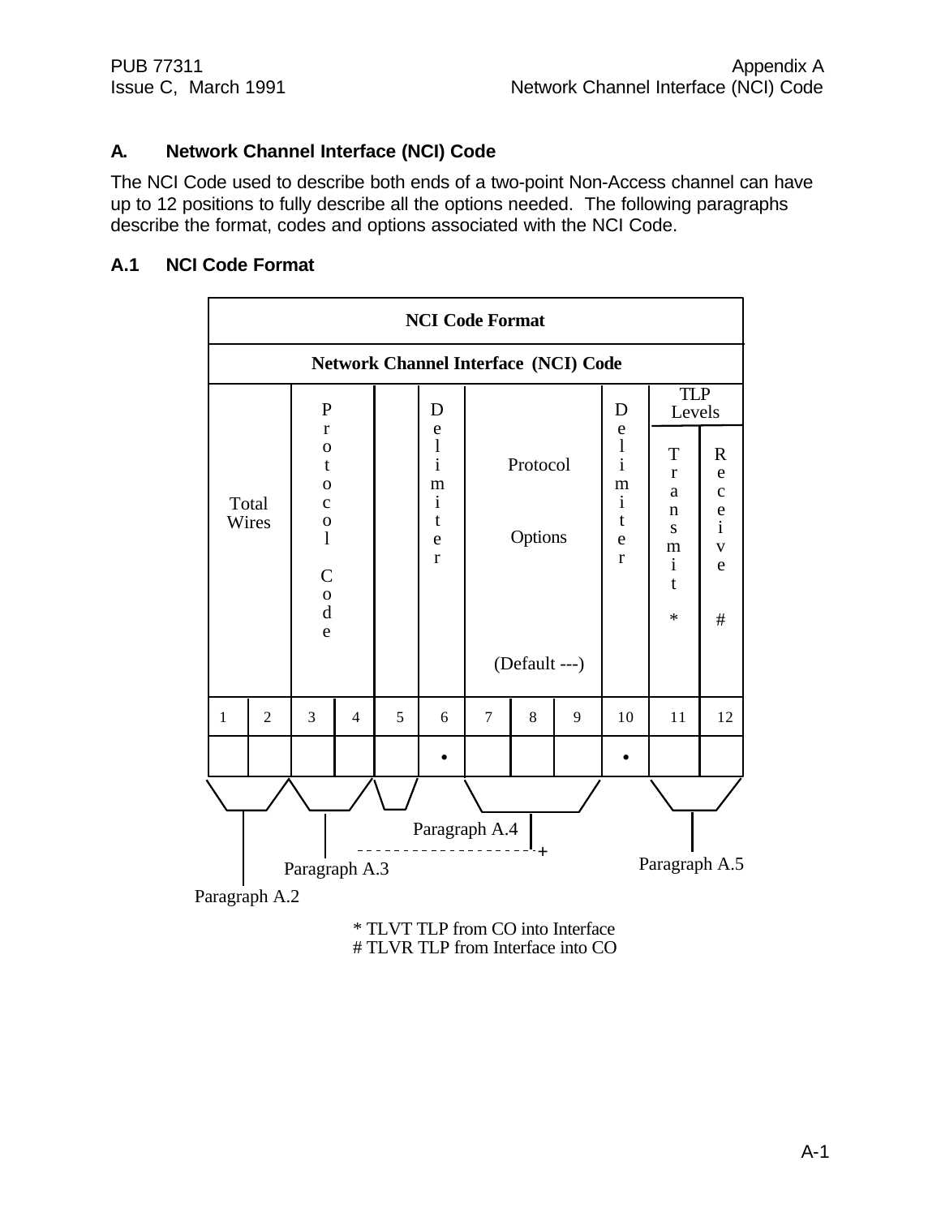## A. Network Channel Interface (NCI) Code

The NCI Code used to describe both ends of a two-point Non-Access channel can have up to 12 positions to fully describe all the options needed. The following paragraphs describe the format, codes and options associated with the NCI Code.

### A.1 NCI Code Format

| NCI Code Format | | | | | | | | | | | |
|---|---|---|---|---|---|---|---|---|---|---|---|
| Network Channel Interface (NCI) Code | | | | | | | | | | | |
| Total Wires | | Protocol Code | | | Delimiter | Protocol Options (Default ---) | | | Delimiter | TLP Levels: Transmit * | TLP Levels: Receive # |
| 1 | 2 | 3 | 4 | 5 | 6 | 7 | 8 | 9 | 10 | 11 | 12 |
| | | | | | • | | | | • | | |

Positions 1–2: Paragraph A.2
Positions 3–5: Paragraph A.3
Positions 7–9: Paragraph A.4
Positions 11–12: Paragraph A.5

\* TLVT TLP from CO into Interface
\# TLVR TLP from Interface into CO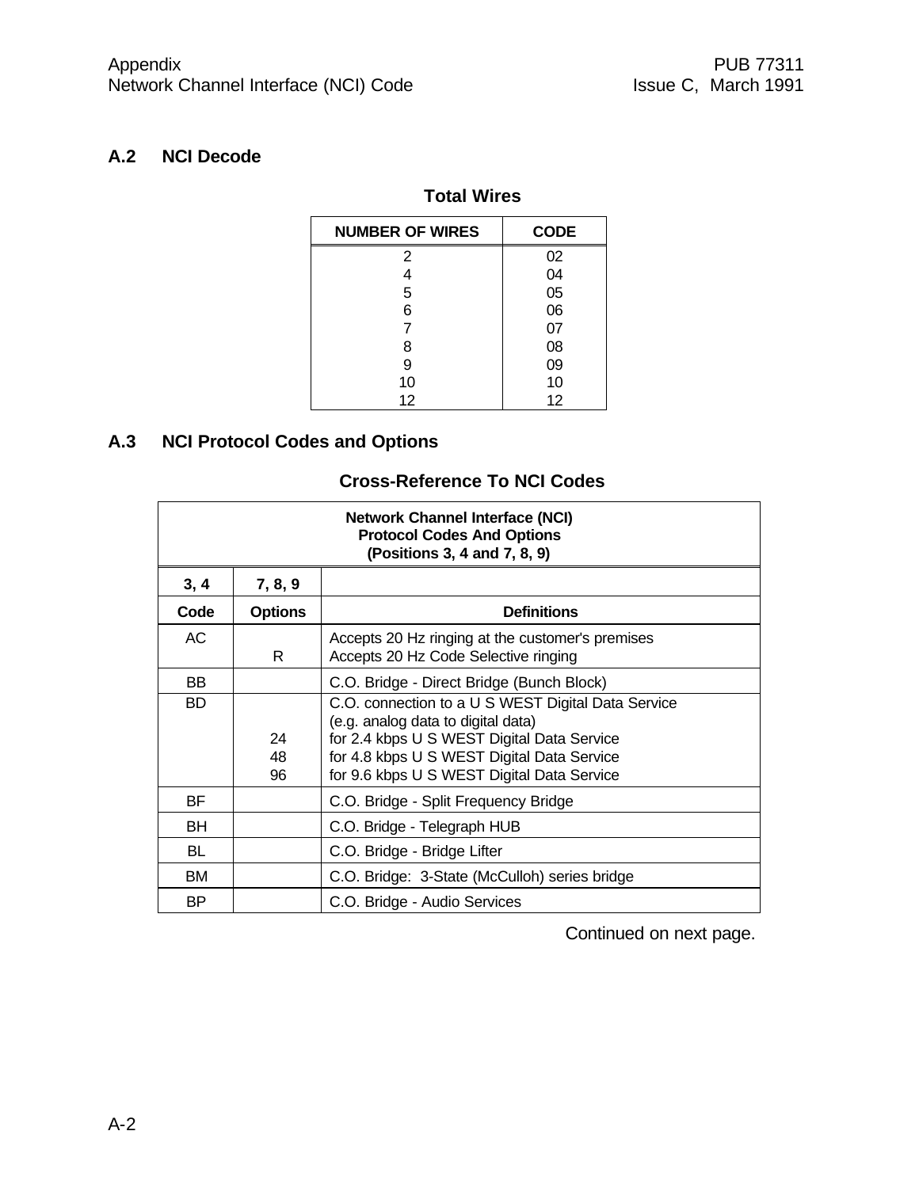## A.2 NCI Decode

**Total Wires**

| NUMBER OF WIRES | CODE |
|---|---|
| 2 | 02 |
| 4 | 04 |
| 5 | 05 |
| 6 | 06 |
| 7 | 07 |
| 8 | 08 |
| 9 | 09 |
| 10 | 10 |
| 12 | 12 |

## A.3 NCI Protocol Codes and Options

**Cross-Reference To NCI Codes**

| Network Channel Interface (NCI) Protocol Codes And Options (Positions 3, 4 and 7, 8, 9) | | |
|---|---|---|
| **3, 4** | **7, 8, 9** | |
| **Code** | **Options** | **Definitions** |
| AC | | Accepts 20 Hz ringing at the customer's premises |
| | R | Accepts 20 Hz Code Selective ringing |
| BB | | C.O. Bridge - Direct Bridge (Bunch Block) |
| BD | | C.O. connection to a U S WEST Digital Data Service (e.g. analog data to digital data) |
| | 24 | for 2.4 kbps U S WEST Digital Data Service |
| | 48 | for 4.8 kbps U S WEST Digital Data Service |
| | 96 | for 9.6 kbps U S WEST Digital Data Service |
| BF | | C.O. Bridge - Split Frequency Bridge |
| BH | | C.O. Bridge - Telegraph HUB |
| BL | | C.O. Bridge - Bridge Lifter |
| BM | | C.O. Bridge: 3-State (McCulloh) series bridge |
| BP | | C.O. Bridge - Audio Services |

Continued on next page.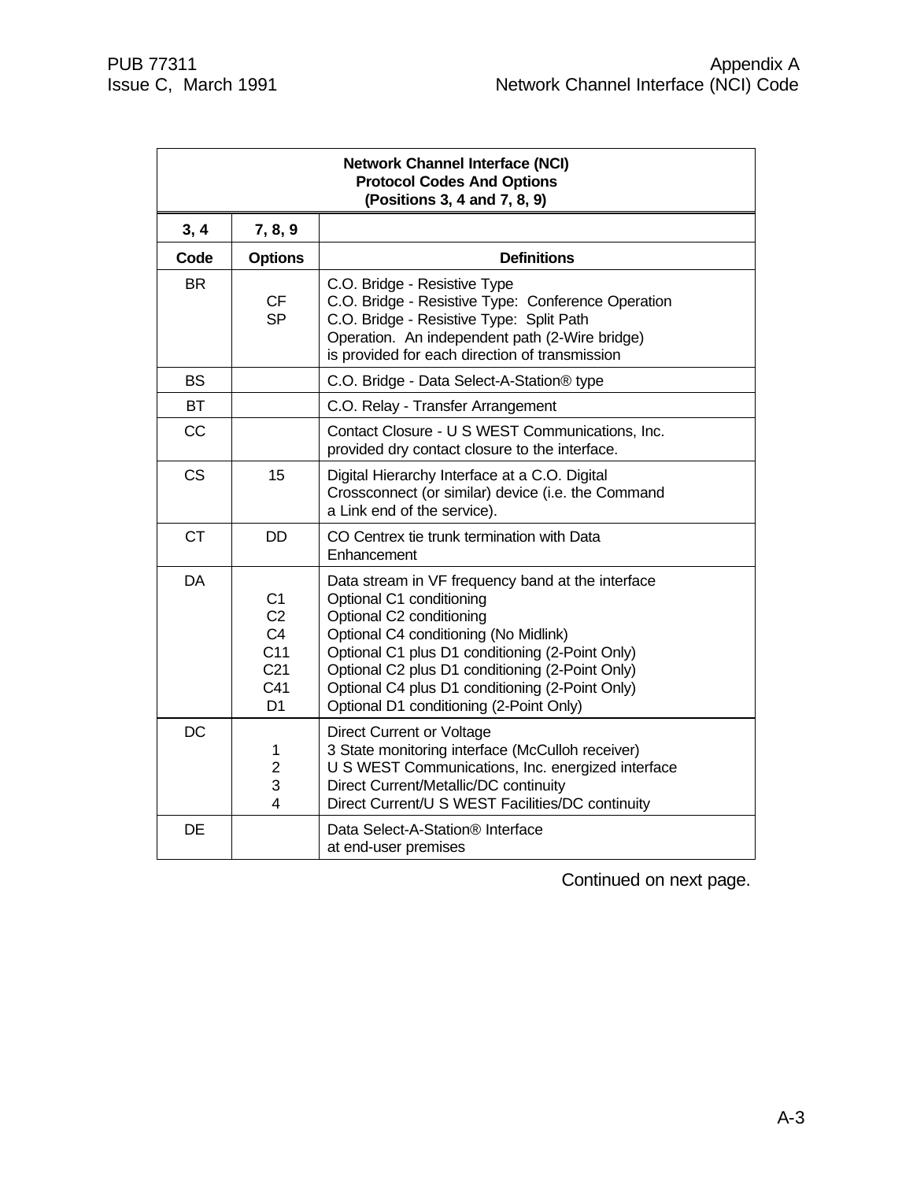| Network Channel Interface (NCI) Protocol Codes And Options (Positions 3, 4 and 7, 8, 9) | | |
|---|---|---|
| **3, 4** | **7, 8, 9** | |
| **Code** | **Options** | **Definitions** |
| BR | | C.O. Bridge - Resistive Type |
| | CF | C.O. Bridge - Resistive Type: Conference Operation |
| | SP | C.O. Bridge - Resistive Type: Split Path Operation. An independent path (2-Wire bridge) is provided for each direction of transmission |
| BS | | C.O. Bridge - Data Select-A-Station® type |
| BT | | C.O. Relay - Transfer Arrangement |
| CC | | Contact Closure - U S WEST Communications, Inc. provided dry contact closure to the interface. |
| CS | 15 | Digital Hierarchy Interface at a C.O. Digital Crossconnect (or similar) device (i.e. the Command a Link end of the service). |
| CT | DD | CO Centrex tie trunk termination with Data Enhancement |
| DA | | Data stream in VF frequency band at the interface |
| | C1 | Optional C1 conditioning |
| | C2 | Optional C2 conditioning |
| | C4 | Optional C4 conditioning (No Midlink) |
| | C11 | Optional C1 plus D1 conditioning (2-Point Only) |
| | C21 | Optional C2 plus D1 conditioning (2-Point Only) |
| | C41 | Optional C4 plus D1 conditioning (2-Point Only) |
| | D1 | Optional D1 conditioning (2-Point Only) |
| DC | | Direct Current or Voltage |
| | 1 | 3 State monitoring interface (McCulloh receiver) |
| | 2 | U S WEST Communications, Inc. energized interface |
| | 3 | Direct Current/Metallic/DC continuity |
| | 4 | Direct Current/U S WEST Facilities/DC continuity |
| DE | | Data Select-A-Station® Interface at end-user premises |

Continued on next page.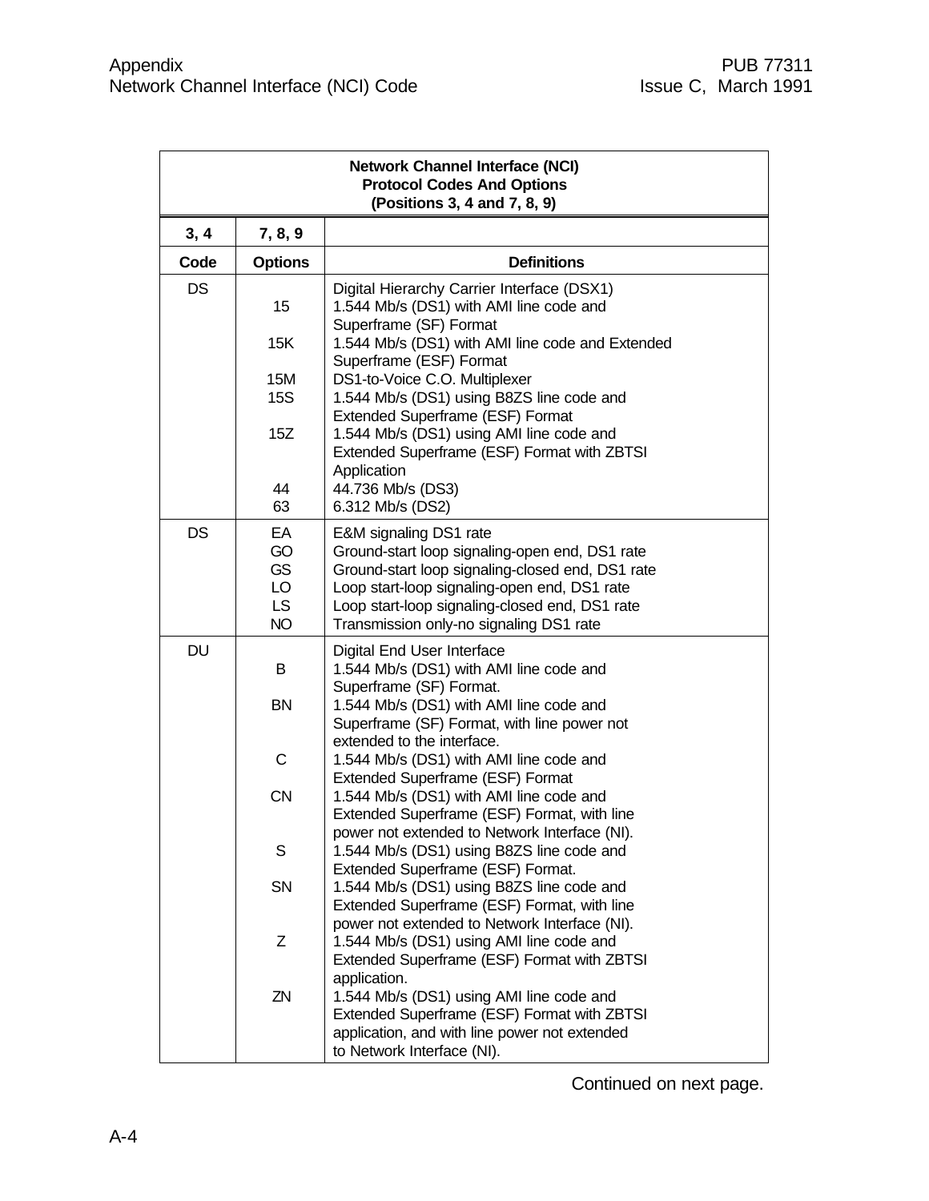| Network Channel Interface (NCI) Protocol Codes And Options (Positions 3, 4 and 7, 8, 9) | | |
|---|---|---|
| **3, 4** | **7, 8, 9** | |
| **Code** | **Options** | **Definitions** |
| DS | | Digital Hierarchy Carrier Interface (DSX1) |
| | 15 | 1.544 Mb/s (DS1) with AMI line code and Superframe (SF) Format |
| | 15K | 1.544 Mb/s (DS1) with AMI line code and Extended Superframe (ESF) Format |
| | 15M | DS1-to-Voice C.O. Multiplexer |
| | 15S | 1.544 Mb/s (DS1) using B8ZS line code and Extended Superframe (ESF) Format |
| | 15Z | 1.544 Mb/s (DS1) using AMI line code and Extended Superframe (ESF) Format with ZBTSI Application |
| | 44 | 44.736 Mb/s (DS3) |
| | 63 | 6.312 Mb/s (DS2) |
| DS | EA | E&M signaling DS1 rate |
| | GO | Ground-start loop signaling-open end, DS1 rate |
| | GS | Ground-start loop signaling-closed end, DS1 rate |
| | LO | Loop start-loop signaling-open end, DS1 rate |
| | LS | Loop start-loop signaling-closed end, DS1 rate |
| | NO | Transmission only-no signaling DS1 rate |
| DU | | Digital End User Interface |
| | B | 1.544 Mb/s (DS1) with AMI line code and Superframe (SF) Format. |
| | BN | 1.544 Mb/s (DS1) with AMI line code and Superframe (SF) Format, with line power not extended to the interface. |
| | C | 1.544 Mb/s (DS1) with AMI line code and Extended Superframe (ESF) Format |
| | CN | 1.544 Mb/s (DS1) with AMI line code and Extended Superframe (ESF) Format, with line power not extended to Network Interface (NI). |
| | S | 1.544 Mb/s (DS1) using B8ZS line code and Extended Superframe (ESF) Format. |
| | SN | 1.544 Mb/s (DS1) using B8ZS line code and Extended Superframe (ESF) Format, with line power not extended to Network Interface (NI). |
| | Z | 1.544 Mb/s (DS1) using AMI line code and Extended Superframe (ESF) Format with ZBTSI application. |
| | ZN | 1.544 Mb/s (DS1) using AMI line code and Extended Superframe (ESF) Format with ZBTSI application, and with line power not extended to Network Interface (NI). |

Continued on next page.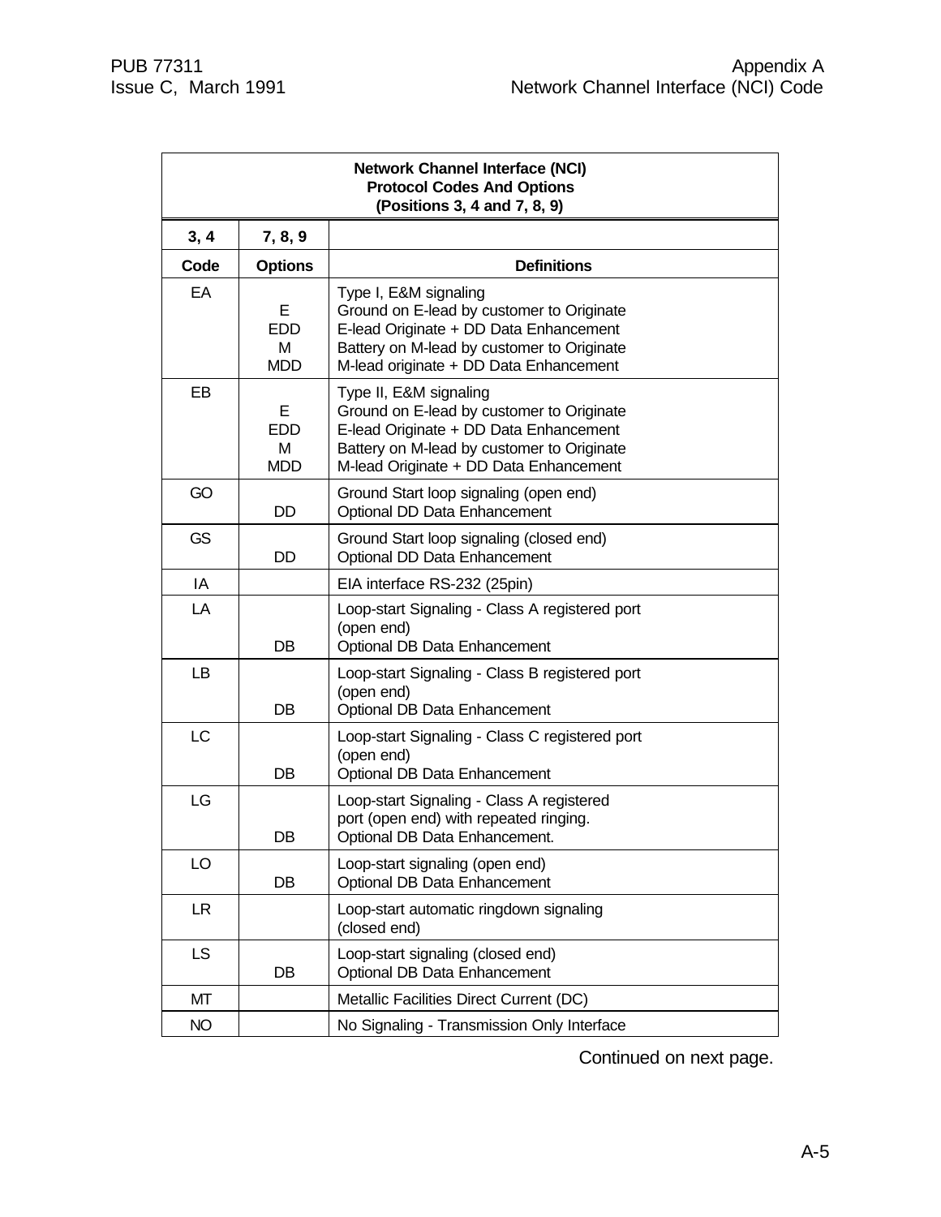| **Network Channel Interface (NCI) Protocol Codes And Options (Positions 3, 4 and 7, 8, 9)** | | |
|---|---|---|
| **3, 4** | **7, 8, 9** | |
| **Code** | **Options** | **Definitions** |
| EA | | Type I, E&M signaling |
| | E | Ground on E-lead by customer to Originate |
| | EDD | E-lead Originate + DD Data Enhancement |
| | M | Battery on M-lead by customer to Originate |
| | MDD | M-lead originate + DD Data Enhancement |
| EB | | Type II, E&M signaling |
| | E | Ground on E-lead by customer to Originate |
| | EDD | E-lead Originate + DD Data Enhancement |
| | M | Battery on M-lead by customer to Originate |
| | MDD | M-lead Originate + DD Data Enhancement |
| GO | | Ground Start loop signaling (open end) |
| | DD | Optional DD Data Enhancement |
| GS | | Ground Start loop signaling (closed end) |
| | DD | Optional DD Data Enhancement |
| IA | | EIA interface RS-232 (25pin) |
| LA | | Loop-start Signaling - Class A registered port (open end) |
| | DB | Optional DB Data Enhancement |
| LB | | Loop-start Signaling - Class B registered port (open end) |
| | DB | Optional DB Data Enhancement |
| LC | | Loop-start Signaling - Class C registered port (open end) |
| | DB | Optional DB Data Enhancement |
| LG | | Loop-start Signaling - Class A registered port (open end) with repeated ringing. |
| | DB | Optional DB Data Enhancement. |
| LO | | Loop-start signaling (open end) |
| | DB | Optional DB Data Enhancement |
| LR | | Loop-start automatic ringdown signaling (closed end) |
| LS | | Loop-start signaling (closed end) |
| | DB | Optional DB Data Enhancement |
| MT | | Metallic Facilities Direct Current (DC) |
| NO | | No Signaling - Transmission Only Interface |

Continued on next page.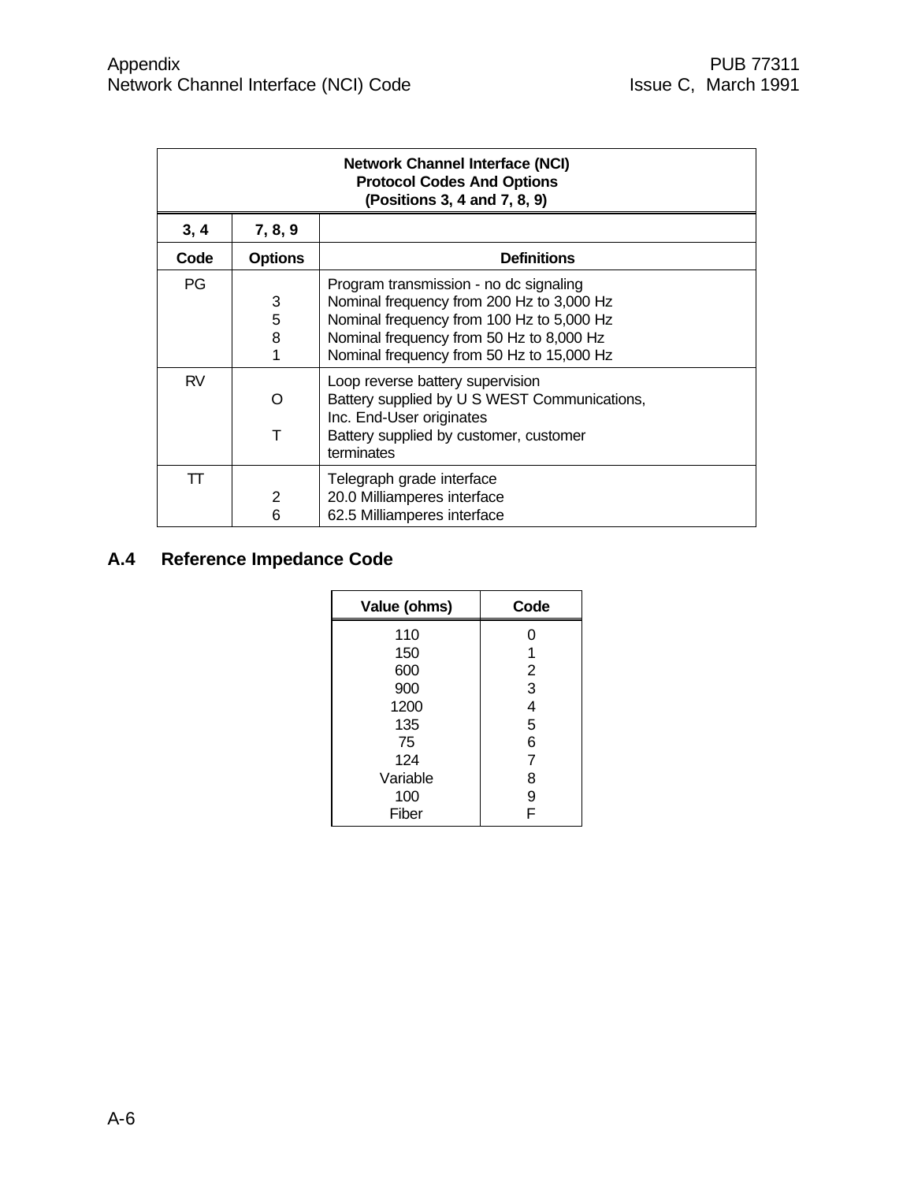| Network Channel Interface (NCI) Protocol Codes And Options (Positions 3, 4 and 7, 8, 9) | | |
|---|---|---|
| **3, 4** | **7, 8, 9** | |
| **Code** | **Options** | **Definitions** |
| PG | | Program transmission - no dc signaling |
| | 3 | Nominal frequency from 200 Hz to 3,000 Hz |
| | 5 | Nominal frequency from 100 Hz to 5,000 Hz |
| | 8 | Nominal frequency from 50 Hz to 8,000 Hz |
| | 1 | Nominal frequency from 50 Hz to 15,000 Hz |
| RV | | Loop reverse battery supervision |
| | O | Battery supplied by U S WEST Communications, Inc. End-User originates |
| | T | Battery supplied by customer, customer terminates |
| TT | | Telegraph grade interface |
| | 2 | 20.0 Milliamperes interface |
| | 6 | 62.5 Milliamperes interface |

## A.4 Reference Impedance Code

| Value (ohms) | Code |
|---|---|
| 110 | 0 |
| 150 | 1 |
| 600 | 2 |
| 900 | 3 |
| 1200 | 4 |
| 135 | 5 |
| 75 | 6 |
| 124 | 7 |
| Variable | 8 |
| 100 | 9 |
| Fiber | F |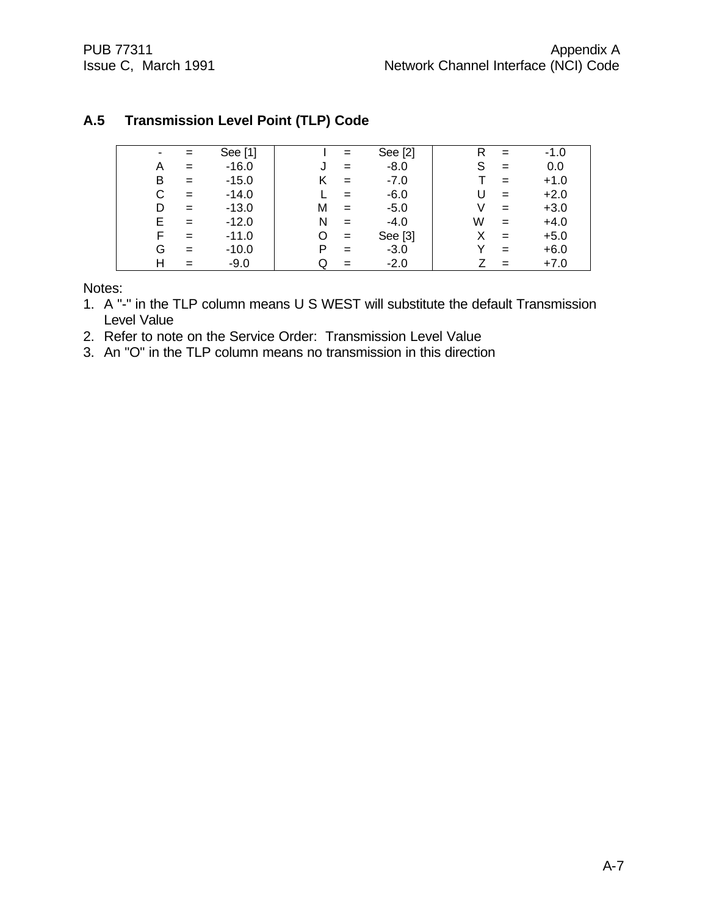## A.5 Transmission Level Point (TLP) Code

| | | | | | | | | |
|---|---|---|---|---|---|---|---|---|
| - | = | See [1] | I | = | See [2] | R | = | -1.0 |
| A | = | -16.0 | J | = | -8.0 | S | = | 0.0 |
| B | = | -15.0 | K | = | -7.0 | T | = | +1.0 |
| C | = | -14.0 | L | = | -6.0 | U | = | +2.0 |
| D | = | -13.0 | M | = | -5.0 | V | = | +3.0 |
| E | = | -12.0 | N | = | -4.0 | W | = | +4.0 |
| F | = | -11.0 | O | = | See [3] | X | = | +5.0 |
| G | = | -10.0 | P | = | -3.0 | Y | = | +6.0 |
| H | = | -9.0 | Q | = | -2.0 | Z | = | +7.0 |

Notes:

1. A "-" in the TLP column means U S WEST will substitute the default Transmission Level Value
2. Refer to note on the Service Order: Transmission Level Value
3. An "O" in the TLP column means no transmission in this direction